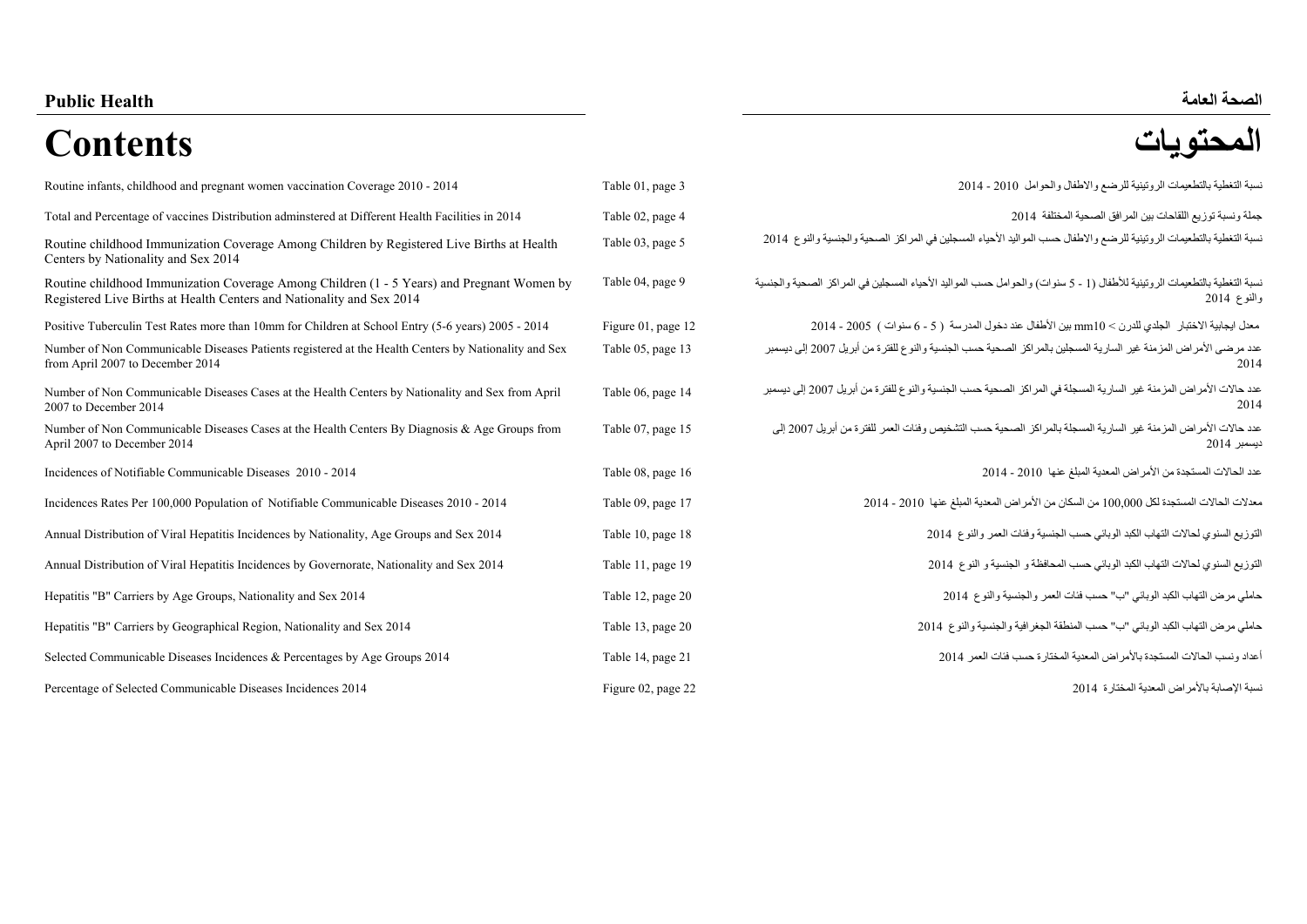**Public Health** **الصحة العامة**

# Contents المحتويات

| English | Reference | العربية |
|---|---|---|
| Routine infants, childhood and pregnant women vaccination Coverage 2010 - 2014 | Table 01, page 3 | نسبة التغطية بالتطعيمات الروتينية للرضع والاطفال والحوامل 2010 - 2014 |
| Total and Percentage of vaccines Distribution adminstered at Different Health Facilities in 2014 | Table 02, page 4 | جملة ونسبة توزيع اللقاحات بين المرافق الصحية المختلفة 2014 |
| Routine childhood Immunization Coverage Among Children by Registered Live Births at Health Centers by Nationality and Sex 2014 | Table 03, page 5 | نسبة التغطية بالتطعيمات الروتينية للرضع والاطفال حسب المواليد الأحياء المسجلين في المراكز الصحية والجنسية والنوع 2014 |
| Routine childhood Immunization Coverage Among Children (1 - 5 Years) and Pregnant Women by Registered Live Births at Health Centers and Nationality and Sex 2014 | Table 04, page 9 | نسبة التغطية بالتطعيمات الروتينية للأطفال (1 - 5 سنوات) والحوامل حسب المواليد الأحياء المسجلين في المراكز الصحية والجنسية والنوع 2014 |
| Positive Tuberculin Test Rates more than 10mm for Children at School Entry (5-6 years) 2005 - 2014 | Figure 01, page 12 | معدل ايجابية الاختبار الجلدي للدرن > mm10 بين الأطفال عند دخول المدرسة ( 5 - 6 سنوات ) 2005 - 2014 |
| Number of Non Communicable Diseases Patients registered at the Health Centers by Nationality and Sex from April 2007 to December 2014 | Table 05, page 13 | عدد مرضى الأمراض المزمنة غير السارية المسجلين بالمراكز الصحية حسب الجنسية والنوع للفترة من أبريل 2007 إلى ديسمبر 2014 |
| Number of Non Communicable Diseases Cases at the Health Centers by Nationality and Sex from April 2007 to December 2014 | Table 06, page 14 | عدد حالات الأمراض المزمنة غير السارية المسجلة في المراكز الصحية حسب الجنسية والنوع للفترة من أبريل 2007 إلى ديسمبر 2014 |
| Number of Non Communicable Diseases Cases at the Health Centers By Diagnosis & Age Groups from April 2007 to December 2014 | Table 07, page 15 | عدد حالات الأمراض المزمنة غير السارية المسجلة بالمراكز الصحية حسب التشخيص وفئات العمر للفترة من أبريل 2007 إلى ديسمبر 2014 |
| Incidences of Notifiable Communicable Diseases 2010 - 2014 | Table 08, page 16 | عدد الحالات المستجدة من الأمراض المعدية المبلغ عنها 2010 - 2014 |
| Incidences Rates Per 100,000 Population of Notifiable Communicable Diseases 2010 - 2014 | Table 09, page 17 | معدلات الحالات المستجدة لكل 100,000 من السكان من الأمراض المعدية المبلغ عنها 2010 - 2014 |
| Annual Distribution of Viral Hepatitis Incidences by Nationality, Age Groups and Sex 2014 | Table 10, page 18 | التوزيع السنوي لحالات التهاب الكبد الوبائي حسب الجنسية وفئات العمر والنوع 2014 |
| Annual Distribution of Viral Hepatitis Incidences by Governorate, Nationality and Sex 2014 | Table 11, page 19 | التوزيع السنوي لحالات التهاب الكبد الوبائي حسب المحافظة و الجنسية و النوع 2014 |
| Hepatitis "B" Carriers by Age Groups, Nationality and Sex 2014 | Table 12, page 20 | حاملي مرض التهاب الكبد الوبائي "ب" حسب فئات العمر والجنسية والنوع 2014 |
| Hepatitis "B" Carriers by Geographical Region, Nationality and Sex 2014 | Table 13, page 20 | حاملي مرض التهاب الكبد الوبائي "ب" حسب المنطقة الجغرافية والجنسية والنوع 2014 |
| Selected Communicable Diseases Incidences & Percentages by Age Groups 2014 | Table 14, page 21 | أعداد ونسب الحالات المستجدة بالأمراض المعدية المختارة حسب فئات العمر 2014 |
| Percentage of Selected Communicable Diseases Incidences 2014 | Figure 02, page 22 | نسبة الإصابة بالأمراض المعدية المختارة 2014 |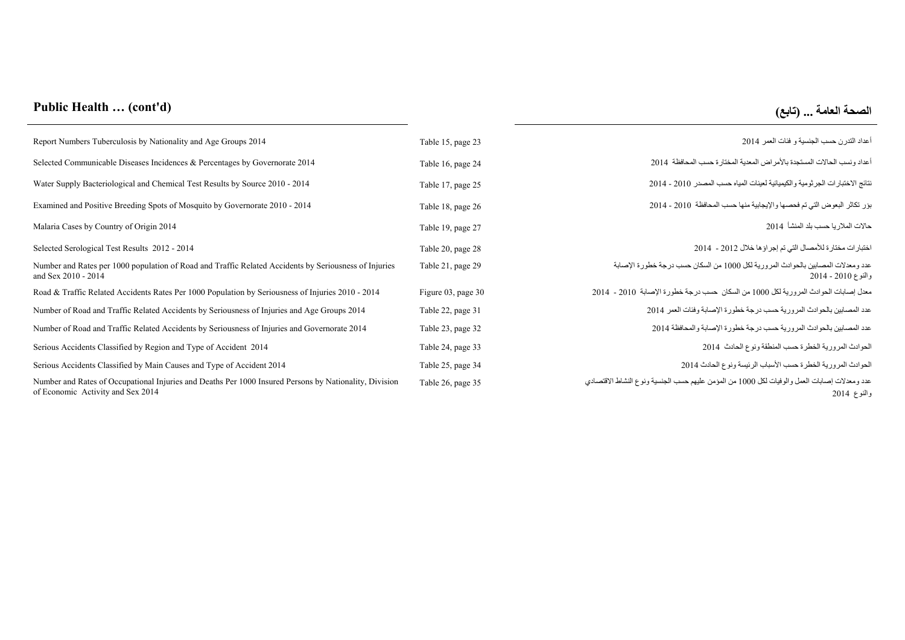# Public Health … (cont'd)

# الصحة العامة ... (تابع)

| English | Reference | العربية |
|---|---|---|
| Report Numbers Tuberculosis by Nationality and Age Groups 2014 | Table 15, page 23 | أعداد التدرن حسب الجنسية و فئات العمر 2014 |
| Selected Communicable Diseases Incidences & Percentages by Governorate 2014 | Table 16, page 24 | أعداد ونسب الحالات المستجدة بالأمراض المعدية المختارة حسب المحافظة 2014 |
| Water Supply Bacteriological and Chemical Test Results by Source 2010 - 2014 | Table 17, page 25 | نتائج الاختبارات الجرثومية والكيميائية لعينات المياه حسب المصدر 2010 - 2014 |
| Examined and Positive Breeding Spots of Mosquito by Governorate 2010 - 2014 | Table 18, page 26 | بؤر تكاثر البعوض التي تم فحصها والإيجابية منها حسب المحافظة 2010 - 2014 |
| Malaria Cases by Country of Origin 2014 | Table 19, page 27 | حالات الملاريا حسب بلد المنشأ 2014 |
| Selected Serological Test Results 2012 - 2014 | Table 20, page 28 | اختبارات مختارة للأمصال التي تم إجراؤها خلال 2012 - 2014 |
| Number and Rates per 1000 population of Road and Traffic Related Accidents by Seriousness of Injuries and Sex 2010 - 2014 | Table 21, page 29 | عدد ومعدلات المصابين بالحوادث المرورية لكل 1000 من السكان حسب درجة خطورة الإصابة والنوع 2010 - 2014 |
| Road & Traffic Related Accidents Rates Per 1000 Population by Seriousness of Injuries 2010 - 2014 | Figure 03, page 30 | معدل إصابات الحوادث المرورية لكل 1000 من السكان حسب درجة خطورة الإصابة 2010 - 2014 |
| Number of Road and Traffic Related Accidents by Seriousness of Injuries and Age Groups 2014 | Table 22, page 31 | عدد المصابين بالحوادث المرورية حسب درجة خطورة الإصابة وفئات العمر 2014 |
| Number of Road and Traffic Related Accidents by Seriousness of Injuries and Governorate 2014 | Table 23, page 32 | عدد المصابين بالحوادث المرورية حسب درجة خطورة الإصابة والمحافظة 2014 |
| Serious Accidents Classified by Region and Type of Accident 2014 | Table 24, page 33 | الحوادث المرورية الخطرة حسب المنطقة ونوع الحادث 2014 |
| Serious Accidents Classified by Main Causes and Type of Accident 2014 | Table 25, page 34 | الحوادث المرورية الخطرة حسب الأسباب الرئيسة ونوع الحادث 2014 |
| Number and Rates of Occupational Injuries and Deaths Per 1000 Insured Persons by Nationality, Division of Economic Activity and Sex 2014 | Table 26, page 35 | عدد ومعدلات إصابات العمل والوفيات لكل 1000 من المؤمن عليهم حسب الجنسية ونوع النشاط الاقتصادي والنوع 2014 |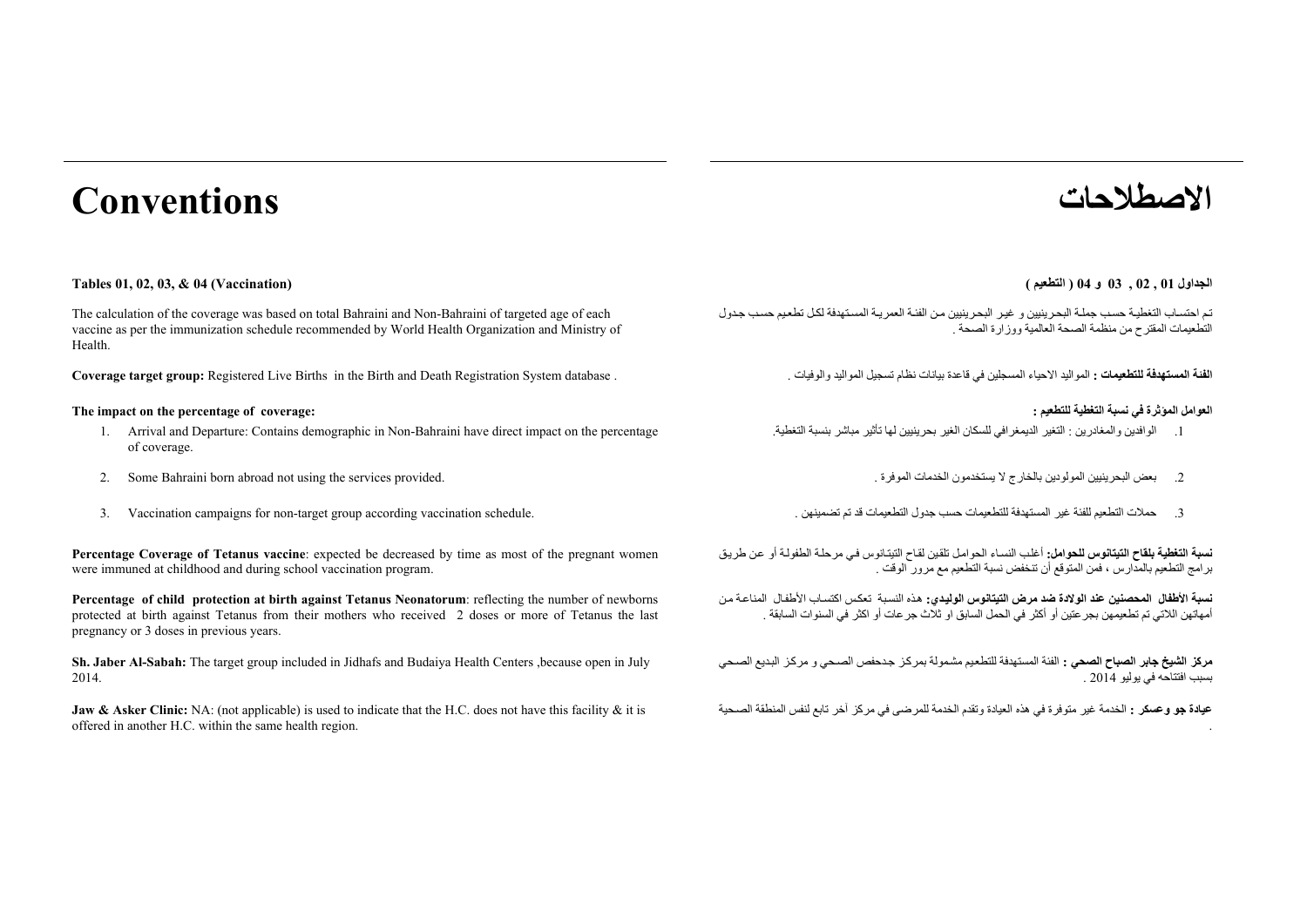# Conventions

### Tables 01, 02, 03, & 04 (Vaccination)

The calculation of the coverage was based on total Bahraini and Non-Bahraini of targeted age of each vaccine as per the immunization schedule recommended by World Health Organization and Ministry of Health.

**Coverage target group:** Registered Live Births in the Birth and Death Registration System database .

**The impact on the percentage of coverage:**

1. Arrival and Departure: Contains demographic in Non-Bahraini have direct impact on the percentage of coverage.
2. Some Bahraini born abroad not using the services provided.
3. Vaccination campaigns for non-target group according vaccination schedule.

**Percentage Coverage of Tetanus vaccine**: expected be decreased by time as most of the pregnant women were immuned at childhood and during school vaccination program.

**Percentage of child protection at birth against Tetanus Neonatorum**: reflecting the number of newborns protected at birth against Tetanus from their mothers who received 2 doses or more of Tetanus the last pregnancy or 3 doses in previous years.

**Sh. Jaber Al-Sabah:** The target group included in Jidhafs and Budaiya Health Centers ,because open in July 2014.

**Jaw & Asker Clinic:** NA: (not applicable) is used to indicate that the H.C. does not have this facility & it is offered in another H.C. within the same health region.

# الاصطلاحات

### الجداول 01 , 02 , 03 و 04 ( التطعيم )

تم احتساب التغطية حسب جملة البحرينيين و غير البحرينيين من الفئة العمرية المستهدفة لكل تطعيم حسب جدول التطعيمات المقترح من منظمة الصحة العالمية ووزارة الصحة .

**الفئة المستهدفة للتطعيمات :** المواليد الاحياء المسجلين في قاعدة بيانات نظام تسجيل المواليد والوفيات .

**العوامل المؤثرة في نسبة التغطية للتطعيم :**

1. الوافدين والمغادرين : التغير الديمغرافي للسكان الغير بحرينيين لها تأثير مباشر بنسبة التغطية.
2. بعض البحرينيين المولودين بالخارج لا يستخدمون الخدمات الموفرة .
3. حملات التطعيم للفئة غير المستهدفة للتطعيمات حسب جدول التطعيمات قد تم تضمينهن .

**نسبة التغطية بلقاح التيتانوس للحوامل:** أغلب النساء الحوامل تلقين لقاح التيتانوس في مرحلة الطفولة أو عن طريق برامج التطعيم بالمدارس ، فمن المتوقع أن تنخفض نسبة التطعيم مع مرور الوقت .

**نسبة الأطفال المحصنين عند الولادة ضد مرض التيتانوس الوليدي:** هذه النسبة تعكس اكتساب الأطفال المناعة من أمهاتهن اللاتي تم تطعيمهن بجرعتين أو أكثر في الحمل السابق او ثلاث جرعات أو اكثر في السنوات السابقة .

**مركز الشيخ جابر الصباح الصحي :** الفئة المستهدفة للتطعيم مشمولة بمركز جدحفص الصحي و مركز البديع الصحي بسبب افتتاحه في يوليو 2014 .

**عيادة جو وعسكر :** الخدمة غير متوفرة في هذه العيادة وتقدم الخدمة للمرضى في مركز آخر تابع لنفس المنطقة الصحية .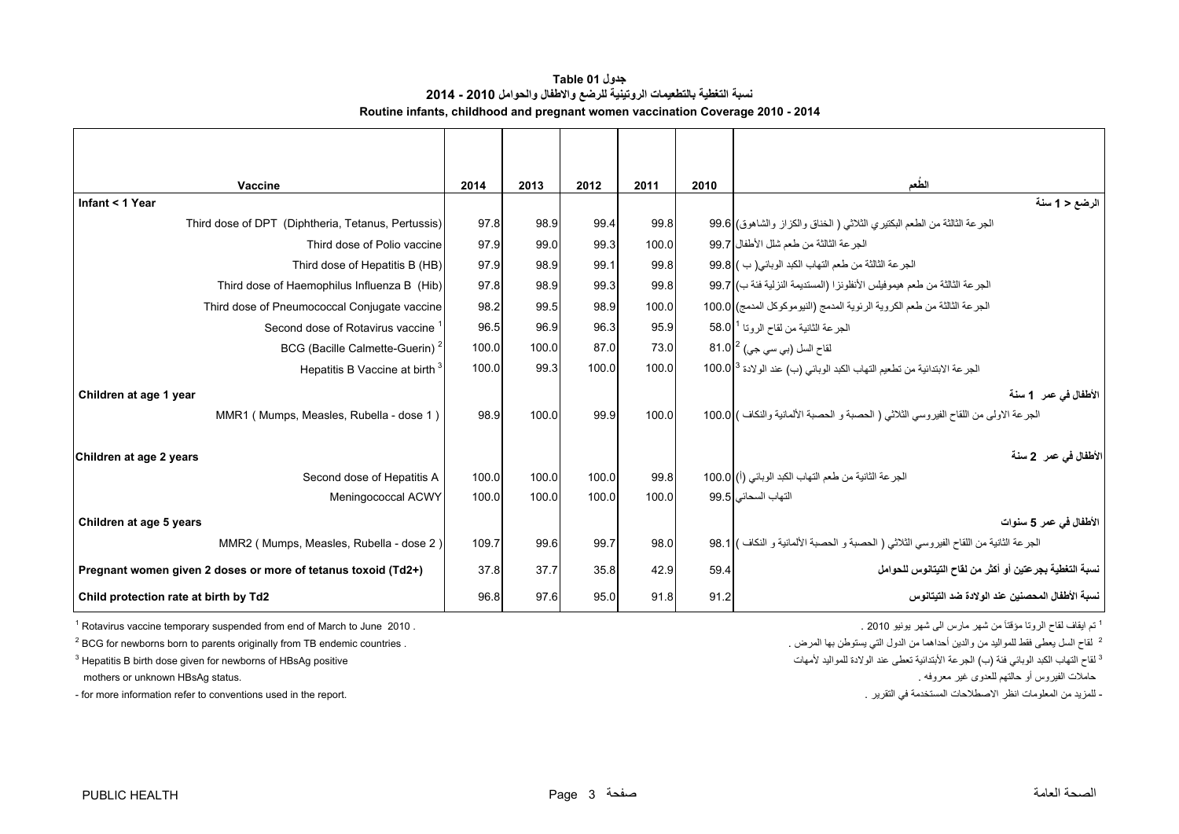# جدول Table 01

## نسبة التغطية بالتطعيمات الروتينية للرضع والاطفال والحوامل 2010 - 2014

## Routine infants, childhood and pregnant women vaccination Coverage 2010 - 2014

| Vaccine | 2014 | 2013 | 2012 | 2011 | 2010 | الطُعم |
|---|---|---|---|---|---|---|
| **Infant < 1 Year** | | | | | | **الرضع < 1 سنة** |
| Third dose of DPT (Diphtheria, Tetanus, Pertussis) | 97.8 | 98.9 | 99.4 | 99.8 | 99.6 | الجرعة الثالثة من الطعم البكتيري الثلاثي ( الخناق والكزاز والشاهوق) |
| Third dose of Polio vaccine | 97.9 | 99.0 | 99.3 | 100.0 | 99.7 | الجرعة الثالثة من طعم شلل الأطفال |
| Third dose of Hepatitis B (HB) | 97.9 | 98.9 | 99.1 | 99.8 | 99.8 | الجرعة الثالثة من طعم التهاب الكبد الوبائي( ب ) |
| Third dose of Haemophilus Influenza B (Hib) | 97.8 | 98.9 | 99.3 | 99.8 | 99.7 | الجرعة الثالثة من طعم هيموفيلس الأنفلونزا (المستديمة النزلية فئة ب) |
| Third dose of Pneumococcal Conjugate vaccine | 98.2 | 99.5 | 98.9 | 100.0 | 100.0 | الجرعة الثالثة من طعم الكروية الرئوية المدمج (النيوموكوكل المدمج) |
| Second dose of Rotavirus vaccine [1] | 96.5 | 96.9 | 96.3 | 95.9 | 58.0 | الجرعة الثانية من لقاح الروتا [1] |
| BCG (Bacille Calmette-Guerin) [2] | 100.0 | 100.0 | 87.0 | 73.0 | 81.0 | لقاح السل (بي سي جي) [2] |
| Hepatitis B Vaccine at birth [3] | 100.0 | 99.3 | 100.0 | 100.0 | 100.0 | الجرعة الابتدائية من تطعيم التهاب الكبد الوبائي (ب) عند الولادة [3] |
| **Children at age 1 year** | | | | | | **الأطفال في عمر 1 سنة** |
| MMR1 ( Mumps, Measles, Rubella - dose 1 ) | 98.9 | 100.0 | 99.9 | 100.0 | 100.0 | الجرعة الاولى من اللقاح الفيروسي الثلاثي ( الحصبة و الحصبة الألمانية والنكاف ) |
| **Children at age 2 years** | | | | | | **الأطفال في عمر 2 سنة** |
| Second dose of Hepatitis A | 100.0 | 100.0 | 100.0 | 99.8 | 100.0 | الجرعة الثانية من طعم التهاب الكبد الوبائي (أ) |
| Meningococcal ACWY | 100.0 | 100.0 | 100.0 | 100.0 | 99.5 | التهاب السحائي |
| **Children at age 5 years** | | | | | | **الأطفال في عمر 5 سنوات** |
| MMR2 ( Mumps, Measles, Rubella - dose 2 ) | 109.7 | 99.6 | 99.7 | 98.0 | 98.1 | الجرعة الثانية من اللقاح الفيروسي الثلاثي ( الحصبة و الحصبة الألمانية و النكاف ) |
| **Pregnant women given 2 doses or more of tetanus toxoid (Td2+)** | 37.8 | 37.7 | 35.8 | 42.9 | 59.4 | **نسبة التغطية بجرعتين أو أكثر من لقاح التيتانوس للحوامل** |
| **Child protection rate at birth by Td2** | 96.8 | 97.6 | 95.0 | 91.8 | 91.2 | **نسبة الأطفال المحصنين عند الولادة ضد التيتانوس** |

[1] Rotavirus vaccine temporary suspended from end of March to June 2010 .

[2] BCG for newborns born to parents originally from TB endemic countries .

[3] Hepatitis B birth dose given for newborns of HBsAg positive mothers or unknown HBsAg status.

- for more information refer to conventions used in the report.

[1] تم ايقاف لقاح الروتا مؤقتاً من شهر مارس الى شهر يونيو 2010 .

[2] لقاح السل يعطى فقط للمواليد من والدين أحداهما من الدول التي يستوطن بها المرض .

[3] لقاح التهاب الكبد الوبائي فئة (ب) الجرعة الأبتدائية تعطى عند الولادة للمواليد لأمهات حاملات الفيروس أو حالتهم للعدوى غير معروفه .

- للمزيد من المعلومات انظر الاصطلاحات المستخدمة في التقرير .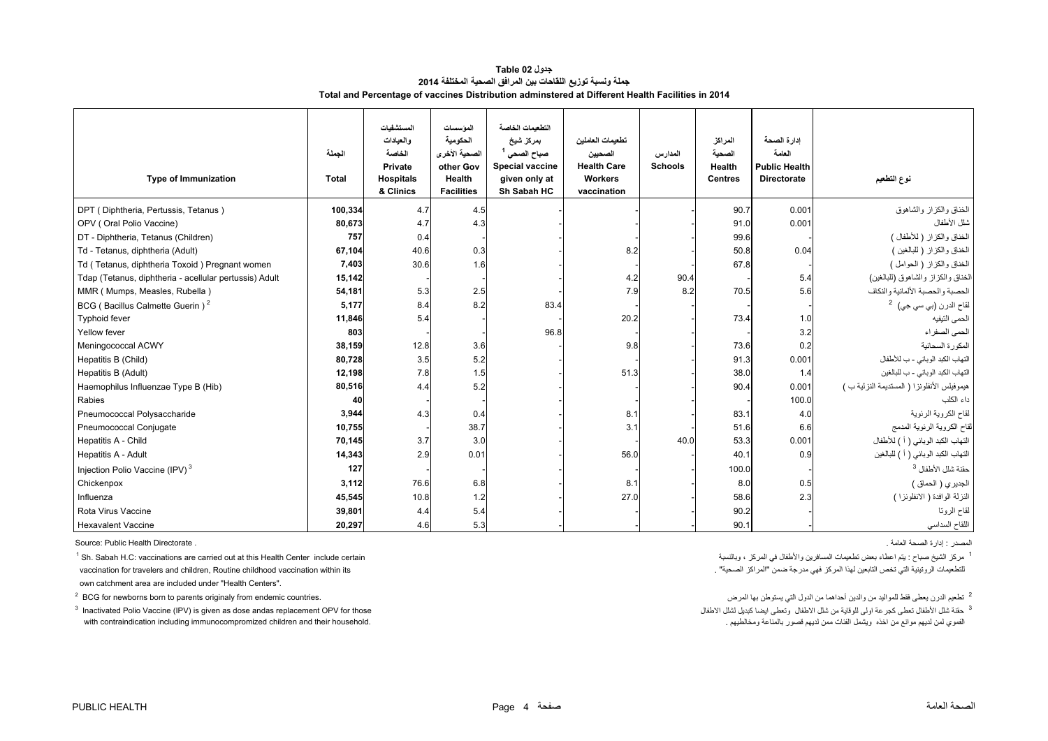**جدول Table 02**

**جملة ونسبة توزيع اللقاحات بين المرافق الصحية المختلفة 2014**

**Total and Percentage of vaccines Distribution adminstered at Different Health Facilities in 2014**

| Type of Immunization | الجملة Total | المستشفيات والعيادات الخاصة Private Hospitals & Clinics | المؤسسات الحكومية الصحية الأخرى other Gov Health Facilities | التطعيمات الخاصة بمركز شيخ صباح الصحي [1] Special vaccine given only at Sh Sabah HC | تطعيمات العاملين الصحيين Health Care Workers vaccination | المدارس Schools | المراكز الصحية Health Centres | إدارة الصحة العامة Public Health Directorate | نوع التطعيم |
|---|---|---|---|---|---|---|---|---|---|
| DPT ( Diphtheria, Pertussis, Tetanus ) | **100,334** | 4.7 | 4.5 | - | - | - | 90.7 | 0.001 | الخناق والكزاز والشاهوق |
| OPV ( Oral Polio Vaccine) | **80,673** | 4.7 | 4.3 | - | - | - | 91.0 | 0.001 | شلل الأطفال |
| DT - Diphtheria, Tetanus (Children) | **757** | 0.4 | - | - | - | - | 99.6 | - | الخناق والكزاز ( للأطفال ) |
| Td - Tetanus, diphtheria (Adult) | **67,104** | 40.6 | 0.3 | - | 8.2 | - | 50.8 | 0.04 | الخناق والكزاز ( للبالغين ) |
| Td ( Tetanus, diphtheria Toxoid ) Pregnant women | **7,403** | 30.6 | 1.6 | - | - | - | 67.8 | - | الخناق والكزاز ( الحوامل ) |
| Tdap (Tetanus, diphtheria - acellular pertussis) Adult | **15,142** | - | - | - | 4.2 | 90.4 | - | 5.4 | الخناق والكزاز والشاهوق (للبالغين) |
| MMR ( Mumps, Measles, Rubella ) | **54,181** | 5.3 | 2.5 | - | 7.9 | 8.2 | 70.5 | 5.6 | الحصبة والحصبة الألمانية والنكاف |
| BCG ( Bacillus Calmette Guerin ) [2] | **5,177** | 8.4 | 8.2 | 83.4 | - | - | - | - | لقاح الدرن (بي سي جي) [2] |
| Typhoid fever | **11,846** | 5.4 | - | - | 20.2 | - | 73.4 | 1.0 | الحمى التيفيه |
| Yellow fever | **803** | - | - | 96.8 | - | - | - | 3.2 | الحمى الصفراء |
| Meningococcal ACWY | **38,159** | 12.8 | 3.6 | - | 9.8 | - | 73.6 | 0.2 | المكورة السحائية |
| Hepatitis B (Child) | **80,728** | 3.5 | 5.2 | - | - | - | 91.3 | 0.001 | التهاب الكبد الوبائي - ب للأطفال |
| Hepatitis B (Adult) | **12,198** | 7.8 | 1.5 | - | 51.3 | - | 38.0 | 1.4 | التهاب الكبد الوبائي - ب للبالغين |
| Haemophilus Influenzae Type B (Hib) | **80,516** | 4.4 | 5.2 | - | - | - | 90.4 | 0.001 | هيموفيلس الأنفلونزا ( المستديمة النزلية ب ) |
| Rabies | **40** | - | - | - | - | - | - | 100.0 | داء الكلب |
| Pneumococcal Polysaccharide | **3,944** | 4.3 | 0.4 | - | 8.1 | - | 83.1 | 4.0 | لقاح الكروية الرئوية |
| Pneumococcal Conjugate | **10,755** | - | 38.7 | - | 3.1 | - | 51.6 | 6.6 | لقاح الكروية الرئوية المدمج |
| Hepatitis A - Child | **70,145** | 3.7 | 3.0 | - | - | 40.0 | 53.3 | 0.001 | التهاب الكبد الوبائي ( أ ) للأطفال |
| Hepatitis A - Adult | **14,343** | 2.9 | 0.01 | - | 56.0 | - | 40.1 | 0.9 | التهاب الكبد الوبائي ( أ ) للبالغين |
| Injection Polio Vaccine (IPV) [3] | **127** | - | - | - | - | - | 100.0 | - | حقنة شلل الأطفال [3] |
| Chickenpox | **3,112** | 76.6 | 6.8 | - | 8.1 | - | 8.0 | 0.5 | الجديري ( الحماق ) |
| Influenza | **45,545** | 10.8 | 1.2 | - | 27.0 | - | 58.6 | 2.3 | النزلة الوافدة ( الانفلونزا ) |
| Rota Virus Vaccine | **39,801** | 4.4 | 5.4 | - | - | - | 90.2 | - | لقاح الروتا |
| Hexavalent Vaccine | **20,297** | 4.6 | 5.3 | - | - | - | 90.1 | - | اللقاح السداسي |

Source: Public Health Directorate .

المصدر : إدارة الصحة العامة .

[1] Sh. Sabah H.C: vaccinations are carried out at this Health Center include certain vaccination for travelers and children, Routine childhood vaccination within its own catchment area are included under "Health Centers".

[1] مركز الشيخ صباح : يتم اعطاء بعض تطعيمات المسافرين والأطفال في المركز ، وبالنسبة للتطعيمات الروتينية التي تخص التابعين لهذا المركز فهي مدرجة ضمن "المراكز الصحية" .

[2] BCG for newborns born to parents originaly from endemic countries.

[2] تطعيم الدرن يعطى فقط للمواليد من والدين أحداهما من الدول التي يستوطن بها المرض

[3] Inactivated Polio Vaccine (IPV) is given as dose andas replacement OPV for those with contraindication including immunocompromized children and their household.

[3] حقنة شلل الأطفال تعطى كجرعة اولى للوقاية من شلل الاطفال وتعطى ايضا كبديل لشلل الاطفال الفموي لمن لديهم موانع من اخذه ويشمل الفئات ممن لديهم قصور بالمناعة ومخالطيهم .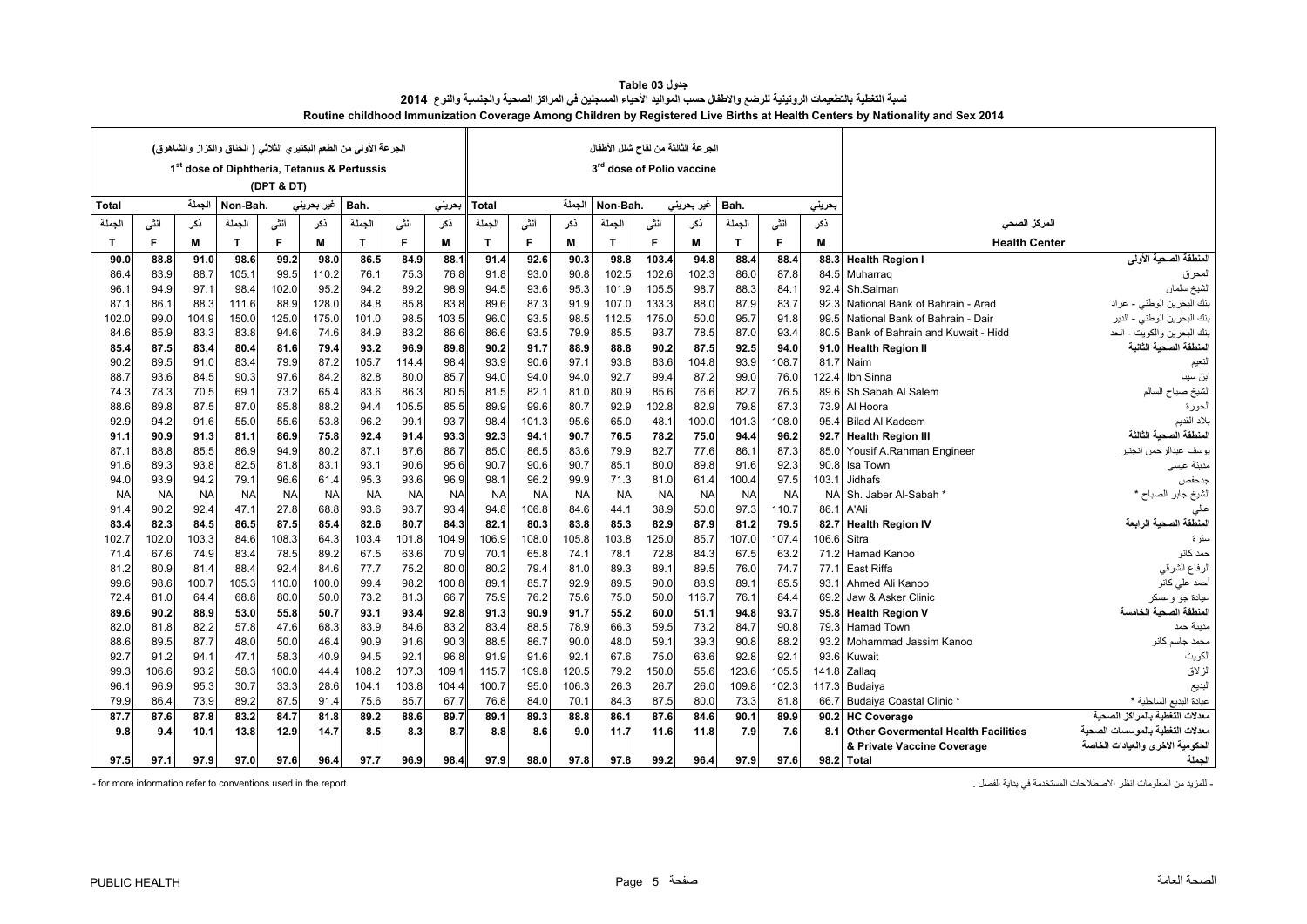جدول 03 Table

نسبة التغطية بالتطعيمات الروتينية للرضع والاطفال حسب المواليد الأحياء المسجلين في المراكز الصحية والجنسية والنوع 2014

**Routine childhood Immunization Coverage Among Children by Registered Live Births at Health Centers by Nationality and Sex 2014**

| الجرعة الأولى من الطعم البكتيري الثلاثي ( الخناق والكزاز والشاهوق) 1st dose of Diphtheria, Tetanus & Pertussis (DPT & DT) | | | | | | | | | الجرعة الثالثة من لقاح شلل الأطفال 3rd dose of Polio vaccine | | | | | | | | | | |
|---|---|---|---|---|---|---|---|---|---|---|---|---|---|---|---|---|---|---|---|
| الجملة Total | | | غير بحريني Non-Bah. | | | بحريني Bah. | | | الجملة Total | | | غير بحريني Non-Bah. | | | بحريني Bah. | | | | |
| الجملة T | أنثى F | ذكر M | الجملة T | أنثى F | ذكر M | الجملة T | أنثى F | ذكر M | الجملة T | أنثى F | ذكر M | الجملة T | أنثى F | ذكر M | الجملة T | أنثى F | ذكر M | Health Center | المركز الصحي |
| **90.0** | **88.8** | **91.0** | **98.6** | **99.2** | **98.0** | **86.5** | **84.9** | **88.1** | **91.4** | **92.6** | **90.3** | **98.8** | **103.4** | **94.8** | **88.4** | **88.4** | **88.3** | **Health Region I** | **المنطقة الصحية الأولى** |
| 86.4 | 83.9 | 88.7 | 105.1 | 99.5 | 110.2 | 76.1 | 75.3 | 76.8 | 91.8 | 93.0 | 90.8 | 102.5 | 102.6 | 102.3 | 86.0 | 87.8 | 84.5 | Muharraq | المحرق |
| 96.1 | 94.9 | 97.1 | 98.4 | 102.0 | 95.2 | 94.2 | 89.2 | 98.9 | 94.5 | 93.6 | 95.3 | 101.9 | 105.5 | 98.7 | 88.3 | 84.1 | 92.4 | Sh.Salman | الشيخ سلمان |
| 87.1 | 86.1 | 88.3 | 111.6 | 88.9 | 128.0 | 84.8 | 85.8 | 83.8 | 89.6 | 87.3 | 91.9 | 107.0 | 133.3 | 88.0 | 87.9 | 83.7 | 92.3 | National Bank of Bahrain - Arad | بنك البحرين الوطني - عراد |
| 102.0 | 99.0 | 104.9 | 150.0 | 125.0 | 175.0 | 101.0 | 98.5 | 103.5 | 96.0 | 93.5 | 98.5 | 112.5 | 175.0 | 50.0 | 95.7 | 91.8 | 99.5 | National Bank of Bahrain - Dair | بنك البحرين الوطني - الدير |
| 84.6 | 85.9 | 83.3 | 83.8 | 94.6 | 74.6 | 84.9 | 83.2 | 86.6 | 86.6 | 93.5 | 79.9 | 85.5 | 93.7 | 78.5 | 87.0 | 93.4 | 80.5 | Bank of Bahrain and Kuwait - Hidd | بنك البحرين والكويت - الحد |
| **85.4** | **87.5** | **83.4** | **80.4** | **81.6** | **79.4** | **93.2** | **96.9** | **89.8** | **90.2** | **91.7** | **88.9** | **88.8** | **90.2** | **87.5** | **92.5** | **94.0** | **91.0** | **Health Region II** | **المنطقة الصحية الثانية** |
| 90.2 | 89.5 | 91.0 | 83.4 | 79.9 | 87.2 | 105.7 | 114.4 | 98.4 | 93.9 | 90.6 | 97.1 | 93.8 | 83.6 | 104.8 | 93.9 | 108.7 | 81.7 | Naim | النعيم |
| 88.7 | 93.6 | 84.5 | 90.3 | 97.6 | 84.2 | 82.8 | 80.0 | 85.7 | 94.0 | 94.0 | 94.0 | 92.7 | 99.4 | 87.2 | 99.0 | 76.0 | 122.4 | Ibn Sinna | ابن سينا |
| 74.3 | 78.3 | 70.5 | 69.1 | 73.2 | 65.4 | 83.6 | 86.3 | 80.5 | 81.5 | 82.1 | 81.0 | 80.9 | 85.6 | 76.6 | 82.7 | 76.5 | 89.6 | Sh.Sabah Al Salem | الشيخ صباح السالم |
| 88.6 | 89.8 | 87.5 | 87.0 | 85.8 | 88.2 | 94.4 | 105.5 | 85.5 | 89.9 | 99.6 | 80.7 | 92.9 | 102.8 | 82.9 | 79.8 | 87.3 | 73.9 | Al Hoora | الحورة |
| 92.9 | 94.2 | 91.6 | 55.0 | 55.6 | 53.8 | 96.2 | 99.1 | 93.7 | 98.4 | 101.3 | 95.6 | 65.0 | 48.1 | 100.0 | 101.3 | 108.0 | 95.4 | Bilad Al Kadeem | بلاد القديم |
| **91.1** | **90.9** | **91.3** | **81.1** | **86.9** | **75.8** | **92.4** | **91.4** | **93.3** | **92.3** | **94.1** | **90.7** | **76.5** | **78.2** | **75.0** | **94.4** | **96.2** | **92.7** | **Health Region III** | **المنطقة الصحية الثالثة** |
| 87.1 | 88.8 | 85.5 | 86.9 | 94.9 | 80.2 | 87.1 | 87.6 | 86.7 | 85.0 | 86.5 | 83.6 | 79.9 | 82.7 | 77.6 | 86.1 | 87.3 | 85.0 | Yousif A.Rahman Engineer | يوسف عبدالرحمن إنجنير |
| 91.6 | 89.3 | 93.8 | 82.5 | 81.8 | 83.1 | 93.1 | 90.6 | 95.6 | 90.7 | 90.6 | 90.7 | 85.1 | 80.0 | 89.8 | 91.6 | 92.3 | 90.8 | Isa Town | مدينة عيسى |
| 94.0 | 93.9 | 94.2 | 79.1 | 96.6 | 61.4 | 95.3 | 93.6 | 96.9 | 98.1 | 96.2 | 99.9 | 71.3 | 81.0 | 61.4 | 100.4 | 97.5 | 103.1 | Jidhafs | جدحفص |
| NA | NA | NA | NA | NA | NA | NA | NA | NA | NA | NA | NA | NA | NA | NA | NA | NA | NA | Sh. Jaber Al-Sabah * | الشيخ جابر الصباح * |
| 91.4 | 90.2 | 92.4 | 47.1 | 27.8 | 68.8 | 93.6 | 93.7 | 93.4 | 94.8 | 106.8 | 84.6 | 44.1 | 38.9 | 50.0 | 97.3 | 110.7 | 86.1 | A'Ali | عالي |
| **83.4** | **82.3** | **84.5** | **86.5** | **87.5** | **85.4** | **82.6** | **80.7** | **84.3** | **82.1** | **80.3** | **83.8** | **85.3** | **82.9** | **87.9** | **81.2** | **79.5** | **82.7** | **Health Region IV** | **المنطقة الصحية الرابعة** |
| 102.7 | 102.0 | 103.3 | 84.6 | 108.3 | 64.3 | 103.4 | 101.8 | 104.9 | 106.9 | 108.0 | 105.8 | 103.8 | 125.0 | 85.7 | 107.0 | 107.4 | 106.6 | Sitra | سترة |
| 71.4 | 67.6 | 74.9 | 83.4 | 78.5 | 89.2 | 67.5 | 63.6 | 70.9 | 70.1 | 65.8 | 74.1 | 78.1 | 72.8 | 84.3 | 67.5 | 63.2 | 71.2 | Hamad Kanoo | حمد كانو |
| 81.2 | 80.9 | 81.4 | 88.4 | 92.4 | 84.6 | 77.7 | 75.2 | 80.0 | 80.2 | 79.4 | 81.0 | 89.3 | 89.1 | 89.5 | 76.0 | 74.7 | 77.1 | East Riffa | الرفاع الشرقي |
| 99.6 | 98.6 | 100.7 | 105.3 | 110.0 | 100.0 | 99.4 | 98.2 | 100.8 | 89.1 | 85.7 | 92.9 | 89.5 | 90.0 | 88.9 | 89.1 | 85.5 | 93.1 | Ahmed Ali Kanoo | أحمد علي كانو |
| 72.4 | 81.0 | 64.4 | 68.8 | 80.0 | 50.0 | 73.2 | 81.3 | 66.7 | 75.9 | 76.2 | 75.6 | 75.0 | 50.0 | 116.7 | 76.1 | 84.4 | 69.2 | Jaw & Asker Clinic | عيادة جو وعسكر |
| **89.6** | **90.2** | **88.9** | **53.0** | **55.8** | **50.7** | **93.1** | **93.4** | **92.8** | **91.3** | **90.9** | **91.7** | **55.2** | **60.0** | **51.1** | **94.8** | **93.7** | **95.8** | **Health Region V** | **المنطقة الصحية الخامسة** |
| 82.0 | 81.8 | 82.2 | 57.8 | 47.6 | 68.3 | 83.9 | 84.6 | 83.2 | 83.4 | 88.5 | 78.9 | 66.3 | 59.5 | 73.2 | 84.7 | 90.8 | 79.3 | Hamad Town | مدينة حمد |
| 88.6 | 89.5 | 87.7 | 48.0 | 50.0 | 46.4 | 90.9 | 91.6 | 90.3 | 88.5 | 86.7 | 90.0 | 48.0 | 59.1 | 39.3 | 90.8 | 88.2 | 93.2 | Mohammad Jassim Kanoo | محمد جاسم كانو |
| 92.7 | 91.2 | 94.1 | 47.1 | 58.3 | 40.9 | 94.5 | 92.1 | 96.8 | 91.9 | 91.6 | 92.1 | 67.6 | 75.0 | 63.6 | 92.8 | 92.1 | 93.6 | Kuwait | الكويت |
| 99.3 | 106.6 | 93.2 | 58.3 | 100.0 | 44.4 | 108.2 | 107.3 | 109.1 | 115.7 | 109.8 | 120.5 | 79.2 | 150.0 | 55.6 | 123.6 | 105.5 | 141.8 | Zallaq | الزلاق |
| 96.1 | 96.9 | 95.3 | 30.7 | 33.3 | 28.6 | 104.1 | 103.8 | 104.4 | 100.7 | 95.0 | 106.3 | 26.3 | 26.7 | 26.0 | 109.8 | 102.3 | 117.3 | Budaiya | البديع |
| 79.9 | 86.4 | 73.9 | 89.2 | 87.5 | 91.4 | 75.6 | 85.7 | 67.7 | 76.8 | 84.0 | 70.1 | 84.3 | 87.5 | 80.0 | 73.3 | 81.8 | 66.7 | Budaiya Coastal Clinic * | عيادة البديع الساحلية * |
| **87.7** | **87.6** | **87.8** | **83.2** | **84.7** | **81.8** | **89.2** | **88.6** | **89.7** | **89.1** | **89.3** | **88.8** | **86.1** | **87.6** | **84.6** | **90.1** | **89.9** | **90.2** | **HC Coverage** | **معدلات التغطية بالمراكز الصحية** |
| **9.8** | **9.4** | **10.1** | **13.8** | **12.9** | **14.7** | **8.5** | **8.3** | **8.7** | **8.8** | **8.6** | **9.0** | **11.7** | **11.6** | **11.8** | **7.9** | **7.6** | **8.1** | **Other Govermental Health Facilities & Private Vaccine Coverage** | **معدلات التغطية بالموسسات الصحية الحكومية الاخرى والعيادات الخاصة** |
| **97.5** | **97.1** | **97.9** | **97.0** | **97.6** | **96.4** | **97.7** | **96.9** | **98.4** | **97.9** | **98.0** | **97.8** | **97.8** | **99.2** | **96.4** | **97.9** | **97.6** | **98.2** | **Total** | **الجملة** |

- for more information refer to conventions used in the report.

- للمزيد من المعلومات انظر الاصطلاحات المستخدمة في بداية الفصل .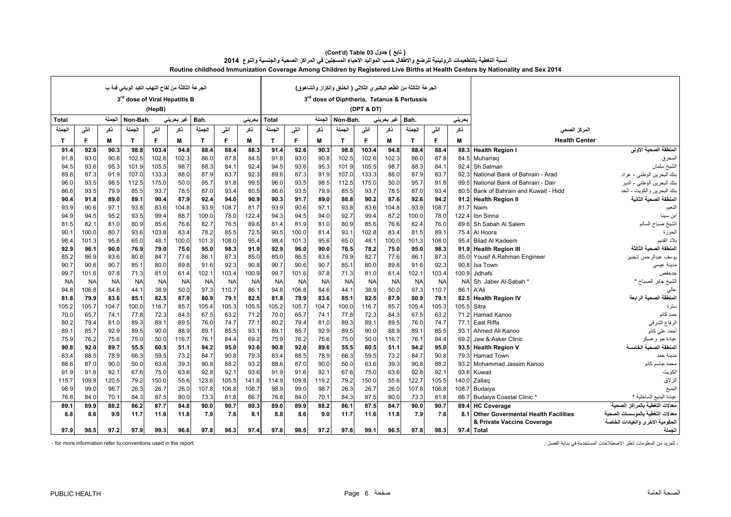## (Cont'd) Table 03 جدول ( تابع )

## نسبة التغطية بالتطعيمات الروتينية للرضع والاطفال حسب المواليد الأحياء المسجلين في المراكز الصحية والجنسية والنوع 2014

## Routine childhood Immunization Coverage Among Children by Registered Live Births at Health Centers by Nationality and Sex 2014

| الجرعة الثالثة من لقاح التهاب الكبد الوبائي فئة ب 3rd dose of Viral Hepatitis B (HepB) | | | | | | | | | الجرعة الثالثة من الطعم البكتيري الثلاثي ( الخناق والكزاز والشاهوق) 3rd dose of Diphtheria, Tetanus & Pertussis (DPT & DT) | | | | | | | | | | |
|---|---|---|---|---|---|---|---|---|---|---|---|---|---|---|---|---|---|---|---|
| Total الجملة | | | Non-Bah. غير بحريني | | | Bah. بحريني | | | Total الجملة | | | Non-Bah. غير بحريني | | | Bah. بحريني | | | | |
| الجملة T | أنثى F | ذكر M | الجملة T | أنثى F | ذكر M | الجملة T | أنثى F | ذكر M | الجملة T | أنثى F | ذكر M | الجملة T | أنثى F | ذكر M | الجملة T | أنثى F | ذكر M | Health Center | المركز الصحي |
| **91.4** | **92.6** | **90.3** | **98.8** | **103.4** | **94.8** | **88.4** | **88.4** | **88.3** | **91.4** | **92.6** | **90.3** | **98.8** | **103.4** | **94.8** | **88.4** | **88.4** | **88.3** | **Health Region I** | **المنطقة الصحية الأولى** |
| 91.8 | 93.0 | 90.8 | 102.5 | 102.6 | 102.3 | 86.0 | 87.8 | 84.5 | 91.8 | 93.0 | 90.8 | 102.5 | 102.6 | 102.3 | 86.0 | 87.8 | 84.5 | Muharraq | المحرق |
| 94.5 | 93.6 | 95.3 | 101.9 | 105.5 | 98.7 | 88.3 | 84.1 | 92.4 | 94.5 | 93.6 | 95.3 | 101.9 | 105.5 | 98.7 | 88.3 | 84.1 | 92.4 | Sh.Salman | الشيخ سلمان |
| 89.6 | 87.3 | 91.9 | 107.0 | 133.3 | 88.0 | 87.9 | 83.7 | 92.3 | 89.6 | 87.3 | 91.9 | 107.0 | 133.3 | 88.0 | 87.9 | 83.7 | 92.3 | National Bank of Bahrain - Arad | بنك البحرين الوطني - عراد |
| 96.0 | 93.5 | 98.5 | 112.5 | 175.0 | 50.0 | 95.7 | 91.8 | 99.5 | 96.0 | 93.5 | 98.5 | 112.5 | 175.0 | 50.0 | 95.7 | 91.8 | 99.5 | National Bank of Bahrain - Dair | بنك البحرين الوطني - الدير |
| 86.6 | 93.5 | 79.9 | 85.5 | 93.7 | 78.5 | 87.0 | 93.4 | 80.5 | 86.6 | 93.5 | 79.9 | 85.5 | 93.7 | 78.5 | 87.0 | 93.4 | 80.5 | Bank of Bahrain and Kuwait - Hidd | بنك البحرين والكويت - الحد |
| **90.4** | **91.8** | **89.0** | **89.1** | **90.4** | **87.9** | **92.4** | **94.0** | **90.9** | **90.3** | **91.7** | **89.0** | **88.8** | **90.2** | **87.6** | **92.6** | **94.2** | **91.2** | **Health Region II** | **المنطقة الصحية الثانية** |
| 93.9 | 90.6 | 97.1 | 93.8 | 83.6 | 104.8 | 93.9 | 108.7 | 81.7 | 93.9 | 90.6 | 97.1 | 93.8 | 83.6 | 104.8 | 93.9 | 108.7 | 81.7 | Naim | النعيم |
| 94.9 | 94.5 | 95.2 | 93.5 | 99.4 | 88.7 | 100.0 | 78.0 | 122.4 | 94.3 | 94.5 | 94.0 | 92.7 | 99.4 | 87.2 | 100.0 | 78.0 | 122.4 | Ibn Sinna | ابن سينا |
| 81.5 | 82.1 | 81.0 | 80.9 | 85.6 | 76.6 | 82.7 | 76.5 | 89.6 | 81.4 | 81.9 | 81.0 | 80.9 | 85.6 | 76.6 | 82.4 | 76.0 | 89.6 | Sh.Sabah Al Salem | الشيخ صباح السالم |
| 90.1 | 100.0 | 80.7 | 93.6 | 103.8 | 83.4 | 78.2 | 85.5 | 72.5 | 90.5 | 100.0 | 81.4 | 93.1 | 102.8 | 83.4 | 81.5 | 89.1 | 75.4 | Al Hoora | الحورة |
| 98.4 | 101.3 | 95.6 | 65.0 | 48.1 | 100.0 | 101.3 | 108.0 | 95.4 | 98.4 | 101.3 | 95.6 | 65.0 | 48.1 | 100.0 | 101.3 | 108.0 | 95.4 | Bilad Al Kadeem | بلاد القديم |
| **92.9** | **96.1** | **90.0** | **76.9** | **79.0** | **75.0** | **95.0** | **98.3** | **91.9** | **92.9** | **96.0** | **90.0** | **76.5** | **78.2** | **75.0** | **95.0** | **98.3** | **91.9** | **Health Region III** | **المنطقة الصحية الثالثة** |
| 85.2 | 86.9 | 83.6 | 80.8 | 84.7 | 77.6 | 86.1 | 87.3 | 85.0 | 85.0 | 86.5 | 83.6 | 79.9 | 82.7 | 77.6 | 86.1 | 87.3 | 85.0 | Yousif A.Rahman Engineer | يوسف عبدالرحمن إنجنير |
| 90.7 | 90.6 | 90.7 | 85.1 | 80.0 | 89.8 | 91.6 | 92.3 | 90.8 | 90.7 | 90.6 | 90.7 | 85.1 | 80.0 | 89.8 | 91.6 | 92.3 | 90.8 | Isa Town | مدينة عيسى |
| 99.7 | 101.6 | 97.8 | 71.3 | 81.0 | 61.4 | 102.1 | 103.4 | 100.9 | 99.7 | 101.6 | 97.8 | 71.3 | 81.0 | 61.4 | 102.1 | 103.4 | 100.9 | Jidhafs | جدحفص |
| NA | NA | NA | NA | NA | NA | NA | NA | NA | NA | NA | NA | NA | NA | NA | NA | NA | NA | Sh. Jaber Al-Sabah * | الشيخ جابر الصباح * |
| 94.8 | 106.8 | 84.6 | 44.1 | 38.9 | 50.0 | 97.3 | 110.7 | 86.1 | 94.8 | 106.8 | 84.6 | 44.1 | 38.9 | 50.0 | 97.3 | 110.7 | 86.1 | A'Ali | عالي |
| **81.8** | **79.9** | **83.6** | **85.1** | **82.5** | **87.9** | **80.9** | **79.1** | **82.5** | **81.8** | **79.9** | **83.6** | **85.1** | **82.5** | **87.9** | **80.9** | **79.1** | **82.5** | **Health Region IV** | **المنطقة الصحية الرابعة** |
| 105.2 | 105.7 | 104.7 | 100.0 | 116.7 | 85.7 | 105.4 | 105.3 | 105.5 | 105.2 | 105.7 | 104.7 | 100.0 | 116.7 | 85.7 | 105.4 | 105.3 | 105.5 | Sitra | سترة |
| 70.0 | 65.7 | 74.1 | 77.8 | 72.3 | 84.3 | 67.5 | 63.2 | 71.2 | 70.0 | 65.7 | 74.1 | 77.8 | 72.3 | 84.3 | 67.5 | 63.2 | 71.2 | Hamad Kanoo | حمد كانو |
| 80.2 | 79.4 | 81.0 | 89.3 | 89.1 | 89.5 | 76.0 | 74.7 | 77.1 | 80.2 | 79.4 | 81.0 | 89.3 | 89.1 | 89.5 | 76.0 | 74.7 | 77.1 | East Riffa | الرفاع الشرقي |
| 89.1 | 85.7 | 92.9 | 89.5 | 90.0 | 88.9 | 89.1 | 85.5 | 93.1 | 89.1 | 85.7 | 92.9 | 89.5 | 90.0 | 88.9 | 89.1 | 85.5 | 93.1 | Ahmed Ali Kanoo | أحمد علي كانو |
| 75.9 | 76.2 | 75.6 | 75.0 | 50.0 | 116.7 | 76.1 | 84.4 | 69.2 | 75.9 | 76.2 | 75.6 | 75.0 | 50.0 | 116.7 | 76.1 | 84.4 | 69.2 | Jaw & Asker Clinic | عيادة جو وعسكر |
| **90.8** | **92.0** | **89.7** | **55.5** | **60.5** | **51.1** | **94.2** | **95.0** | **93.6** | **90.8** | **92.0** | **89.6** | **55.5** | **60.5** | **51.1** | **94.2** | **95.0** | **93.5** | **Health Region V** | **المنطقة الصحية الخامسة** |
| 83.4 | 88.5 | 78.9 | 66.3 | 59.5 | 73.2 | 84.7 | 90.8 | 79.3 | 83.4 | 88.5 | 78.9 | 66.3 | 59.5 | 73.2 | 84.7 | 90.8 | 79.3 | Hamad Town | مدينة حمد |
| 88.6 | 87.0 | 90.0 | 50.0 | 63.6 | 39.3 | 90.8 | 88.2 | 93.2 | 88.6 | 87.0 | 90.0 | 50.0 | 63.6 | 39.3 | 90.8 | 88.2 | 93.2 | Mohammad Jassim Kanoo | محمد جاسم كانو |
| 91.9 | 91.6 | 92.1 | 67.6 | 75.0 | 63.6 | 92.8 | 92.1 | 93.6 | 91.9 | 91.6 | 92.1 | 67.6 | 75.0 | 63.6 | 92.8 | 92.1 | 93.6 | Kuwait | الكويت |
| 115.7 | 109.8 | 120.5 | 79.2 | 150.0 | 55.6 | 123.6 | 105.5 | 141.8 | 114.9 | 109.8 | 119.2 | 79.2 | 150.0 | 55.6 | 122.7 | 105.5 | 140.0 | Zallaq | الزلاق |
| 98.9 | 99.0 | 98.7 | 26.3 | 26.7 | 26.0 | 107.8 | 106.8 | 108.7 | 98.9 | 99.0 | 98.7 | 26.3 | 26.7 | 26.0 | 107.8 | 106.8 | 108.7 | Budaiya | البديع |
| 76.8 | 84.0 | 70.1 | 84.3 | 87.5 | 80.0 | 73.3 | 81.8 | 66.7 | 76.8 | 84.0 | 70.1 | 84.3 | 87.5 | 80.0 | 73.3 | 81.8 | 66.7 | Budaiya Coastal Clinic * | عيادة البديع الساحلية * |
| **89.1** | **89.9** | **88.2** | **86.2** | **87.7** | **84.8** | **90.0** | **90.7** | **89.3** | **89.0** | **89.9** | **88.2** | **86.1** | **87.5** | **84.7** | **90.0** | **90.7** | **89.4** | **HC Coverage** | **معدلات التغطية بالمراكز الصحية** |
| **8.8** | **8.6** | **9.0** | **11.7** | **11.6** | **11.8** | **7.9** | **7.6** | **8.1** | **8.8** | **8.6** | **9.0** | **11.7** | **11.6** | **11.8** | **7.9** | **7.6** | **8.1** | **Other Govermental Health Facilities & Private Vaccine Coverage** | **معدلات التغطية بالموسسات الصحية الحكومية الاخرى والعيادات الخاصة** |
| **97.9** | **98.5** | **97.2** | **97.9** | **99.3** | **96.6** | **97.8** | **98.3** | **97.4** | **97.8** | **98.5** | **97.2** | **97.8** | **99.1** | **96.5** | **97.8** | **98.3** | **97.4** | **Total** | **الجملة** |

- for more information refer to conventions used in the report.

- للمزيد من المعلومات انظر الاصطلاحات المستخدمة في بداية الفصل .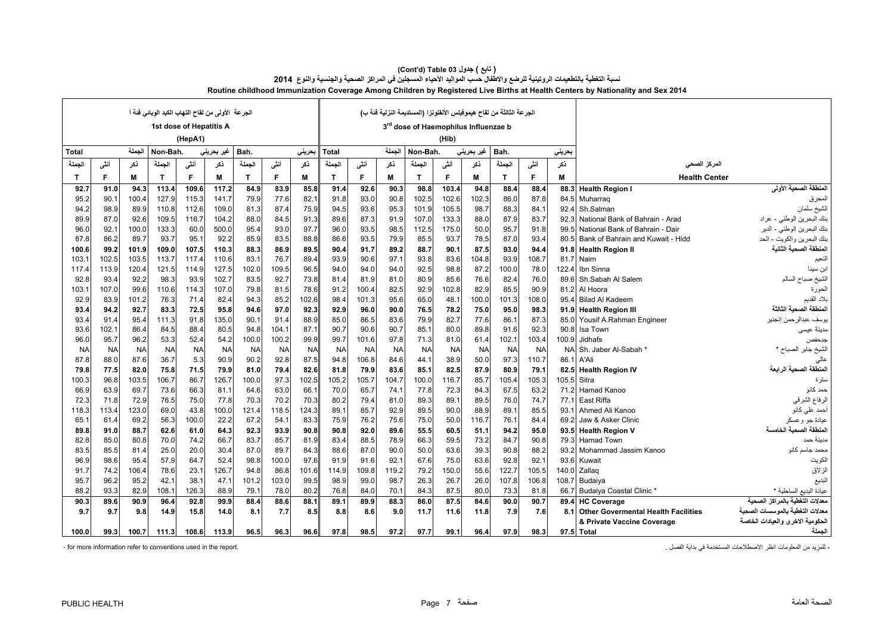**( تابع ) جدول 03 (Cont'd) Table 03**

**نسبة التغطية بالتطعيمات الروتينية للرضع والاطفال حسب المواليد الأحياء المسجلين في المراكز الصحية والجنسية والنوع 2014**

**Routine childhood Immunization Coverage Among Children by Registered Live Births at Health Centers by Nationality and Sex 2014**

| الجرعة الأولى من لقاح التهاب الكبد الوبائي فئة أ 1st dose of Hepatitis A (HepA1) | | | | | | | | | الجرعة الثالثة من لقاح هيموفيلس الأنفلونزا (المستديمة النزلية فئة ب) 3rd dose of Haemophilus Influenzae b (Hib) | | | | | | | | | | |
|---|---|---|---|---|---|---|---|---|---|---|---|---|---|---|---|---|---|---|---|
| Total الجملة | | | Non-Bah. غير بحريني | | | Bah. بحريني | | | Total الجملة | | | Non-Bah. غير بحريني | | | Bah. بحريني | | | | |
| الجملة T | أنثى F | ذكر M | الجملة T | أنثى F | ذكر M | الجملة T | أنثى F | ذكر M | الجملة T | أنثى F | ذكر M | الجملة T | أنثى F | ذكر M | الجملة T | أنثى F | ذكر M | Health Center | المركز الصحي |
| **92.7** | **91.0** | **94.3** | **113.4** | **109.6** | **117.2** | **84.9** | **83.9** | **85.8** | **91.4** | **92.6** | **90.3** | **98.8** | **103.4** | **94.8** | **88.4** | **88.4** | **88.3** | **Health Region I** | **المنطقة الصحية الأولى** |
| 95.2 | 90.1 | 100.4 | 127.9 | 115.3 | 141.7 | 79.9 | 77.6 | 82.1 | 91.8 | 93.0 | 90.8 | 102.5 | 102.6 | 102.3 | 86.0 | 87.8 | 84.5 | Muharraq | المحرق |
| 94.2 | 98.9 | 89.9 | 110.8 | 112.6 | 109.0 | 81.3 | 87.4 | 75.9 | 94.5 | 93.6 | 95.3 | 101.9 | 105.5 | 98.7 | 88.3 | 84.1 | 92.4 | Sh.Salman | الشيخ سلمان |
| 89.9 | 87.0 | 92.6 | 109.5 | 116.7 | 104.2 | 88.0 | 84.5 | 91.3 | 89.6 | 87.3 | 91.9 | 107.0 | 133.3 | 88.0 | 87.9 | 83.7 | 92.3 | National Bank of Bahrain - Arad | بنك البحرين الوطني - عراد |
| 96.0 | 92.1 | 100.0 | 133.3 | 60.0 | 500.0 | 95.4 | 93.0 | 97.7 | 96.0 | 93.5 | 98.5 | 112.5 | 175.0 | 50.0 | 95.7 | 91.8 | 99.5 | National Bank of Bahrain - Dair | بنك البحرين الوطني - الدير |
| 87.8 | 86.2 | 89.7 | 93.7 | 95.1 | 92.2 | 85.9 | 83.5 | 88.8 | 86.6 | 93.5 | 79.9 | 85.5 | 93.7 | 78.5 | 87.0 | 93.4 | 80.5 | Bank of Bahrain and Kuwait - Hidd | بنك البحرين والكويت - الحد |
| **100.6** | **99.2** | **101.9** | **109.0** | **107.5** | **110.3** | **88.3** | **86.9** | **89.5** | **90.4** | **91.7** | **89.2** | **88.7** | **90.1** | **87.5** | **93.0** | **94.4** | **91.8** | **Health Region II** | **المنطقة الصحية الثانية** |
| 103.1 | 102.5 | 103.5 | 113.7 | 117.4 | 110.6 | 83.1 | 76.7 | 89.4 | 93.9 | 90.6 | 97.1 | 93.8 | 83.6 | 104.8 | 93.9 | 108.7 | 81.7 | Naim | النعيم |
| 117.4 | 113.9 | 120.4 | 121.5 | 114.9 | 127.5 | 102.0 | 109.5 | 96.5 | 94.0 | 94.0 | 94.0 | 92.5 | 98.8 | 87.2 | 100.0 | 78.0 | 122.4 | Ibn Sinna | ابن سينا |
| 92.8 | 93.4 | 92.2 | 98.3 | 93.9 | 102.7 | 83.5 | 92.7 | 73.8 | 81.4 | 81.9 | 81.0 | 80.9 | 85.6 | 76.6 | 82.4 | 76.0 | 89.6 | Sh.Sabah Al Salem | الشيخ صباح السالم |
| 103.1 | 107.0 | 99.6 | 110.6 | 114.3 | 107.0 | 79.8 | 81.5 | 78.6 | 91.2 | 100.4 | 82.5 | 92.9 | 102.8 | 82.9 | 85.5 | 90.9 | 81.2 | Al Hoora | الحورة |
| 92.9 | 83.9 | 101.2 | 76.3 | 71.4 | 82.4 | 94.3 | 85.2 | 102.6 | 98.4 | 101.3 | 95.6 | 65.0 | 48.1 | 100.0 | 101.3 | 108.0 | 95.4 | Bilad Al Kadeem | بلاد القديم |
| **93.4** | **94.2** | **92.7** | **83.3** | **72.5** | **95.8** | **94.6** | **97.0** | **92.3** | **92.9** | **96.0** | **90.0** | **76.5** | **78.2** | **75.0** | **95.0** | **98.3** | **91.9** | **Health Region III** | **المنطقة الصحية الثالثة** |
| 93.4 | 91.4 | 95.4 | 111.3 | 91.8 | 135.0 | 90.1 | 91.4 | 88.9 | 85.0 | 86.5 | 83.6 | 79.9 | 82.7 | 77.6 | 86.1 | 87.3 | 85.0 | Yousif A.Rahman Engineer | يوسف عبدالرحمن إنجنير |
| 93.6 | 102.1 | 86.4 | 84.5 | 88.4 | 80.5 | 94.8 | 104.1 | 87.1 | 90.7 | 90.6 | 90.7 | 85.1 | 80.0 | 89.8 | 91.6 | 92.3 | 90.8 | Isa Town | مدينة عيسى |
| 96.0 | 95.7 | 96.2 | 53.3 | 52.4 | 54.2 | 100.0 | 100.2 | 99.9 | 99.7 | 101.6 | 97.8 | 71.3 | 81.0 | 61.4 | 102.1 | 103.4 | 100.9 | Jidhafs | جدحفص |
| NA | NA | NA | NA | NA | NA | NA | NA | NA | NA | NA | NA | NA | NA | NA | NA | NA | NA | Sh. Jaber Al-Sabah * | الشيخ جابر الصباح * |
| 87.8 | 88.0 | 87.6 | 36.7 | 5.3 | 90.9 | 90.2 | 92.8 | 87.5 | 94.8 | 106.8 | 84.6 | 44.1 | 38.9 | 50.0 | 97.3 | 110.7 | 86.1 | A'Ali | عالي |
| **79.8** | **77.5** | **82.0** | **75.8** | **71.5** | **79.9** | **81.0** | **79.4** | **82.6** | **81.8** | **79.9** | **83.6** | **85.1** | **82.5** | **87.9** | **80.9** | **79.1** | **82.5** | **Health Region IV** | **المنطقة الصحية الرابعة** |
| 100.3 | 96.8 | 103.5 | 106.7 | 86.7 | 126.7 | 100.0 | 97.3 | 102.5 | 105.2 | 105.7 | 104.7 | 100.0 | 116.7 | 85.7 | 105.4 | 105.3 | 105.5 | Sitra | سترة |
| 66.9 | 63.9 | 69.7 | 73.6 | 66.3 | 81.1 | 64.6 | 63.0 | 66.1 | 70.0 | 65.7 | 74.1 | 77.8 | 72.3 | 84.3 | 67.5 | 63.2 | 71.2 | Hamad Kanoo | حمد كانو |
| 72.3 | 71.8 | 72.9 | 76.5 | 75.0 | 77.8 | 70.3 | 70.2 | 70.3 | 80.2 | 79.4 | 81.0 | 89.3 | 89.1 | 89.5 | 76.0 | 74.7 | 77.1 | East Riffa | الرفاع الشرقي |
| 118.3 | 113.4 | 123.0 | 69.0 | 43.8 | 100.0 | 121.4 | 118.5 | 124.3 | 89.1 | 85.7 | 92.9 | 89.5 | 90.0 | 88.9 | 89.1 | 85.5 | 93.1 | Ahmed Ali Kanoo | أحمد علي كانو |
| 65.1 | 61.4 | 69.2 | 56.3 | 100.0 | 22.2 | 67.2 | 54.1 | 83.3 | 75.9 | 76.2 | 75.6 | 75.0 | 50.0 | 116.7 | 76.1 | 84.4 | 69.2 | Jaw & Asker Clinic | عيادة جو وعسكر |
| **89.8** | **91.0** | **88.7** | **62.6** | **61.0** | **64.3** | **92.3** | **93.9** | **90.8** | **90.8** | **92.0** | **89.6** | **55.5** | **60.5** | **51.1** | **94.2** | **95.0** | **93.5** | **Health Region V** | **المنطقة الصحية الخامسة** |
| 82.8 | 85.0 | 80.8 | 70.0 | 74.2 | 66.7 | 83.7 | 85.7 | 81.9 | 83.4 | 88.5 | 78.9 | 66.3 | 59.5 | 73.2 | 84.7 | 90.8 | 79.3 | Hamad Town | مدينة حمد |
| 83.5 | 85.5 | 81.4 | 25.0 | 20.0 | 30.4 | 87.0 | 89.7 | 84.3 | 88.6 | 87.0 | 90.0 | 50.0 | 63.6 | 39.3 | 90.8 | 88.2 | 93.2 | Mohammad Jassim Kanoo | محمد جاسم كانو |
| 96.9 | 98.6 | 95.4 | 57.9 | 64.7 | 52.4 | 98.8 | 100.0 | 97.6 | 91.9 | 91.6 | 92.1 | 67.6 | 75.0 | 63.6 | 92.8 | 92.1 | 93.6 | Kuwait | الكويت |
| 91.7 | 74.2 | 106.4 | 78.6 | 23.1 | 126.7 | 94.8 | 86.8 | 101.6 | 114.9 | 109.8 | 119.2 | 79.2 | 150.0 | 55.6 | 122.7 | 105.5 | 140.0 | Zallaq | الزلاق |
| 95.7 | 96.2 | 95.2 | 42.1 | 38.1 | 47.1 | 101.2 | 103.0 | 99.5 | 98.9 | 99.0 | 98.7 | 26.3 | 26.7 | 26.0 | 107.8 | 106.8 | 108.7 | Budaiya | البديع |
| 88.2 | 93.3 | 82.9 | 108.1 | 126.3 | 88.9 | 79.1 | 78.0 | 80.2 | 76.8 | 84.0 | 70.1 | 84.3 | 87.5 | 80.0 | 73.3 | 81.8 | 66.7 | Budaiya Coastal Clinic * | عيادة البديع الساحلية * |
| **90.3** | **89.6** | **90.9** | **96.4** | **92.8** | **99.9** | **88.4** | **88.6** | **88.1** | **89.1** | **89.9** | **88.3** | **86.0** | **87.5** | **84.6** | **90.0** | **90.7** | **89.4** | **HC Coverage** | **معدلات التغطية بالمراكز الصحية** |
| **9.7** | **9.7** | **9.8** | **14.9** | **15.8** | **14.0** | **8.1** | **7.7** | **8.5** | **8.8** | **8.6** | **9.0** | **11.7** | **11.6** | **11.8** | **7.9** | **7.6** | **8.1** | **Other Govermental Health Facilities & Private Vaccine Coverage** | **معدلات التغطية بالموسسات الصحية الحكومية الاخرى والعيادات الخاصة** |
| **100.0** | **99.3** | **100.7** | **111.3** | **108.6** | **113.9** | **96.5** | **96.3** | **96.6** | **97.8** | **98.5** | **97.2** | **97.7** | **99.1** | **96.4** | **97.9** | **98.3** | **97.5** | **Total** | **الجملة** |

- for more information refer to conventions used in the report.

- للمزيد من المعلومات انظر الاصطلاحات المستخدمة في بداية الفصل .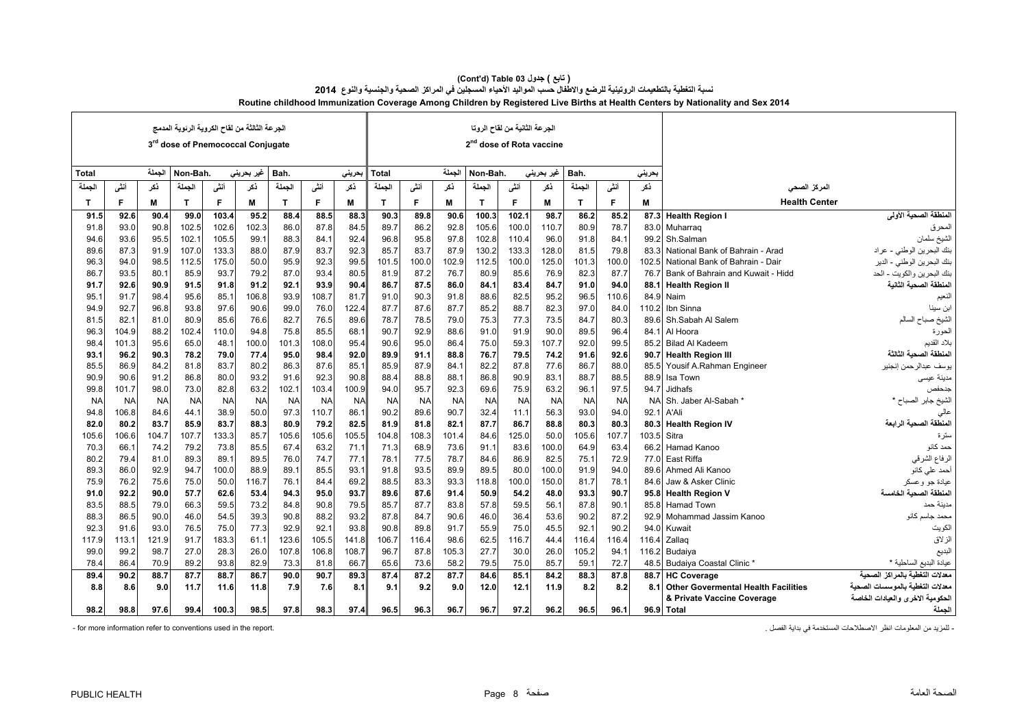**( تابع ) جدول 03 (Cont'd) Table**

**نسبة التغطية بالتطعيمات الروتينية للرضع والاطفال حسب المواليد الأحياء المسجلين في المراكز الصحية والجنسية والنوع 2014**

**Routine childhood Immunization Coverage Among Children by Registered Live Births at Health Centers by Nationality and Sex 2014**

| الجرعة الثالثة من لقاح الكروية الرئوية المدمج 3rd dose of Pnemococcal Conjugate | | | | | | | | | الجرعة الثانية من لقاح الروتا 2nd dose of Rota vaccine | | | | | | | | | | |
|---|---|---|---|---|---|---|---|---|---|---|---|---|---|---|---|---|---|---|---|
| Total الجملة | | | Non-Bah. غير بحريني | | | Bah. بحريني | | | Total الجملة | | | Non-Bah. غير بحريني | | | Bah. بحريني | | | | |
| الجملة T | أنثى F | ذكر M | الجملة T | أنثى F | ذكر M | الجملة T | أنثى F | ذكر M | الجملة T | أنثى F | ذكر M | الجملة T | أنثى F | ذكر M | الجملة T | أنثى F | ذكر M | Health Center | المركز الصحي |
| **91.5** | **92.6** | **90.4** | **99.0** | **103.4** | **95.2** | **88.4** | **88.5** | **88.3** | **90.3** | **89.8** | **90.6** | **100.3** | **102.1** | **98.7** | **86.2** | **85.2** | **87.3** | **Health Region I** | **المنطقة الصحية الأولى** |
| 91.8 | 93.0 | 90.8 | 102.5 | 102.6 | 102.3 | 86.0 | 87.8 | 84.5 | 89.7 | 86.2 | 92.8 | 105.6 | 100.0 | 110.7 | 80.9 | 78.7 | 83.0 | Muharraq | المحرق |
| 94.6 | 93.6 | 95.5 | 102.1 | 105.5 | 99.1 | 88.3 | 84.1 | 92.4 | 96.8 | 95.8 | 97.8 | 102.8 | 110.4 | 96.0 | 91.8 | 84.1 | 99.2 | Sh.Salman | الشيخ سلمان |
| 89.6 | 87.3 | 91.9 | 107.0 | 133.3 | 88.0 | 87.9 | 83.7 | 92.3 | 85.7 | 83.7 | 87.9 | 130.2 | 133.3 | 128.0 | 81.5 | 79.8 | 83.3 | National Bank of Bahrain - Arad | بنك البحرين الوطني - عراد |
| 96.3 | 94.0 | 98.5 | 112.5 | 175.0 | 50.0 | 95.9 | 92.3 | 99.5 | 101.5 | 100.0 | 102.9 | 112.5 | 100.0 | 125.0 | 101.3 | 100.0 | 102.5 | National Bank of Bahrain - Dair | بنك البحرين الوطني - الدير |
| 86.7 | 93.5 | 80.1 | 85.9 | 93.7 | 79.2 | 87.0 | 93.4 | 80.5 | 81.9 | 87.2 | 76.7 | 80.9 | 85.6 | 76.9 | 82.3 | 87.7 | 76.7 | Bank of Bahrain and Kuwait - Hidd | بنك البحرين والكويت - الحد |
| **91.7** | **92.6** | **90.9** | **91.5** | **91.8** | **91.2** | **92.1** | **93.9** | **90.4** | **86.7** | **87.5** | **86.0** | **84.1** | **83.4** | **84.7** | **91.0** | **94.0** | **88.1** | **Health Region II** | **المنطقة الصحية الثانية** |
| 95.1 | 91.7 | 98.4 | 95.6 | 85.1 | 106.8 | 93.9 | 108.7 | 81.7 | 91.0 | 90.3 | 91.8 | 88.6 | 82.5 | 95.2 | 96.5 | 110.6 | 84.9 | Naim | النعيم |
| 94.9 | 92.7 | 96.8 | 93.8 | 97.6 | 90.6 | 99.0 | 76.0 | 122.4 | 87.7 | 87.6 | 87.7 | 85.2 | 88.7 | 82.3 | 97.0 | 84.0 | 110.2 | Ibn Sinna | ابن سينا |
| 81.5 | 82.1 | 81.0 | 80.9 | 85.6 | 76.6 | 82.7 | 76.5 | 89.6 | 78.7 | 78.5 | 79.0 | 75.3 | 77.3 | 73.5 | 84.7 | 80.3 | 89.6 | Sh.Sabah Al Salem | الشيخ صباح السالم |
| 96.3 | 104.9 | 88.2 | 102.4 | 110.0 | 94.8 | 75.8 | 85.5 | 68.1 | 90.7 | 92.9 | 88.6 | 91.0 | 91.9 | 90.0 | 89.5 | 96.4 | 84.1 | Al Hoora | الحورة |
| 98.4 | 101.3 | 95.6 | 65.0 | 48.1 | 100.0 | 101.3 | 108.0 | 95.4 | 90.6 | 95.0 | 86.4 | 75.0 | 59.3 | 107.7 | 92.0 | 99.5 | 85.2 | Bilad Al Kadeem | بلاد القديم |
| **93.1** | **96.2** | **90.3** | **78.2** | **79.0** | **77.4** | **95.0** | **98.4** | **92.0** | **89.9** | **91.1** | **88.8** | **76.7** | **79.5** | **74.2** | **91.6** | **92.6** | **90.7** | **Health Region III** | **المنطقة الصحية الثالثة** |
| 85.5 | 86.9 | 84.2 | 81.8 | 83.7 | 80.2 | 86.3 | 87.6 | 85.1 | 85.9 | 87.9 | 84.1 | 82.2 | 87.8 | 77.6 | 86.7 | 88.0 | 85.5 | Yousif A.Rahman Engineer | يوسف عبدالرحمن إنجنير |
| 90.9 | 90.6 | 91.2 | 86.8 | 80.0 | 93.2 | 91.6 | 92.3 | 90.8 | 88.4 | 88.8 | 88.1 | 86.8 | 90.9 | 83.1 | 88.7 | 88.5 | 88.9 | Isa Town | مدينة عيسى |
| 99.8 | 101.7 | 98.0 | 73.0 | 82.8 | 63.2 | 102.1 | 103.4 | 100.9 | 94.0 | 95.7 | 92.3 | 69.6 | 75.9 | 63.2 | 96.1 | 97.5 | 94.7 | Jidhafs | جدحفص |
| NA | NA | NA | NA | NA | NA | NA | NA | NA | NA | NA | NA | NA | NA | NA | NA | NA | NA | Sh. Jaber Al-Sabah * | الشيخ جابر الصباح * |
| 94.8 | 106.8 | 84.6 | 44.1 | 38.9 | 50.0 | 97.3 | 110.7 | 86.1 | 90.2 | 89.6 | 90.7 | 32.4 | 11.1 | 56.3 | 93.0 | 94.0 | 92.1 | A'Ali | عالي |
| **82.0** | **80.2** | **83.7** | **85.9** | **83.7** | **88.3** | **80.9** | **79.2** | **82.5** | **81.9** | **81.8** | **82.1** | **87.7** | **86.7** | **88.8** | **80.3** | **80.3** | **80.3** | **Health Region IV** | **المنطقة الصحية الرابعة** |
| 105.6 | 106.6 | 104.7 | 107.7 | 133.3 | 85.7 | 105.6 | 105.6 | 105.5 | 104.8 | 108.3 | 101.4 | 84.6 | 125.0 | 50.0 | 105.6 | 107.7 | 103.5 | Sitra | سترة |
| 70.3 | 66.1 | 74.2 | 79.2 | 73.8 | 85.5 | 67.4 | 63.2 | 71.1 | 71.3 | 68.9 | 73.6 | 91.1 | 83.6 | 100.0 | 64.9 | 63.4 | 66.2 | Hamad Kanoo | حمد كانو |
| 80.2 | 79.4 | 81.0 | 89.3 | 89.1 | 89.5 | 76.0 | 74.7 | 77.1 | 78.1 | 77.5 | 78.7 | 84.6 | 86.9 | 82.5 | 75.1 | 72.9 | 77.0 | East Riffa | الرفاع الشرقي |
| 89.3 | 86.0 | 92.9 | 94.7 | 100.0 | 88.9 | 89.1 | 85.5 | 93.1 | 91.8 | 93.5 | 89.9 | 89.5 | 80.0 | 100.0 | 91.9 | 94.0 | 89.6 | Ahmed Ali Kanoo | أحمد علي كانو |
| 75.9 | 76.2 | 75.6 | 75.0 | 50.0 | 116.7 | 76.1 | 84.4 | 69.2 | 88.5 | 83.3 | 93.3 | 118.8 | 100.0 | 150.0 | 81.7 | 78.1 | 84.6 | Jaw & Asker Clinic | عيادة جو وعسكر |
| **91.0** | **92.2** | **90.0** | **57.7** | **62.6** | **53.4** | **94.3** | **95.0** | **93.7** | **89.6** | **87.6** | **91.4** | **50.9** | **54.2** | **48.0** | **93.3** | **90.7** | **95.8** | **Health Region V** | **المنطقة الصحية الخامسة** |
| 83.5 | 88.5 | 79.0 | 66.3 | 59.5 | 73.2 | 84.8 | 90.8 | 79.5 | 85.7 | 87.7 | 83.8 | 57.8 | 59.5 | 56.1 | 87.8 | 90.1 | 85.8 | Hamad Town | مدينة حمد |
| 88.3 | 86.5 | 90.0 | 46.0 | 54.5 | 39.3 | 90.8 | 88.2 | 93.2 | 87.8 | 84.7 | 90.6 | 46.0 | 36.4 | 53.6 | 90.2 | 87.2 | 92.9 | Mohammad Jassim Kanoo | محمد جاسم كانو |
| 92.3 | 91.6 | 93.0 | 76.5 | 75.0 | 77.3 | 92.9 | 92.1 | 93.8 | 90.8 | 89.8 | 91.7 | 55.9 | 75.0 | 45.5 | 92.1 | 90.2 | 94.0 | Kuwait | الكويت |
| 117.9 | 113.1 | 121.9 | 91.7 | 183.3 | 61.1 | 123.6 | 105.5 | 141.8 | 106.7 | 116.4 | 98.6 | 62.5 | 116.7 | 44.4 | 116.4 | 116.4 | 116.4 | Zallaq | الزلاق |
| 99.0 | 99.2 | 98.7 | 27.0 | 28.3 | 26.0 | 107.8 | 106.8 | 108.7 | 96.7 | 87.8 | 105.3 | 27.7 | 30.0 | 26.0 | 105.2 | 94.1 | 116.2 | Budaiya | البديع |
| 78.4 | 86.4 | 70.9 | 89.2 | 93.8 | 85.7 | 73.3 | 81.8 | 66.7 | 65.6 | 73.6 | 58.2 | 79.5 | 75.0 | 85.7 | 59.1 | 72.7 | 48.5 | Budaiya Coastal Clinic * | عيادة البديع الساحلية * |
| **89.4** | **90.2** | **88.7** | **87.7** | **88.7** | **86.7** | **90.0** | **90.7** | **89.3** | **87.4** | **87.2** | **87.7** | **84.6** | **85.1** | **84.2** | **88.3** | **87.8** | **88.7** | **HC Coverage** | **معدلات التغطية بالمراكز الصحية** |
| **8.8** | **8.6** | **9.0** | **11.7** | **11.6** | **11.8** | **7.9** | **7.6** | **8.1** | **9.1** | **9.2** | **9.0** | **12.0** | **12.1** | **11.9** | **8.2** | **8.2** | **8.1** | **Other Govermental Health Facilities & Private Vaccine Coverage** | **معدلات التغطية بالموسسات الصحية الحكومية الاخرى والعيادات الخاصة** |
| **98.2** | **98.8** | **97.6** | **99.4** | **100.3** | **98.5** | **97.8** | **98.3** | **97.4** | **96.5** | **96.3** | **96.7** | **96.7** | **97.2** | **96.2** | **96.5** | **96.1** | **96.9** | **Total** | **الجملة** |

- for more information refer to conventions used in the report.

- للمزيد من المعلومات انظر الاصطلاحات المستخدمة في بداية الفصل .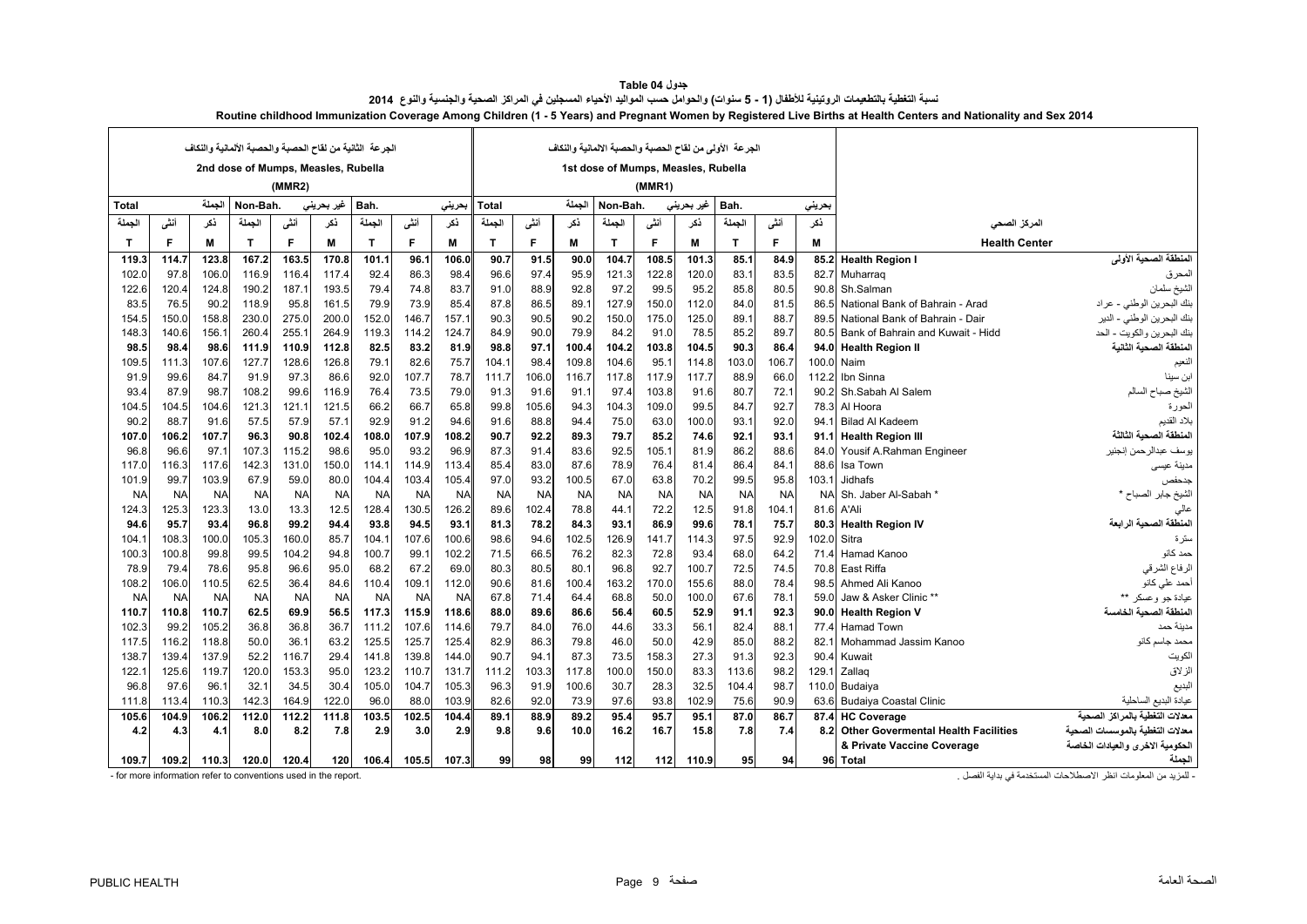جدول 04 Table

نسبة التغطية بالتطعيمات الروتينية للأطفال (1 - 5 سنوات) والحوامل حسب المواليد الأحياء المسجلين في المراكز الصحية والجنسية والنوع 2014

**Routine childhood Immunization Coverage Among Children (1 - 5 Years) and Pregnant Women by Registered Live Births at Health Centers and Nationality and Sex 2014**

| الجرعة الثانية من لقاح الحصبة والحصبة الألمانية والنكاف 2nd dose of Mumps, Measles, Rubella (MMR2) | | | | | | | | | الجرعة الأولى من لقاح الحصبة والحصبة الالمانية والنكاف 1st dose of Mumps, Measles, Rubella (MMR1) | | | | | | | | | | |
|---|---|---|---|---|---|---|---|---|---|---|---|---|---|---|---|---|---|---|---|
| Total الجملة | | | Non-Bah. غير بحريني | | | Bah. بحريني | | | Total الجملة | | | Non-Bah. غير بحريني | | | Bah. بحريني | | | | |
| الجملة T | أنثى F | ذكر M | الجملة T | أنثى F | ذكر M | الجملة T | أنثى F | ذكر M | الجملة T | أنثى F | ذكر M | الجملة T | أنثى F | ذكر M | الجملة T | أنثى F | ذكر M | Health Center | المركز الصحي |
| **119.3** | **114.7** | **123.8** | **167.2** | **163.5** | **170.8** | **101.1** | **96.1** | **106.0** | **90.7** | **91.5** | **90.0** | **104.7** | **108.5** | **101.3** | **85.1** | **84.9** | **85.2** | **Health Region I** | **المنطقة الصحية الأولى** |
| 102.0 | 97.8 | 106.0 | 116.9 | 116.4 | 117.4 | 92.4 | 86.3 | 98.4 | 96.6 | 97.4 | 95.9 | 121.3 | 122.8 | 120.0 | 83.1 | 83.5 | 82.7 | Muharraq | المحرق |
| 122.6 | 120.4 | 124.8 | 190.2 | 187.1 | 193.5 | 79.4 | 74.8 | 83.7 | 91.0 | 88.9 | 92.8 | 97.2 | 99.5 | 95.2 | 85.8 | 80.5 | 90.8 | Sh.Salman | الشيخ سلمان |
| 83.5 | 76.5 | 90.2 | 118.9 | 95.8 | 161.5 | 79.9 | 73.9 | 85.4 | 87.8 | 86.5 | 89.1 | 127.9 | 150.0 | 112.0 | 84.0 | 81.5 | 86.5 | National Bank of Bahrain - Arad | بنك البحرين الوطني - عراد |
| 154.5 | 150.0 | 158.8 | 230.0 | 275.0 | 200.0 | 152.0 | 146.7 | 157.1 | 90.3 | 90.5 | 90.2 | 150.0 | 175.0 | 125.0 | 89.1 | 88.7 | 89.5 | National Bank of Bahrain - Dair | بنك البحرين الوطني - الدير |
| 148.3 | 140.6 | 156.1 | 260.4 | 255.1 | 264.9 | 119.3 | 114.2 | 124.7 | 84.9 | 90.0 | 79.9 | 84.2 | 91.0 | 78.5 | 85.2 | 89.7 | 80.5 | Bank of Bahrain and Kuwait - Hidd | بنك البحرين والكويت - الحد |
| **98.5** | **98.4** | **98.6** | **111.9** | **110.9** | **112.8** | **82.5** | **83.2** | **81.9** | **98.8** | **97.1** | **100.4** | **104.2** | **103.8** | **104.5** | **90.3** | **86.4** | **94.0** | **Health Region II** | **المنطقة الصحية الثانية** |
| 109.5 | 111.3 | 107.6 | 127.7 | 128.6 | 126.8 | 79.1 | 82.6 | 75.7 | 104.1 | 98.4 | 109.8 | 104.6 | 95.1 | 114.8 | 103.0 | 106.7 | 100.0 | Naim | النعيم |
| 91.9 | 99.6 | 84.7 | 91.9 | 97.3 | 86.6 | 92.0 | 107.7 | 78.7 | 111.7 | 106.0 | 116.7 | 117.8 | 117.9 | 117.7 | 88.9 | 66.0 | 112.2 | Ibn Sinna | ابن سينا |
| 93.4 | 87.9 | 98.7 | 108.2 | 99.6 | 116.9 | 76.4 | 73.5 | 79.0 | 91.3 | 91.6 | 91.1 | 97.4 | 103.8 | 91.6 | 80.7 | 72.1 | 90.2 | Sh.Sabah Al Salem | الشيخ صباح السالم |
| 104.5 | 104.5 | 104.6 | 121.3 | 121.1 | 121.5 | 66.2 | 66.7 | 65.8 | 99.8 | 105.6 | 94.3 | 104.3 | 109.0 | 99.5 | 84.7 | 92.7 | 78.3 | Al Hoora | الحورة |
| 90.2 | 88.7 | 91.6 | 57.5 | 57.9 | 57.1 | 92.9 | 91.2 | 94.6 | 91.6 | 88.8 | 94.4 | 75.0 | 63.0 | 100.0 | 93.1 | 92.0 | 94.1 | Bilad Al Kadeem | بلاد القديم |
| **107.0** | **106.2** | **107.7** | **96.3** | **90.8** | **102.4** | **108.0** | **107.9** | **108.2** | **90.7** | **92.2** | **89.3** | **79.7** | **85.2** | **74.6** | **92.1** | **93.1** | **91.1** | **Health Region III** | **المنطقة الصحية الثالثة** |
| 96.8 | 96.6 | 97.1 | 107.3 | 115.2 | 98.6 | 95.0 | 93.2 | 96.9 | 87.3 | 91.4 | 83.6 | 92.5 | 105.1 | 81.9 | 86.2 | 88.6 | 84.0 | Yousif A.Rahman Engineer | يوسف عبدالرحمن إنجنير |
| 117.0 | 116.3 | 117.6 | 142.3 | 131.0 | 150.0 | 114.1 | 114.9 | 113.4 | 85.4 | 83.0 | 87.6 | 78.9 | 76.4 | 81.4 | 86.4 | 84.1 | 88.6 | Isa Town | مدينة عيسى |
| 101.9 | 99.7 | 103.9 | 67.9 | 59.0 | 80.0 | 104.4 | 103.4 | 105.4 | 97.0 | 93.2 | 100.5 | 67.0 | 63.8 | 70.2 | 99.5 | 95.8 | 103.1 | Jidhafs | جدحفص |
| NA | NA | NA | NA | NA | NA | NA | NA | NA | NA | NA | NA | NA | NA | NA | NA | NA | NA | Sh. Jaber Al-Sabah * | الشيخ جابر الصباح * |
| 124.3 | 125.3 | 123.3 | 13.0 | 13.3 | 12.5 | 128.4 | 130.5 | 126.2 | 89.6 | 102.4 | 78.8 | 44.1 | 72.2 | 12.5 | 91.8 | 104.1 | 81.6 | A'Ali | عالي |
| **94.6** | **95.7** | **93.4** | **96.8** | **99.2** | **94.4** | **93.8** | **94.5** | **93.1** | **81.3** | **78.2** | **84.3** | **93.1** | **86.9** | **99.6** | **78.1** | **75.7** | **80.3** | **Health Region IV** | **المنطقة الصحية الرابعة** |
| 104.1 | 108.3 | 100.0 | 105.3 | 160.0 | 85.7 | 104.1 | 107.6 | 100.6 | 98.6 | 94.6 | 102.5 | 126.9 | 141.7 | 114.3 | 97.5 | 92.9 | 102.0 | Sitra | سترة |
| 100.3 | 100.8 | 99.8 | 99.5 | 104.2 | 94.8 | 100.7 | 99.1 | 102.2 | 71.5 | 66.5 | 76.2 | 82.3 | 72.8 | 93.4 | 68.0 | 64.2 | 71.4 | Hamad Kanoo | حمد كانو |
| 78.9 | 79.4 | 78.6 | 95.8 | 96.6 | 95.0 | 68.2 | 67.2 | 69.0 | 80.3 | 80.5 | 80.1 | 96.8 | 92.7 | 100.7 | 72.5 | 74.5 | 70.8 | East Riffa | الرفاع الشرقي |
| 108.2 | 106.0 | 110.5 | 62.5 | 36.4 | 84.6 | 110.4 | 109.1 | 112.0 | 90.6 | 81.6 | 100.4 | 163.2 | 170.0 | 155.6 | 88.0 | 78.4 | 98.5 | Ahmed Ali Kanoo | أحمد علي كانو |
| NA | NA | NA | NA | NA | NA | NA | NA | NA | 67.8 | 71.4 | 64.4 | 68.8 | 50.0 | 100.0 | 67.6 | 78.1 | 59.0 | Jaw & Asker Clinic ** | عيادة جو وعسكر ** |
| **110.7** | **110.8** | **110.7** | **62.5** | **69.9** | **56.5** | **117.3** | **115.9** | **118.6** | **88.0** | **89.6** | **86.6** | **56.4** | **60.5** | **52.9** | **91.1** | **92.3** | **90.0** | **Health Region V** | **المنطقة الصحية الخامسة** |
| 102.3 | 99.2 | 105.2 | 36.8 | 36.8 | 36.7 | 111.2 | 107.6 | 114.6 | 79.7 | 84.0 | 76.0 | 44.6 | 33.3 | 56.1 | 82.4 | 88.1 | 77.4 | Hamad Town | مدينة حمد |
| 117.5 | 116.2 | 118.8 | 50.0 | 36.1 | 63.2 | 125.5 | 125.7 | 125.4 | 82.9 | 86.3 | 79.8 | 46.0 | 50.0 | 42.9 | 85.0 | 88.2 | 82.1 | Mohammad Jassim Kanoo | محمد جاسم كانو |
| 138.7 | 139.4 | 137.9 | 52.2 | 116.7 | 29.4 | 141.8 | 139.8 | 144.0 | 90.7 | 94.1 | 87.3 | 73.5 | 158.3 | 27.3 | 91.3 | 92.3 | 90.4 | Kuwait | الكويت |
| 122.1 | 125.6 | 119.7 | 120.0 | 153.3 | 95.0 | 123.2 | 110.7 | 131.7 | 111.2 | 103.3 | 117.8 | 100.0 | 150.0 | 83.3 | 113.6 | 98.2 | 129.1 | Zallaq | الزلاق |
| 96.8 | 97.6 | 96.1 | 32.1 | 34.5 | 30.4 | 105.0 | 104.7 | 105.3 | 96.3 | 91.9 | 100.6 | 30.7 | 28.3 | 32.5 | 104.4 | 98.7 | 110.0 | Budaiya | البديع |
| 111.8 | 113.4 | 110.3 | 142.3 | 164.9 | 122.0 | 96.0 | 88.0 | 103.9 | 82.6 | 92.0 | 73.9 | 97.6 | 93.8 | 102.9 | 75.6 | 90.9 | 63.6 | Budaiya Coastal Clinic | عيادة البديع الساحلية |
| **105.6** | **104.9** | **106.2** | **112.0** | **112.2** | **111.8** | **103.5** | **102.5** | **104.4** | **89.1** | **88.9** | **89.2** | **95.4** | **95.7** | **95.1** | **87.0** | **86.7** | **87.4** | **HC Coverage** | **معدلات التغطية بالمراكز الصحية** |
| **4.2** | **4.3** | **4.1** | **8.0** | **8.2** | **7.8** | **2.9** | **3.0** | **2.9** | **9.8** | **9.6** | **10.0** | **16.2** | **16.7** | **15.8** | **7.8** | **7.4** | **8.2** | **Other Govermental Health Facilities & Private Vaccine Coverage** | **معدلات التغطية بالموسسات الصحية الحكومية الاخرى والعيادات الخاصة** |
| **109.7** | **109.2** | **110.3** | **120.0** | **120.4** | **120** | **106.4** | **105.5** | **107.3** | **99** | **98** | **99** | **112** | **112** | **110.9** | **95** | **94** | **96** | **Total** | **الجملة** |

- for more information refer to conventions used in the report.

- للمزيد من المعلومات انظر الاصطلاحات المستخدمة في بداية الفصل .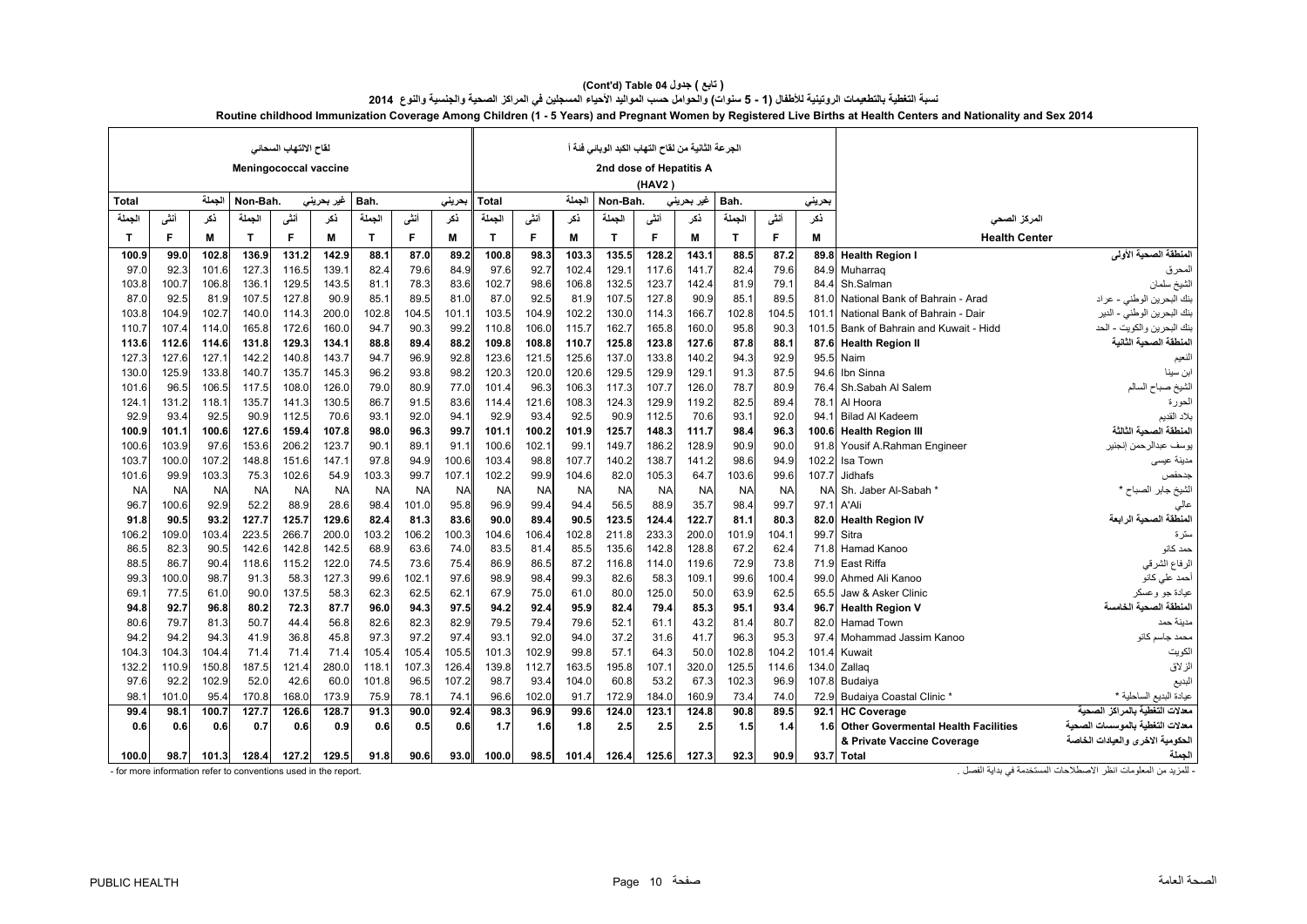**( تابع ) جدول 04 Table (Cont'd)**

**نسبة التغطية بالتطعيمات الروتينية للأطفال (1 - 5 سنوات) والحوامل حسب المواليد الأحياء المسجلين في المراكز الصحية والجنسية والنوع 2014**

**Routine childhood Immunization Coverage Among Children (1 - 5 Years) and Pregnant Women by Registered Live Births at Health Centers and Nationality and Sex 2014**

| لقاح الالتهاب السحائي Meningococcal vaccine | | | | | | | | | الجرعة الثانية من لقاح التهاب الكبد الوبائي فئة أ 2nd dose of Hepatitis A (HAV2) | | | | | | | | | | |
|---|---|---|---|---|---|---|---|---|---|---|---|---|---|---|---|---|---|---|---|
| الجملة Total | | | غير بحريني Non-Bah. | | | بحريني Bah. | | | الجملة Total | | | غير بحريني Non-Bah. | | | بحريني Bah. | | | المركز الصحي | |
| الجملة T | أنثى F | ذكر M | الجملة T | أنثى F | ذكر M | الجملة T | أنثى F | ذكر M | الجملة T | أنثى F | ذكر M | الجملة T | أنثى F | ذكر M | الجملة T | أنثى F | ذكر M | Health Center | |
| **100.9** | **99.0** | **102.8** | **136.9** | **131.2** | **142.9** | **88.1** | **87.0** | **89.2** | **100.8** | **98.3** | **103.3** | **135.5** | **128.2** | **143.1** | **88.5** | **87.2** | **89.8** | **Health Region I** | **المنطقة الصحية الأولى** |
| 97.0 | 92.3 | 101.6 | 127.3 | 116.5 | 139.1 | 82.4 | 79.6 | 84.9 | 97.6 | 92.7 | 102.4 | 129.1 | 117.6 | 141.7 | 82.4 | 79.6 | 84.9 | Muharraq | المحرق |
| 103.8 | 100.7 | 106.8 | 136.1 | 129.5 | 143.5 | 81.1 | 78.3 | 83.6 | 102.7 | 98.6 | 106.8 | 132.5 | 123.7 | 142.4 | 81.9 | 79.1 | 84.4 | Sh.Salman | الشيخ سلمان |
| 87.0 | 92.5 | 81.9 | 107.5 | 127.8 | 90.9 | 85.1 | 89.5 | 81.0 | 87.0 | 92.5 | 81.9 | 107.5 | 127.8 | 90.9 | 85.1 | 89.5 | 81.0 | National Bank of Bahrain - Arad | بنك البحرين الوطني - عراد |
| 103.8 | 104.9 | 102.7 | 140.0 | 114.3 | 200.0 | 102.8 | 104.5 | 101.1 | 103.5 | 104.9 | 102.2 | 130.0 | 114.3 | 166.7 | 102.8 | 104.5 | 101.1 | National Bank of Bahrain - Dair | بنك البحرين الوطني - الدير |
| 110.7 | 107.4 | 114.0 | 165.8 | 172.6 | 160.0 | 94.7 | 90.3 | 99.2 | 110.8 | 106.0 | 115.7 | 162.7 | 165.8 | 160.0 | 95.8 | 90.3 | 101.5 | Bank of Bahrain and Kuwait - Hidd | بنك البحرين والكويت - الحد |
| **113.6** | **112.6** | **114.6** | **131.8** | **129.3** | **134.1** | **88.8** | **89.4** | **88.2** | **109.8** | **108.8** | **110.7** | **125.8** | **123.8** | **127.6** | **87.8** | **88.1** | **87.6** | **Health Region II** | **المنطقة الصحية الثانية** |
| 127.3 | 127.6 | 127.1 | 142.2 | 140.8 | 143.7 | 94.7 | 96.9 | 92.8 | 123.6 | 121.5 | 125.6 | 137.0 | 133.8 | 140.2 | 94.3 | 92.9 | 95.5 | Naim | النعيم |
| 130.0 | 125.9 | 133.8 | 140.7 | 135.7 | 145.3 | 96.2 | 93.8 | 98.2 | 120.3 | 120.0 | 120.6 | 129.5 | 129.9 | 129.1 | 91.3 | 87.5 | 94.6 | Ibn Sinna | ابن سينا |
| 101.6 | 96.5 | 106.5 | 117.5 | 108.0 | 126.0 | 79.0 | 80.9 | 77.0 | 101.4 | 96.3 | 106.3 | 117.3 | 107.7 | 126.0 | 78.7 | 80.9 | 76.4 | Sh.Sabah Al Salem | الشيخ صباح السالم |
| 124.1 | 131.2 | 118.1 | 135.7 | 141.3 | 130.5 | 86.7 | 91.5 | 83.6 | 114.4 | 121.6 | 108.3 | 124.3 | 129.9 | 119.2 | 82.5 | 89.4 | 78.1 | Al Hoora | الحورة |
| 92.9 | 93.4 | 92.5 | 90.9 | 112.5 | 70.6 | 93.1 | 92.0 | 94.1 | 92.9 | 93.4 | 92.5 | 90.9 | 112.5 | 70.6 | 93.1 | 92.0 | 94.1 | Bilad Al Kadeem | بلاد القديم |
| **100.9** | **101.1** | **100.6** | **127.6** | **159.4** | **107.8** | **98.0** | **96.3** | **99.7** | **101.1** | **100.2** | **101.9** | **125.7** | **148.3** | **111.7** | **98.4** | **96.3** | **100.6** | **Health Region III** | **المنطقة الصحية الثالثة** |
| 100.6 | 103.9 | 97.6 | 153.6 | 206.2 | 123.7 | 90.1 | 89.1 | 91.1 | 100.6 | 102.1 | 99.1 | 149.7 | 186.2 | 128.9 | 90.9 | 90.0 | 91.8 | Yousif A.Rahman Engineer | يوسف عبدالرحمن إنجنير |
| 103.7 | 100.0 | 107.2 | 148.8 | 151.6 | 147.1 | 97.8 | 94.9 | 100.6 | 103.4 | 98.8 | 107.7 | 140.2 | 138.7 | 141.2 | 98.6 | 94.9 | 102.2 | Isa Town | مدينة عيسى |
| 101.6 | 99.9 | 103.3 | 75.3 | 102.6 | 54.9 | 103.3 | 99.7 | 107.1 | 102.2 | 99.9 | 104.6 | 82.0 | 105.3 | 64.7 | 103.6 | 99.6 | 107.7 | Jidhafs | جدحفص |
| NA | NA | NA | NA | NA | NA | NA | NA | NA | NA | NA | NA | NA | NA | NA | NA | NA | NA | Sh. Jaber Al-Sabah * | الشيخ جابر الصباح * |
| 96.7 | 100.6 | 92.9 | 52.2 | 88.9 | 28.6 | 98.4 | 101.0 | 95.8 | 96.9 | 99.4 | 94.4 | 56.5 | 88.9 | 35.7 | 98.4 | 99.7 | 97.1 | A'Ali | عالي |
| **91.8** | **90.5** | **93.2** | **127.7** | **125.7** | **129.6** | **82.4** | **81.3** | **83.6** | **90.0** | **89.4** | **90.5** | **123.5** | **124.4** | **122.7** | **81.1** | **80.3** | **82.0** | **Health Region IV** | **المنطقة الصحية الرابعة** |
| 106.2 | 109.0 | 103.4 | 223.5 | 266.7 | 200.0 | 103.2 | 106.2 | 100.3 | 104.6 | 106.4 | 102.8 | 211.8 | 233.3 | 200.0 | 101.9 | 104.1 | 99.7 | Sitra | سترة |
| 86.5 | 82.3 | 90.5 | 142.6 | 142.8 | 142.5 | 68.9 | 63.6 | 74.0 | 83.5 | 81.4 | 85.5 | 135.6 | 142.8 | 128.8 | 67.2 | 62.4 | 71.8 | Hamad Kanoo | حمد كانو |
| 88.5 | 86.7 | 90.4 | 118.6 | 115.2 | 122.0 | 74.5 | 73.6 | 75.4 | 86.9 | 86.5 | 87.2 | 116.8 | 114.0 | 119.6 | 72.9 | 73.8 | 71.9 | East Riffa | الرفاع الشرقي |
| 99.3 | 100.0 | 98.7 | 91.3 | 58.3 | 127.3 | 99.6 | 102.1 | 97.6 | 98.9 | 98.4 | 99.3 | 82.6 | 58.3 | 109.1 | 99.6 | 100.4 | 99.0 | Ahmed Ali Kanoo | أحمد علي كانو |
| 69.1 | 77.5 | 61.0 | 90.0 | 137.5 | 58.3 | 62.3 | 62.5 | 62.1 | 67.9 | 75.0 | 61.0 | 80.0 | 125.0 | 50.0 | 63.9 | 62.5 | 65.5 | Jaw & Asker Clinic | عيادة جو وعسكر |
| **94.8** | **92.7** | **96.8** | **80.2** | **72.3** | **87.7** | **96.0** | **94.3** | **97.5** | **94.2** | **92.4** | **95.9** | **82.4** | **79.4** | **85.3** | **95.1** | **93.4** | **96.7** | **Health Region V** | **المنطقة الصحية الخامسة** |
| 80.6 | 79.7 | 81.3 | 50.7 | 44.4 | 56.8 | 82.6 | 82.3 | 82.9 | 79.5 | 79.4 | 79.6 | 52.1 | 61.1 | 43.2 | 81.4 | 80.7 | 82.0 | Hamad Town | مدينة حمد |
| 94.2 | 94.2 | 94.3 | 41.9 | 36.8 | 45.8 | 97.3 | 97.2 | 97.4 | 93.1 | 92.0 | 94.0 | 37.2 | 31.6 | 41.7 | 96.3 | 95.3 | 97.4 | Mohammad Jassim Kanoo | محمد جاسم كانو |
| 104.3 | 104.3 | 104.4 | 71.4 | 71.4 | 71.4 | 105.4 | 105.4 | 105.5 | 101.3 | 102.9 | 99.8 | 57.1 | 64.3 | 50.0 | 102.8 | 104.2 | 101.4 | Kuwait | الكويت |
| 132.2 | 110.9 | 150.8 | 187.5 | 121.4 | 280.0 | 118.1 | 107.3 | 126.4 | 139.8 | 112.7 | 163.5 | 195.8 | 107.1 | 320.0 | 125.5 | 114.6 | 134.0 | Zallaq | الزلاق |
| 97.6 | 92.2 | 102.9 | 52.0 | 42.6 | 60.0 | 101.8 | 96.5 | 107.2 | 98.7 | 93.4 | 104.0 | 60.8 | 53.2 | 67.3 | 102.3 | 96.9 | 107.8 | Budaiya | البديع |
| 98.1 | 101.0 | 95.4 | 170.8 | 168.0 | 173.9 | 75.9 | 78.1 | 74.1 | 96.6 | 102.0 | 91.7 | 172.9 | 184.0 | 160.9 | 73.4 | 74.0 | 72.9 | Budaiya Coastal Clinic * | عيادة البديع الساحلية * |
| **99.4** | **98.1** | **100.7** | **127.7** | **126.6** | **128.7** | **91.3** | **90.0** | **92.4** | **98.3** | **96.9** | **99.6** | **124.0** | **123.1** | **124.8** | **90.8** | **89.5** | **92.1** | **HC Coverage** | **معدلات التغطية بالمراكز الصحية** |
| **0.6** | **0.6** | **0.6** | **0.7** | **0.6** | **0.9** | **0.6** | **0.5** | **0.6** | **1.7** | **1.6** | **1.8** | **2.5** | **2.5** | **2.5** | **1.5** | **1.4** | **1.6** | **Other Govermental Health Facilities & Private Vaccine Coverage** | **معدلات التغطية بالموسسات الصحية الحكومية الاخرى والعيادات الخاصة** |
| **100.0** | **98.7** | **101.3** | **128.4** | **127.2** | **129.5** | **91.8** | **90.6** | **93.0** | **100.0** | **98.5** | **101.4** | **126.4** | **125.6** | **127.3** | **92.3** | **90.9** | **93.7** | **Total** | **الجملة** |

- for more information refer to conventions used in the report.

- للمزيد من المعلومات انظر الاصطلاحات المستخدمة في بداية الفصل .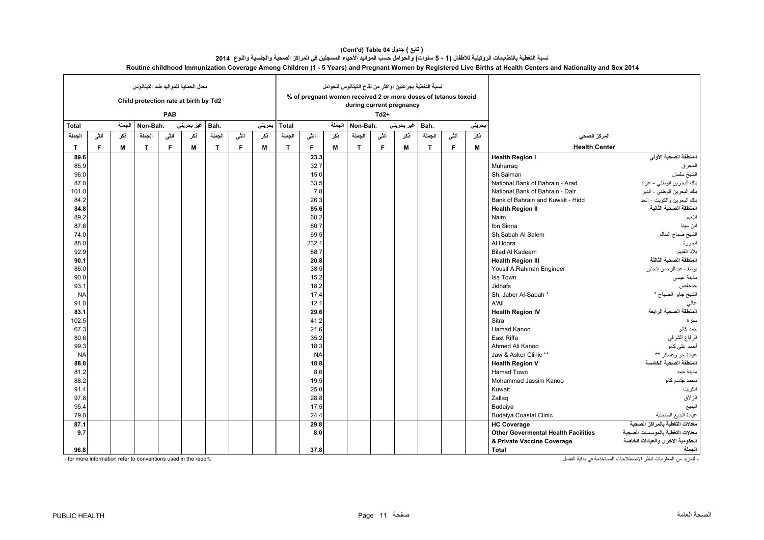**( تابع ) جدول 04 Table (Cont'd)**

**نسبة التغطية بالتطعيمات الروتينية للأطفال (1 - 5 سنوات) والحوامل حسب المواليد الأحياء المسجلين في المراكز الصحية والجنسية والنوع 2014**

**Routine childhood Immunization Coverage Among Children (1 - 5 Years) and Pregnant Women by Registered Live Births at Health Centers and Nationality and Sex 2014**

| معدل الحماية للمواليد ضد التيتانوس Child protection rate at birth by Td2 PAB | | | | | | | | | نسبة التغطية بجرعتين أوأكثر من لقاح التيتانوس للحوامل % of pregnant women received 2 or more doses of tetanus toxoid during current pregnancy Td2+ | | | | | | | | | | |
|---|---|---|---|---|---|---|---|---|---|---|---|---|---|---|---|---|---|---|---|
| Total الجملة | | | Non-Bah. غير بحريني | | | Bah. بحريني | | | Total الجملة | | | Non-Bah. غير بحريني | | | Bah. بحريني | | | | |
| الجملة T | أنثى F | ذكر M | الجملة T | أنثى F | ذكر M | الجملة T | أنثى F | ذكر M | الجملة T | أنثى F | ذكر M | الجملة T | أنثى F | ذكر M | الجملة T | أنثى F | ذكر M | Health Center | المركز الصحي |
| **89.6** | | | | | | | | | | **23.3** | | | | | | | | **Health Region I** | **المنطقة الصحية الأولى** |
| 85.9 | | | | | | | | | | 32.7 | | | | | | | | Muharraq | المحرق |
| 96.0 | | | | | | | | | | 15.0 | | | | | | | | Sh.Salman | الشيخ سلمان |
| 87.0 | | | | | | | | | | 33.5 | | | | | | | | National Bank of Bahrain - Arad | بنك البحرين الوطني - عراد |
| 101.0 | | | | | | | | | | 7.8 | | | | | | | | National Bank of Bahrain - Dair | بنك البحرين الوطني - الدير |
| 84.2 | | | | | | | | | | 26.3 | | | | | | | | Bank of Bahrain and Kuwait - Hidd | بنك البحرين والكويت - الحد |
| **84.8** | | | | | | | | | | **85.6** | | | | | | | | **Health Region II** | **المنطقة الصحية الثانية** |
| 89.2 | | | | | | | | | | 60.2 | | | | | | | | Naim | النعيم |
| 87.8 | | | | | | | | | | 80.7 | | | | | | | | Ibn Sinna | ابن سينا |
| 74.0 | | | | | | | | | | 69.5 | | | | | | | | Sh.Sabah Al Salem | الشيخ صباح السالم |
| 88.0 | | | | | | | | | | 232.1 | | | | | | | | Al Hoora | الحورة |
| 92.9 | | | | | | | | | | 88.7 | | | | | | | | Bilad Al Kadeem | بلاد القديم |
| **90.1** | | | | | | | | | | **20.8** | | | | | | | | **Health Region III** | **المنطقة الصحية الثالثة** |
| 86.0 | | | | | | | | | | 38.5 | | | | | | | | Yousif A.Rahman Engineer | يوسف عبدالرحمن إنجنير |
| 90.0 | | | | | | | | | | 15.2 | | | | | | | | Isa Town | مدينة عيسى |
| 93.1 | | | | | | | | | | 18.2 | | | | | | | | Jidhafs | جدحفص |
| NA | | | | | | | | | | 17.4 | | | | | | | | Sh. Jaber Al-Sabah * | الشيخ جابر الصباح * |
| 91.0 | | | | | | | | | | 12.1 | | | | | | | | A'Ali | عالي |
| **83.1** | | | | | | | | | | **29.6** | | | | | | | | **Health Region IV** | **المنطقة الصحية الرابعة** |
| 102.5 | | | | | | | | | | 41.2 | | | | | | | | Sitra | سترة |
| 67.3 | | | | | | | | | | 21.6 | | | | | | | | Hamad Kanoo | حمد كانو |
| 80.6 | | | | | | | | | | 35.2 | | | | | | | | East Riffa | الرفاع الشرقي |
| 99.3 | | | | | | | | | | 18.3 | | | | | | | | Ahmed Ali Kanoo | أحمد علي كانو |
| NA | | | | | | | | | | NA | | | | | | | | Jaw & Asker Clinic ** | عيادة جو وعسكر ** |
| **88.8** | | | | | | | | | | **18.8** | | | | | | | | **Health Region V** | **المنطقة الصحية الخامسة** |
| 81.2 | | | | | | | | | | 8.6 | | | | | | | | Hamad Town | مدينة حمد |
| 88.2 | | | | | | | | | | 19.5 | | | | | | | | Mohammad Jassim Kanoo | محمد جاسم كانو |
| 91.4 | | | | | | | | | | 25.0 | | | | | | | | Kuwait | الكويت |
| 97.8 | | | | | | | | | | 28.8 | | | | | | | | Zallaq | الزلاق |
| 95.4 | | | | | | | | | | 17.5 | | | | | | | | Budaiya | البديع |
| 79.0 | | | | | | | | | | 24.4 | | | | | | | | Budaiya Coastal Clinic | عيادة البديع الساحلية |
| **87.1** | | | | | | | | | | **29.8** | | | | | | | | **HC Coverage** | **معدلات التغطية بالمراكز الصحية** |
| **9.7** | | | | | | | | | | **8.0** | | | | | | | | **Other Govermental Health Facilities & Private Vaccine Coverage** | **معدلات التغطية بالموسسات الصحية الحكومية الاخرى والعيادات الخاصة** |
| **96.8** | | | | | | | | | | **37.8** | | | | | | | | **Total** | **الجملة** |

- for more information refer to conventions used in the report.

- للمزيد من المعلومات انظر الاصطلاحات المستخدمة في بداية الفصل .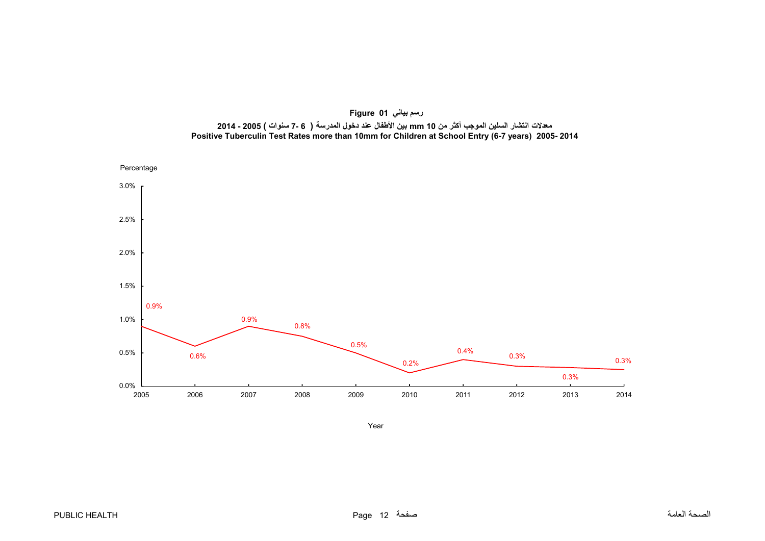**Figure 01 رسم بياني**

**معدلات انتشار السلين الموجب أكثر من 10 mm بين الأطفال عند دخول المدرسة ( 6 -7 سنوات ) 2005 - 2014**

**Positive Tuberculin Test Rates more than 10mm for Children at School Entry (6-7 years) 2005- 2014**

| Year | Percentage |
|---|---|
| 2005 | 0.9% |
| 2006 | 0.6% |
| 2007 | 0.9% |
| 2008 | 0.8% |
| 2009 | 0.5% |
| 2010 | 0.2% |
| 2011 | 0.4% |
| 2012 | 0.3% |
| 2013 | 0.3% |
| 2014 | 0.3% |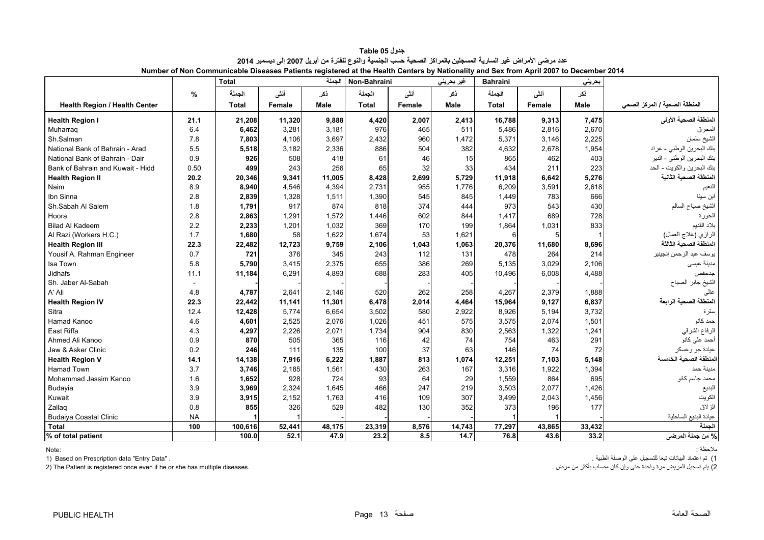**جدول Table 05**

**عدد مرضى الأمراض غير السارية المسجلين بالمراكز الصحية حسب الجنسية والنوع للفترة من أبريل 2007 إلى ديسمبر 2014**

**Number of Non Communicable Diseases Patients registered at the Health Centers by Nationality and Sex from April 2007 to December 2014**

| | | Total | | الجملة | Non-Bahraini | | غير بحريني | Bahraini | | بحريني | |
|---|---|---|---|---|---|---|---|---|---|---|---|
| | % | الجملة | أنثى | ذكر | الجملة | أنثى | ذكر | الجملة | أنثى | ذكر | |
| **Health Region / Health Center** | | **Total** | **Female** | **Male** | **Total** | **Female** | **Male** | **Total** | **Female** | **Male** | **المنطقة الصحية / المركز الصحي** |
| **Health Region I** | **21.1** | **21,208** | **11,320** | **9,888** | **4,420** | **2,007** | **2,413** | **16,788** | **9,313** | **7,475** | **المنطقة الصحية الأولى** |
| Muharraq | 6.4 | **6,462** | 3,281 | 3,181 | 976 | 465 | 511 | 5,486 | 2,816 | 2,670 | المحرق |
| Sh.Salman | 7.8 | **7,803** | 4,106 | 3,697 | 2,432 | 960 | 1,472 | 5,371 | 3,146 | 2,225 | الشيخ سلمان |
| National Bank of Bahrain - Arad | 5.5 | **5,518** | 3,182 | 2,336 | 886 | 504 | 382 | 4,632 | 2,678 | 1,954 | بنك البحرين الوطني - عراد |
| National Bank of Bahrain - Dair | 0.9 | **926** | 508 | 418 | 61 | 46 | 15 | 865 | 462 | 403 | بنك البحرين الوطني - الدير |
| Bank of Bahrain and Kuwait - Hidd | 0.50 | **499** | 243 | 256 | 65 | 32 | 33 | 434 | 211 | 223 | بنك البحرين والكويت - الحد |
| **Health Region II** | **20.2** | **20,346** | **9,341** | **11,005** | **8,428** | **2,699** | **5,729** | **11,918** | **6,642** | **5,276** | **المنطقة الصحية الثانية** |
| Naim | 8.9 | **8,940** | 4,546 | 4,394 | 2,731 | 955 | 1,776 | 6,209 | 3,591 | 2,618 | النعيم |
| Ibn Sinna | 2.8 | **2,839** | 1,328 | 1,511 | 1,390 | 545 | 845 | 1,449 | 783 | 666 | ابن سينا |
| Sh.Sabah Al Salem | 1.8 | **1,791** | 917 | 874 | 818 | 374 | 444 | 973 | 543 | 430 | الشيخ صباح السالم |
| Hoora | 2.8 | **2,863** | 1,291 | 1,572 | 1,446 | 602 | 844 | 1,417 | 689 | 728 | الحورة |
| Bilad Al Kadeem | 2.2 | **2,233** | 1,201 | 1,032 | 369 | 170 | 199 | 1,864 | 1,031 | 833 | بلاد القديم |
| Al Razi (Workers H.C.) | 1.7 | **1,680** | 58 | 1,622 | 1,674 | 53 | 1,621 | 6 | 5 | 1 | الرازي (علاج العمال) |
| **Health Region III** | **22.3** | **22,482** | **12,723** | **9,759** | **2,106** | **1,043** | **1,063** | **20,376** | **11,680** | **8,696** | **المنطقة الصحية الثالثة** |
| Yousif A. Rahman Engineer | 0.7 | **721** | 376 | 345 | 243 | 112 | 131 | 478 | 264 | 214 | يوسف عبد الرحمن إنجينير |
| Isa Town | 5.8 | **5,790** | 3,415 | 2,375 | 655 | 386 | 269 | 5,135 | 3,029 | 2,106 | مدينة عيسى |
| Jidhafs | 11.1 | **11,184** | 6,291 | 4,893 | 688 | 283 | 405 | 10,496 | 6,008 | 4,488 | جدحفص |
| Sh. Jaber Al-Sabah | - | **-** | - | - | - | - | - | - | - | - | الشيخ جابر الصباح |
| A' Ali | 4.8 | **4,787** | 2,641 | 2,146 | 520 | 262 | 258 | 4,267 | 2,379 | 1,888 | عالي |
| **Health Region IV** | **22.3** | **22,442** | **11,141** | **11,301** | **6,478** | **2,014** | **4,464** | **15,964** | **9,127** | **6,837** | **المنطقة الصحية الرابعة** |
| Sitra | 12.4 | **12,428** | 5,774 | 6,654 | 3,502 | 580 | 2,922 | 8,926 | 5,194 | 3,732 | سترة |
| Hamad Kanoo | 4.6 | **4,601** | 2,525 | 2,076 | 1,026 | 451 | 575 | 3,575 | 2,074 | 1,501 | حمد كانو |
| East Riffa | 4.3 | **4,297** | 2,226 | 2,071 | 1,734 | 904 | 830 | 2,563 | 1,322 | 1,241 | الرفاع الشرقي |
| Ahmed Ali Kanoo | 0.9 | **870** | 505 | 365 | 116 | 42 | 74 | 754 | 463 | 291 | أحمد علي كانو |
| Jaw & Asker Clinic | 0.2 | **246** | 111 | 135 | 100 | 37 | 63 | 146 | 74 | 72 | عيادة جو وعسكر |
| **Health Region V** | **14.1** | **14,138** | **7,916** | **6,222** | **1,887** | **813** | **1,074** | **12,251** | **7,103** | **5,148** | **المنطقة الصحية الخامسة** |
| Hamad Town | 3.7 | **3,746** | 2,185 | 1,561 | 430 | 263 | 167 | 3,316 | 1,922 | 1,394 | مدينة حمد |
| Mohammad Jassim Kanoo | 1.6 | **1,652** | 928 | 724 | 93 | 64 | 29 | 1,559 | 864 | 695 | محمد جاسم كانو |
| Budayia | 3.9 | **3,969** | 2,324 | 1,645 | 466 | 247 | 219 | 3,503 | 2,077 | 1,426 | البديع |
| Kuwait | 3.9 | **3,915** | 2,152 | 1,763 | 416 | 109 | 307 | 3,499 | 2,043 | 1,456 | الكويت |
| Zallaq | 0.8 | **855** | 326 | 529 | 482 | 130 | 352 | 373 | 196 | 177 | الزلاق |
| Budaiya Coastal Clinic | NA | **1** | 1 | - | - | - | - | 1 | 1 | - | عيادة البديع الساحلية |
| **Total** | **100** | **100,616** | **52,441** | **48,175** | **23,319** | **8,576** | **14,743** | **77,297** | **43,865** | **33,432** | **الجملة** |
| **% of total patient** | | **100.0** | **52.1** | **47.9** | **23.2** | **8.5** | **14.7** | **76.8** | **43.6** | **33.2** | **% من جملة المرضى** |

Note:

1) Based on Prescription data "Entry Data" .

2) The Patient is registered once even if he or she has multiple diseases.

ملاحظة :

1) تم اعتماد البيانات تبعا للتسجيل على الوصفة الطبية .

2) يتم تسجيل المريض مرة واحدة حتى وإن كان مصاب بأكثر من مرض .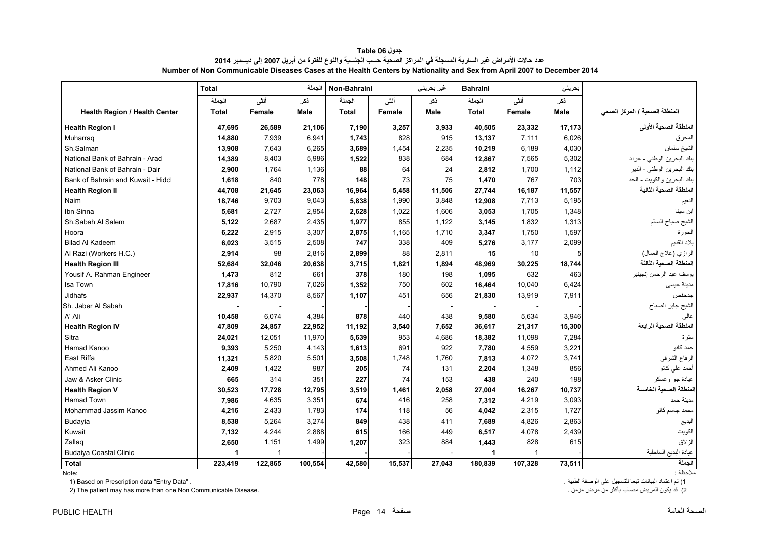**جدول 06 Table**

**عدد حالات الأمراض غير السارية المسجلة في المراكز الصحية حسب الجنسية والنوع للفترة من أبريل 2007 إلى ديسمبر 2014**

**Number of Non Communicable Diseases Cases at the Health Centers by Nationality and Sex from April 2007 to December 2014**

| | Total | | الجملة | Non-Bahraini | | غير بحريني | Bahraini | | بحريني | |
|---|---|---|---|---|---|---|---|---|---|---|
| | الجملة | أنثى | ذكر | الجملة | أنثى | ذكر | الجملة | أنثى | ذكر | |
| **Health Region / Health Center** | **Total** | **Female** | **Male** | **Total** | **Female** | **Male** | **Total** | **Female** | **Male** | **المنطقة الصحية / المركز الصحي** |
| **Health Region I** | **47,695** | **26,589** | **21,106** | **7,190** | **3,257** | **3,933** | **40,505** | **23,332** | **17,173** | **المنطقة الصحية الأولى** |
| Muharraq | **14,880** | 7,939 | 6,941 | **1,743** | 828 | 915 | **13,137** | 7,111 | 6,026 | المحرق |
| Sh.Salman | **13,908** | 7,643 | 6,265 | **3,689** | 1,454 | 2,235 | **10,219** | 6,189 | 4,030 | الشيخ سلمان |
| National Bank of Bahrain - Arad | **14,389** | 8,403 | 5,986 | **1,522** | 838 | 684 | **12,867** | 7,565 | 5,302 | بنك البحرين الوطني - عراد |
| National Bank of Bahrain - Dair | **2,900** | 1,764 | 1,136 | **88** | 64 | 24 | **2,812** | 1,700 | 1,112 | بنك البحرين الوطني - الدير |
| Bank of Bahrain and Kuwait - Hidd | **1,618** | 840 | 778 | **148** | 73 | 75 | **1,470** | 767 | 703 | بنك البحرين والكويت - الحد |
| **Health Region II** | **44,708** | **21,645** | **23,063** | **16,964** | **5,458** | **11,506** | **27,744** | **16,187** | **11,557** | **المنطقة الصحية الثانية** |
| Naim | **18,746** | 9,703 | 9,043 | **5,838** | 1,990 | 3,848 | **12,908** | 7,713 | 5,195 | النعيم |
| Ibn Sinna | **5,681** | 2,727 | 2,954 | **2,628** | 1,022 | 1,606 | **3,053** | 1,705 | 1,348 | ابن سينا |
| Sh.Sabah Al Salem | **5,122** | 2,687 | 2,435 | **1,977** | 855 | 1,122 | **3,145** | 1,832 | 1,313 | الشيخ صباح السالم |
| Hoora | **6,222** | 2,915 | 3,307 | **2,875** | 1,165 | 1,710 | **3,347** | 1,750 | 1,597 | الحورة |
| Bilad Al Kadeem | **6,023** | 3,515 | 2,508 | **747** | 338 | 409 | **5,276** | 3,177 | 2,099 | بلاد القديم |
| Al Razi (Workers H.C.) | **2,914** | 98 | 2,816 | **2,899** | 88 | 2,811 | **15** | 10 | 5 | الرازي (علاج العمال) |
| **Health Region III** | **52,684** | **32,046** | **20,638** | **3,715** | **1,821** | **1,894** | **48,969** | **30,225** | **18,744** | **المنطقة الصحية الثالثة** |
| Yousif A. Rahman Engineer | **1,473** | 812 | 661 | **378** | 180 | 198 | **1,095** | 632 | 463 | يوسف عبد الرحمن إنجينير |
| Isa Town | **17,816** | 10,790 | 7,026 | **1,352** | 750 | 602 | **16,464** | 10,040 | 6,424 | مدينة عيسى |
| Jidhafs | **22,937** | 14,370 | 8,567 | **1,107** | 451 | 656 | **21,830** | 13,919 | 7,911 | جدحفص |
| Sh. Jaber Al Sabah | **-** | - | - | **-** | - | - | **-** | - | - | الشيخ جابر الصباح |
| A' Ali | **10,458** | 6,074 | 4,384 | **878** | 440 | 438 | **9,580** | 5,634 | 3,946 | عالي |
| **Health Region IV** | **47,809** | **24,857** | **22,952** | **11,192** | **3,540** | **7,652** | **36,617** | **21,317** | **15,300** | **المنطقة الصحية الرابعة** |
| Sitra | **24,021** | 12,051 | 11,970 | **5,639** | 953 | 4,686 | **18,382** | 11,098 | 7,284 | سترة |
| Hamad Kanoo | **9,393** | 5,250 | 4,143 | **1,613** | 691 | 922 | **7,780** | 4,559 | 3,221 | حمد كانو |
| East Riffa | **11,321** | 5,820 | 5,501 | **3,508** | 1,748 | 1,760 | **7,813** | 4,072 | 3,741 | الرفاع الشرقي |
| Ahmed Ali Kanoo | **2,409** | 1,422 | 987 | **205** | 74 | 131 | **2,204** | 1,348 | 856 | أحمد علي كانو |
| Jaw & Asker Clinic | **665** | 314 | 351 | **227** | 74 | 153 | **438** | 240 | 198 | عيادة جو وعسكر |
| **Health Region V** | **30,523** | **17,728** | **12,795** | **3,519** | **1,461** | **2,058** | **27,004** | **16,267** | **10,737** | **المنطقة الصحية الخامسة** |
| Hamad Town | **7,986** | 4,635 | 3,351 | **674** | 416 | 258 | **7,312** | 4,219 | 3,093 | مدينة حمد |
| Mohammad Jassim Kanoo | **4,216** | 2,433 | 1,783 | **174** | 118 | 56 | **4,042** | 2,315 | 1,727 | محمد جاسم كانو |
| Budayia | **8,538** | 5,264 | 3,274 | **849** | 438 | 411 | **7,689** | 4,826 | 2,863 | البديع |
| Kuwait | **7,132** | 4,244 | 2,888 | **615** | 166 | 449 | **6,517** | 4,078 | 2,439 | الكويت |
| Zallaq | **2,650** | 1,151 | 1,499 | **1,207** | 323 | 884 | **1,443** | 828 | 615 | الزلاق |
| Budaiya Coastal Clinic | **1** | 1 | - | **-** | - | - | **1** | 1 | - | عيادة البديع الساحلية |
| **Total** | **223,419** | **122,865** | **100,554** | **42,580** | **15,537** | **27,043** | **180,839** | **107,328** | **73,511** | **الجملة** |

Note: ملاحظة :

1) Based on Prescription data "Entry Data" . 1) تم اعتماد البيانات تبعا للتسجيل على الوصفة الطبية .

2) The patient may has more than one Non Communicable Disease. 2) قد يكون المريض مصاب بأكثر من مرض مزمن .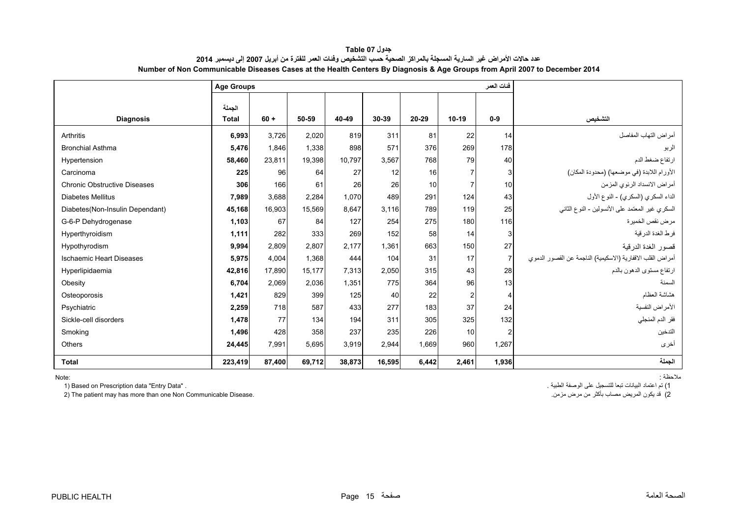# جدول Table 07

## عدد حالات الأمراض غير السارية المسجلة بالمراكز الصحية حسب التشخيص وفئات العمر للفترة من أبريل 2007 إلى ديسمبر 2014

## Number of Non Communicable Diseases Cases at the Health Centers By Diagnosis & Age Groups from April 2007 to December 2014

| | Age Groups | | | | | | | فئات العمر | |
|---|---|---|---|---|---|---|---|---|---|
| **Diagnosis** | الجملة **Total** | **60 +** | **50-59** | **40-49** | **30-39** | **20-29** | **10-19** | **0-9** | **التشخيص** |
| Arthritis | **6,993** | 3,726 | 2,020 | 819 | 311 | 81 | 22 | 14 | أمراض التهاب المفاصل |
| Bronchial Asthma | **5,476** | 1,846 | 1,338 | 898 | 571 | 376 | 269 | 178 | الربو |
| Hypertension | **58,460** | 23,811 | 19,398 | 10,797 | 3,567 | 768 | 79 | 40 | ارتفاع ضغط الدم |
| Carcinoma | **225** | 96 | 64 | 27 | 12 | 16 | 7 | 3 | الأورام اللابدة (في موضعها) (محدودة المكان) |
| Chronic Obstructive Diseases | **306** | 166 | 61 | 26 | 26 | 10 | 7 | 10 | أمراض الانسداد الرئوي المزمن |
| Diabetes Mellitus | **7,989** | 3,688 | 2,284 | 1,070 | 489 | 291 | 124 | 43 | الداء السكري (السكري) - النوع الأول |
| Diabetes(Non-Insulin Dependant) | **45,168** | 16,903 | 15,569 | 8,647 | 3,116 | 789 | 119 | 25 | السكري غير المعتمد على الأنسولين - النوع الثاني |
| G-6-P Dehydrogenase | **1,103** | 67 | 84 | 127 | 254 | 275 | 180 | 116 | مرض نقص الخميرة |
| Hyperthyroidism | **1,111** | 282 | 333 | 269 | 152 | 58 | 14 | 3 | فرط الغدة الدرقية |
| Hypothyrodism | **9,994** | 2,809 | 2,807 | 2,177 | 1,361 | 663 | 150 | 27 | قصور الغدة الدرقية |
| Ischaemic Heart Diseases | **5,975** | 4,004 | 1,368 | 444 | 104 | 31 | 17 | 7 | أمراض القلب الاقفارية (الاسكيمية) الناجمة عن القصور الدموي |
| Hyperlipidaemia | **42,816** | 17,890 | 15,177 | 7,313 | 2,050 | 315 | 43 | 28 | ارتفاع مستوى الدهون بالدم |
| Obesity | **6,704** | 2,069 | 2,036 | 1,351 | 775 | 364 | 96 | 13 | السمنة |
| Osteoporosis | **1,421** | 829 | 399 | 125 | 40 | 22 | 2 | 4 | هشاشة العظام |
| Psychiatric | **2,259** | 718 | 587 | 433 | 277 | 183 | 37 | 24 | الأمراض النفسية |
| Sickle-cell disorders | **1,478** | 77 | 134 | 194 | 311 | 305 | 325 | 132 | فقر الدم المنجلي |
| Smoking | **1,496** | 428 | 358 | 237 | 235 | 226 | 10 | 2 | التدخين |
| Others | **24,445** | 7,991 | 5,695 | 3,919 | 2,944 | 1,669 | 960 | 1,267 | أخرى |
| **Total** | **223,419** | **87,400** | **69,712** | **38,873** | **16,595** | **6,442** | **2,461** | **1,936** | **الجملة** |

Note:

1) Based on Prescription data "Entry Data" .

2) The patient may has more than one Non Communicable Disease.

ملاحظة :

1) تم اعتماد البيانات تبعا للتسجيل على الوصفة الطبية .

2) قد يكون المريض مصاب بأكثر من مرض مزمن.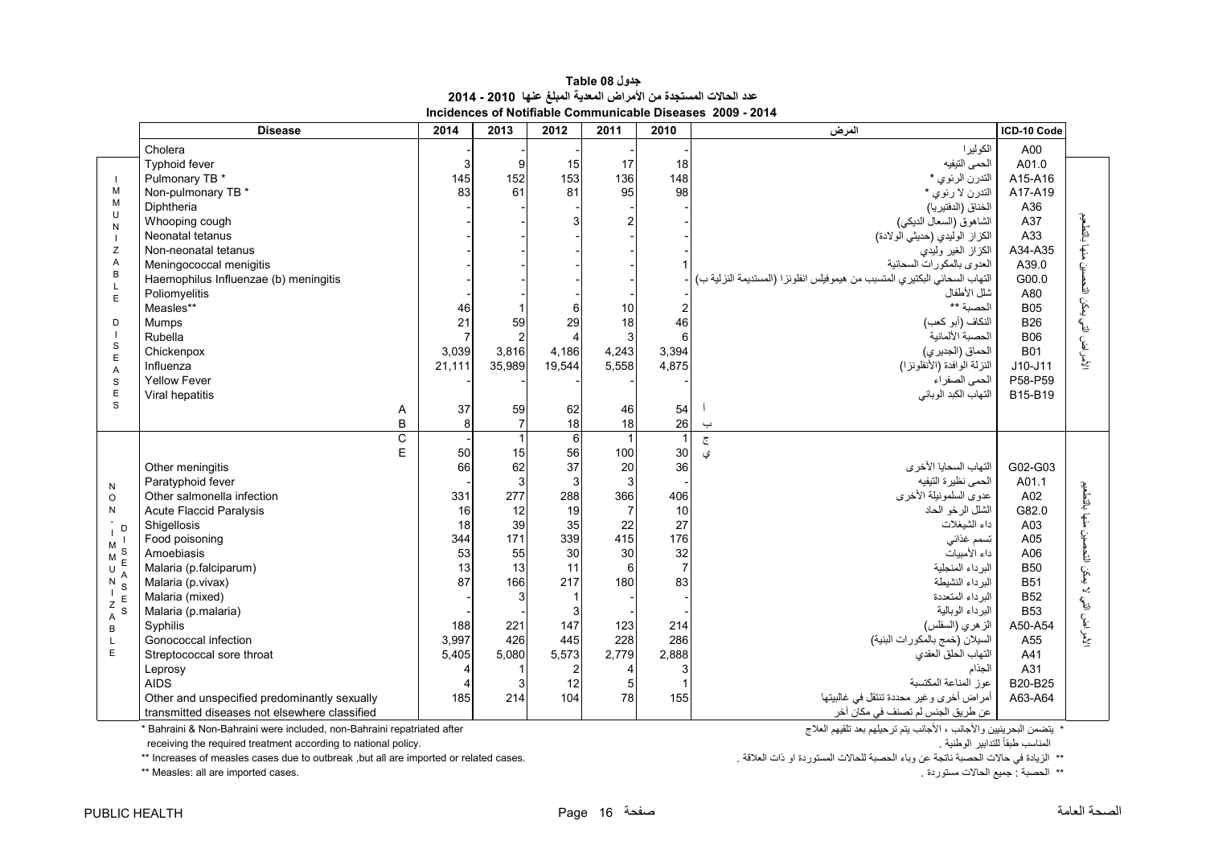# جدول 08 Table 08

## عدد الحالات المستجدة من الأمراض المعدية المبلغ عنها 2010 - 2014

## Incidences of Notifiable Communicable Diseases 2009 - 2014

| | Disease | 2014 | 2013 | 2012 | 2011 | 2010 | المرض | ICD-10 Code | |
|---|---|---|---|---|---|---|---|---|---|
| IMMUNIZABLE DISEASES | Cholera | - | - | - | - | - | الكوليرا | A00 | الأمراض التي يمكن التحصين منها بالتطعيم |
| | Typhoid fever | 3 | 9 | 15 | 17 | 18 | الحمى التيفيه | A01.0 | |
| | Pulmonary TB * | 145 | 152 | 153 | 136 | 148 | التدرن الرئوي * | A15-A16 | |
| | Non-pulmonary TB * | 83 | 61 | 81 | 95 | 98 | التدرن لا رئوي * | A17-A19 | |
| | Diphtheria | - | - | - | - | - | الخناق (الدفتيريا) | A36 | |
| | Whooping cough | - | - | 3 | 2 | - | الشاهوق (السعال الديكي) | A37 | |
| | Neonatal tetanus | - | - | - | - | - | الكزاز الوليدي (حديثي الولادة) | A33 | |
| | Non-neonatal tetanus | - | - | - | - | - | الكزاز الغير وليدي | A34-A35 | |
| | Meningococcal menigitis | - | - | - | - | 1 | العدوى بالمكورات السحائية | A39.0 | |
| | Haemophilus Influenzae (b) meningitis | - | - | - | - | - | التهاب السحائي البكتيري المتسبب من هيموفيلس انفلونزا (المستديمة النزلية ب) | G00.0 | |
| | Poliomyelitis | - | - | - | - | - | شلل الأطفال | A80 | |
| | Measles** | 46 | 1 | 6 | 10 | 2 | الحصبة ** | B05 | |
| | Mumps | 21 | 59 | 29 | 18 | 46 | النكاف (أبو كعب) | B26 | |
| | Rubella | 7 | 2 | 4 | 3 | 6 | الحصبة الألمانية | B06 | |
| | Chickenpox | 3,039 | 3,816 | 4,186 | 4,243 | 3,394 | الحماق (الجديري) | B01 | |
| | Influenza | 21,111 | 35,989 | 19,544 | 5,558 | 4,875 | النزلة الوافدة (الأنفلونزا) | J10-J11 | |
| | Yellow Fever | - | - | - | - | - | الحمى الصفراء | P58-P59 | |
| | Viral hepatitis | | | | | | التهاب الكبد الوبائي | B15-B19 | |
| | A | 37 | 59 | 62 | 46 | 54 | أ | | |
| | B | 8 | 7 | 18 | 18 | 26 | ب | | |
| NON-IMMUNIZABLE DISEASES | C | - | 1 | 6 | 1 | 1 | ج | | الأمراض التي لا يمكن التحصين منها بالتطعيم |
| | E | 50 | 15 | 56 | 100 | 30 | ي | | |
| | Other meningitis | 66 | 62 | 37 | 20 | 36 | التهاب السحايا الأخرى | G02-G03 | |
| | Paratyphoid fever | - | 3 | 3 | 3 | - | الحمى نظيرة التيفيه | A01.1 | |
| | Other salmonella infection | 331 | 277 | 288 | 366 | 406 | عدوى السلمونيلة الأخرى | A02 | |
| | Acute Flaccid Paralysis | 16 | 12 | 19 | 7 | 10 | الشلل الرخو الحاد | G82.0 | |
| | Shigellosis | 18 | 39 | 35 | 22 | 27 | داء الشيغلات | A03 | |
| | Food poisoning | 344 | 171 | 339 | 415 | 176 | تسمم غذائي | A05 | |
| | Amoebiasis | 53 | 55 | 30 | 30 | 32 | داء الأميبات | A06 | |
| | Malaria (p.falciparum) | 13 | 13 | 11 | 6 | 7 | البرداء المنجلية | B50 | |
| | Malaria (p.vivax) | 87 | 166 | 217 | 180 | 83 | البرداء النشيطة | B51 | |
| | Malaria (mixed) | - | 3 | 1 | - | - | البرداء المتعددة | B52 | |
| | Malaria (p.malaria) | - | - | 3 | - | - | البرداء الوبالية | B53 | |
| | Syphilis | 188 | 221 | 147 | 123 | 214 | الزهري (السفلس) | A50-A54 | |
| | Gonococcal infection | 3,997 | 426 | 445 | 228 | 286 | السيلان (خمج بالمكورات البنية) | A55 | |
| | Streptococcal sore throat | 5,405 | 5,080 | 5,573 | 2,779 | 2,888 | التهاب الحلق العقدي | A41 | |
| | Leprosy | 4 | 1 | 2 | 4 | 3 | الجذام | A31 | |
| | AIDS | 4 | 3 | 12 | 5 | 1 | عوز المناعة المكتسبة | B20-B25 | |
| | Other and unspecified predominantly sexually transmitted diseases not elsewhere classified | 185 | 214 | 104 | 78 | 155 | أمراض أخرى وغير محددة تنتقل في غالبيتها عن طريق الجنس لم تصنف في مكان آخر | A63-A64 | |

\* Bahraini & Non-Bahraini were included, non-Bahraini repatriated after receiving the required treatment according to national policy.

\* يتضمن البحرينيين والأجانب ، الأجانب يتم ترحيلهم بعد تلقيهم العلاج المناسب طبقاً للتدابير الوطنية .

** Increases of measles cases due to outbreak ,but all are imported or related cases.

** الزيادة في حالات الحصبة ناتجة عن وباء الحصبة للحالات المستوردة او ذات العلاقة .

** Measles: all are imported cases.

** الحصبة : جميع الحالات مستوردة .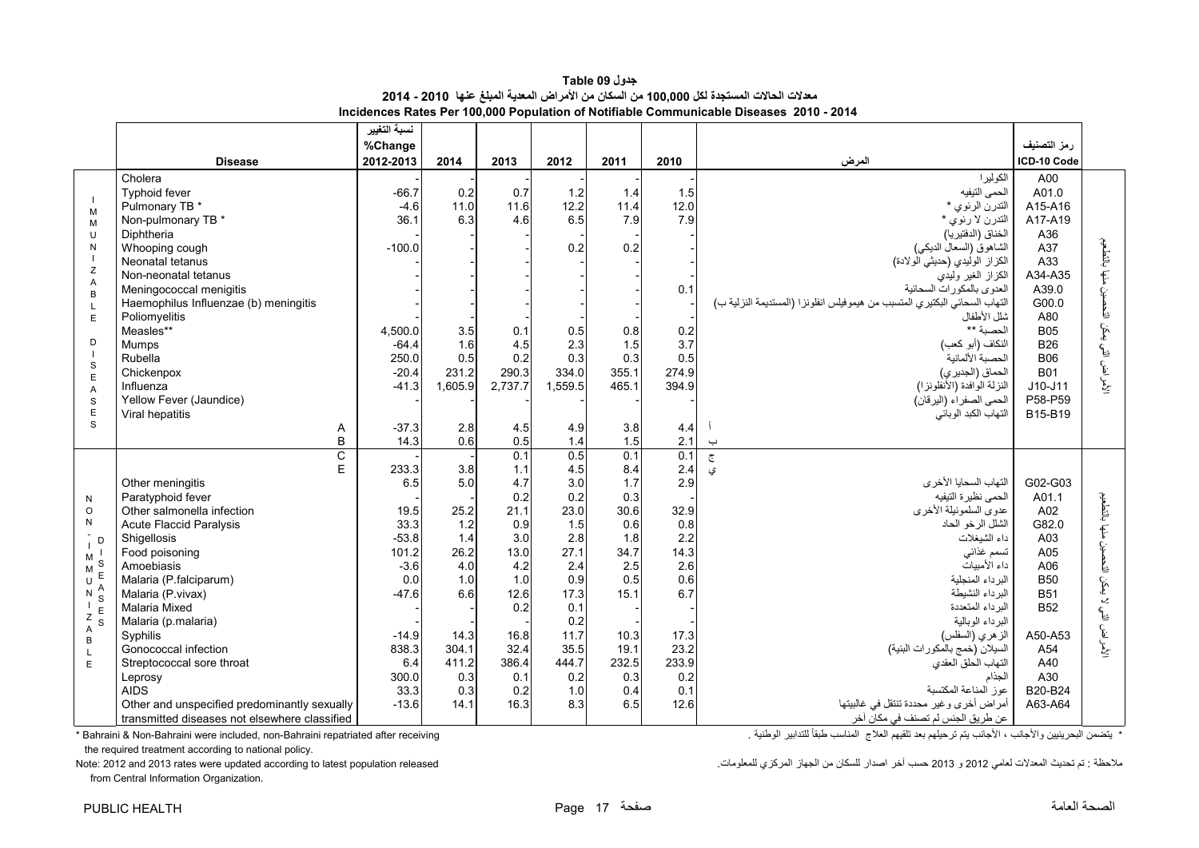# جدول 09 Table

## معدلات الحالات المستجدة لكل 100,000 من السكان من الأمراض المعدية المبلغ عنها 2010 - 2014

## Incidences Rates Per 100,000 Population of Notifiable Communicable Diseases 2010 - 2014

| | Disease | نسبة التغيير %Change 2012-2013 | 2014 | 2013 | 2012 | 2011 | 2010 | المرض | رمز التصنيف ICD-10 Code | |
|---|---|---|---|---|---|---|---|---|---|---|
| IMMUNIZABLE DISEASES | Cholera | | - | - | - | - | - | الكوليرا | A00 | الأمراض التي يمكن التحصين منها بالتطعيم |
| | Typhoid fever | -66.7 | 0.2 | 0.7 | 1.2 | 1.4 | 1.5 | الحمى التيفيه | A01.0 | |
| | Pulmonary TB * | -4.6 | 11.0 | 11.6 | 12.2 | 11.4 | 12.0 | التدرن الرئوي * | A15-A16 | |
| | Non-pulmonary TB * | 36.1 | 6.3 | 4.6 | 6.5 | 7.9 | 7.9 | التدرن لا رئوي * | A17-A19 | |
| | Diphtheria | | - | - | - | - | - | الخناق (الدفتيريا) | A36 | |
| | Whooping cough | -100.0 | - | - | 0.2 | 0.2 | - | الشاهوق (السعال الديكي) | A37 | |
| | Neonatal tetanus | | - | - | - | - | - | الكزاز الوليدي (حديثي الولادة) | A33 | |
| | Non-neonatal tetanus | | - | - | - | - | - | الكزاز الغير وليدي | A34-A35 | |
| | Meningococcal menigitis | | - | - | - | - | 0.1 | العدوى بالمكورات السحائية | A39.0 | |
| | Haemophilus Influenzae (b) meningitis | | - | - | - | - | - | التهاب السحائي البكتيري المتسبب من هيموفيلس انفلونزا (المستديمة النزلية ب) | G00.0 | |
| | Poliomyelitis | | - | - | - | - | - | شلل الأطفال | A80 | |
| | Measles** | 4,500.0 | 3.5 | 0.1 | 0.5 | 0.8 | 0.2 | الحصبة ** | B05 | |
| | Mumps | -64.4 | 1.6 | 4.5 | 2.3 | 1.5 | 3.7 | النكاف (أبو كعب) | B26 | |
| | Rubella | 250.0 | 0.5 | 0.2 | 0.3 | 0.3 | 0.5 | الحصبة الألمانية | B06 | |
| | Chickenpox | -20.4 | 231.2 | 290.3 | 334.0 | 355.1 | 274.9 | الحماق (الجديري) | B01 | |
| | Influenza | -41.3 | 1,605.9 | 2,737.7 | 1,559.5 | 465.1 | 394.9 | النزلة الوافدة (الأنفلونزا) | J10-J11 | |
| | Yellow Fever (Jaundice) | | - | - | - | - | - | الحمى الصفراء (اليرقان) | P58-P59 | |
| | Viral hepatitis | | | | | | | التهاب الكبد الوبائي | B15-B19 | |
| | A | -37.3 | 2.8 | 4.5 | 4.9 | 3.8 | 4.4 | أ | | |
| | B | 14.3 | 0.6 | 0.5 | 1.4 | 1.5 | 2.1 | ب | | |
| NON-IMMUNIZABLE DISEASES | C | | - | 0.1 | 0.5 | 0.1 | 0.1 | ج | | الأمراض التي لا يمكن التحصين منها بالتطعيم |
| | E | 233.3 | 3.8 | 1.1 | 4.5 | 8.4 | 2.4 | ي | | |
| | Other meningitis | 6.5 | 5.0 | 4.7 | 3.0 | 1.7 | 2.9 | التهاب السحايا الأخرى | G02-G03 | |
| | Paratyphoid fever | | - | 0.2 | 0.2 | 0.3 | - | الحمى نظيرة التيفيه | A01.1 | |
| | Other salmonella infection | 19.5 | 25.2 | 21.1 | 23.0 | 30.6 | 32.9 | عدوى السلمونيلة الأخرى | A02 | |
| | Acute Flaccid Paralysis | 33.3 | 1.2 | 0.9 | 1.5 | 0.6 | 0.8 | الشلل الرخو الحاد | G82.0 | |
| | Shigellosis | -53.8 | 1.4 | 3.0 | 2.8 | 1.8 | 2.2 | داء الشيغلات | A03 | |
| | Food poisoning | 101.2 | 26.2 | 13.0 | 27.1 | 34.7 | 14.3 | تسمم غذائي | A05 | |
| | Amoebiasis | -3.6 | 4.0 | 4.2 | 2.4 | 2.5 | 2.6 | داء الأميبات | A06 | |
| | Malaria (P.falciparum) | 0.0 | 1.0 | 1.0 | 0.9 | 0.5 | 0.6 | البرداء المنجلية | B50 | |
| | Malaria (P.vivax) | -47.6 | 6.6 | 12.6 | 17.3 | 15.1 | 6.7 | البرداء النشيطة | B51 | |
| | Malaria Mixed | | - | 0.2 | 0.1 | - | - | البرداء المتعددة | B52 | |
| | Malaria (p.malaria) | | - | - | 0.2 | - | - | البرداء الوبالية | | |
| | Syphilis | -14.9 | 14.3 | 16.8 | 11.7 | 10.3 | 17.3 | الزهري (السفلس) | A50-A53 | |
| | Gonococcal infection | 838.3 | 304.1 | 32.4 | 35.5 | 19.1 | 23.2 | السيلان (خمج بالمكورات البنية) | A54 | |
| | Streptococcal sore throat | 6.4 | 411.2 | 386.4 | 444.7 | 232.5 | 233.9 | التهاب الحلق العقدي | A40 | |
| | Leprosy | 300.0 | 0.3 | 0.1 | 0.2 | 0.3 | 0.2 | الجذام | A30 | |
| | AIDS | 33.3 | 0.3 | 0.2 | 1.0 | 0.4 | 0.1 | عوز المناعة المكتسبة | B20-B24 | |
| | Other and unspecified predominantly sexually transmitted diseases not elsewhere classified | -13.6 | 14.1 | 16.3 | 8.3 | 6.5 | 12.6 | أمراض أخرى وغير محددة تنتقل في غالبيتها عن طريق الجنس لم تصنف في مكان آخر | A63-A64 | |

\* Bahraini & Non-Bahraini were included, non-Bahraini repatriated after receiving the required treatment according to national policy.

\* يتضمن البحرينيين والأجانب ، الأجانب يتم ترحيلهم بعد تلقيهم العلاج المناسب طبقاً للتدابير الوطنية .

Note: 2012 and 2013 rates were updated according to latest population released from Central Information Organization.

ملاحظة : تم تحديث المعدلات لعامي 2012 و 2013 حسب آخر اصدار للسكان من الجهاز المركزي للمعلومات.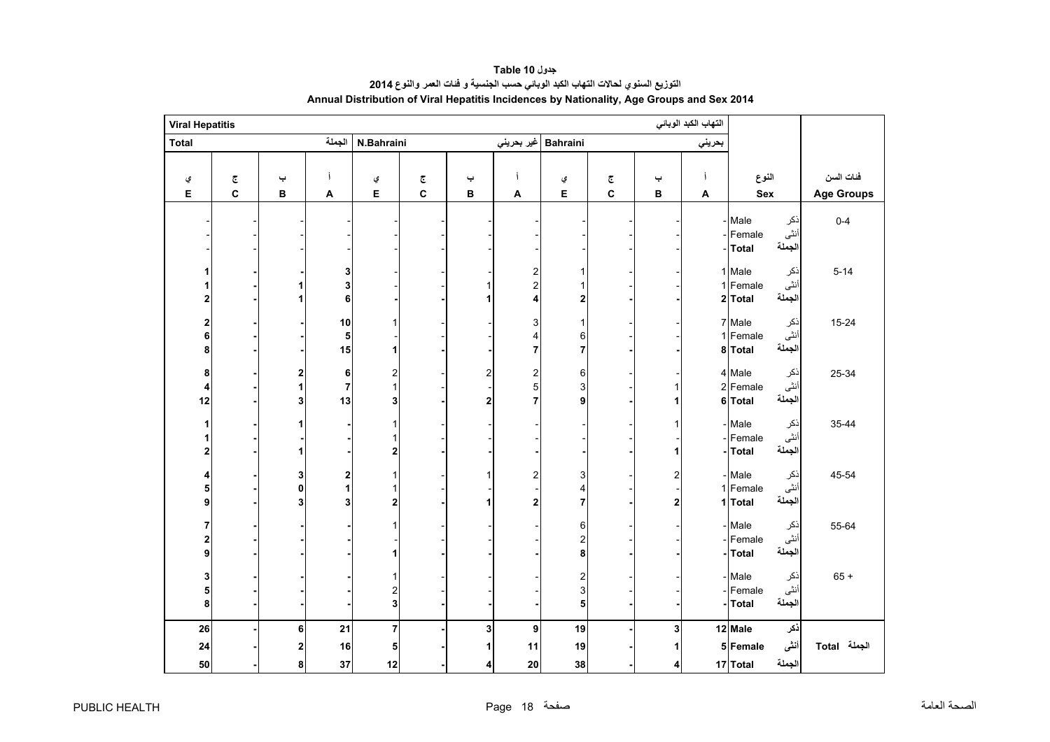# جدول 10 Table 10

## التوزيع السنوي لحالات التهاب الكبد الوبائي حسب الجنسية و فئات العمر والنوع 2014

## Annual Distribution of Viral Hepatitis Incidences by Nationality, Age Groups and Sex 2014

| Viral Hepatitis | | | | | | | | | | | التهاب الكبد الوبائي | | |
|---|---|---|---|---|---|---|---|---|---|---|---|---|---|
| Total | | | الجملة | N.Bahraini | | | غير بحريني | Bahraini | | | بحريني | | |
| ي E | ج C | ب B | أ A | ي E | ج C | ب B | أ A | ي E | ج C | ب B | أ A | النوع Sex | فئات السن Age Groups |
| - | - | - | - | - | - | - | - | - | - | - | - | Male ذكر | 0-4 |
| - | - | - | - | - | - | - | - | - | - | - | - | Female أنثى | |
| - | - | - | - | - | - | - | - | - | - | - | - | **Total الجملة** | |
| **1** | **-** | **-** | **3** | - | - | - | 2 | 1 | - | - | 1 | Male ذكر | 5-14 |
| **1** | **-** | **1** | **3** | - | - | 1 | 2 | 1 | - | - | 1 | Female أنثى | |
| **2** | **-** | **1** | **6** | **-** | **-** | **1** | **4** | **2** | **-** | **-** | **2** | **Total الجملة** | |
| **2** | **-** | **-** | **10** | 1 | - | - | 3 | 1 | - | - | 7 | Male ذكر | 15-24 |
| **6** | **-** | **-** | **5** | - | - | - | 4 | 6 | - | - | 1 | Female أنثى | |
| **8** | **-** | **-** | **15** | **1** | **-** | **-** | **7** | **7** | **-** | **-** | **8** | **Total الجملة** | |
| **8** | **-** | **2** | **6** | 2 | - | 2 | 2 | 6 | - | - | 4 | Male ذكر | 25-34 |
| **4** | **-** | **1** | **7** | 1 | - | - | 5 | 3 | - | 1 | 2 | Female أنثى | |
| **12** | **-** | **3** | **13** | **3** | **-** | **2** | **7** | **9** | **-** | **1** | **6** | **Total الجملة** | |
| **1** | **-** | **1** | **-** | 1 | - | - | - | - | - | 1 | - | Male ذكر | 35-44 |
| **1** | **-** | **-** | **-** | 1 | - | - | - | - | - | - | - | Female أنثى | |
| **2** | **-** | **1** | **-** | **2** | **-** | **-** | **-** | **-** | **-** | **1** | **-** | **Total الجملة** | |
| **4** | **-** | **3** | **2** | 1 | - | 1 | 2 | 3 | - | 2 | - | Male ذكر | 45-54 |
| **5** | **-** | **0** | **1** | 1 | - | - | - | 4 | - | - | 1 | Female أنثى | |
| **9** | **-** | **3** | **3** | **2** | **-** | **1** | **2** | **7** | **-** | **2** | **1** | **Total الجملة** | |
| **7** | **-** | **-** | **-** | 1 | - | - | - | 6 | - | - | - | Male ذكر | 55-64 |
| **2** | **-** | **-** | **-** | - | - | - | - | 2 | - | - | - | Female أنثى | |
| **9** | **-** | **-** | **-** | **1** | **-** | **-** | **-** | **8** | **-** | **-** | **-** | **Total الجملة** | |
| **3** | **-** | **-** | **-** | 1 | - | - | - | 2 | - | - | - | Male ذكر | 65 + |
| **5** | **-** | **-** | **-** | 2 | - | - | - | 3 | - | - | - | Female أنثى | |
| **8** | **-** | **-** | **-** | **3** | **-** | **-** | **-** | **5** | **-** | **-** | **-** | **Total الجملة** | |
| **26** | **-** | **6** | **21** | **7** | **-** | **3** | **9** | **19** | **-** | **3** | **12** | **Male ذكر** | |
| **24** | **-** | **2** | **16** | **5** | **-** | **1** | **11** | **19** | **-** | **1** | **5** | **Female أنثى** | **Total الجملة** |
| **50** | **-** | **8** | **37** | **12** | **-** | **4** | **20** | **38** | **-** | **4** | **17** | **Total الجملة** | |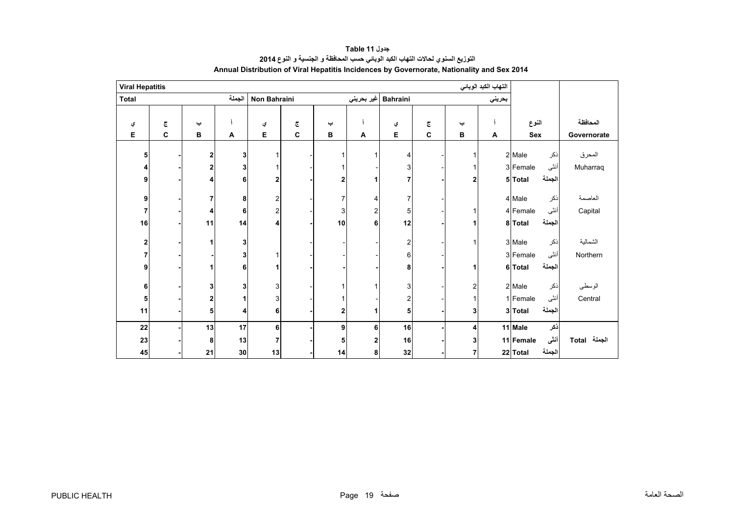**جدول 11 Table**

**التوزيع السنوي لحالات التهاب الكبد الوبائي حسب المحافظة و الجنسية و النوع 2014**

**Annual Distribution of Viral Hepatitis Incidences by Governorate, Nationality and Sex 2014**

| Viral Hepatitis | | | | | | | | | | | التهاب الكبد الوبائي | | |
|---|---|---|---|---|---|---|---|---|---|---|---|---|---|
| Total | | | الجملة | Non Bahraini | | | غير بحريني | Bahraini | | | بحريني | | |
| ي E | ج C | ب B | أ A | ي E | ج C | ب B | أ A | ي E | ج C | ب B | أ A | النوع Sex | المحافظة Governorate |
| 5 | - | 2 | 3 | 1 | - | 1 | 1 | 4 | - | 1 | 2 | Male ذكر | المحرق |
| 4 | - | 2 | 3 | 1 | - | 1 | - | 3 | - | 1 | 3 | Female أنثى | Muharraq |
| 9 | - | 4 | 6 | 2 | - | 2 | 1 | 7 | - | 2 | 5 | Total الجملة | |
| 9 | - | 7 | 8 | 2 | - | 7 | 4 | 7 | - | | 4 | Male ذكر | العاصمة |
| 7 | - | 4 | 6 | 2 | - | 3 | 2 | 5 | - | 1 | 4 | Female أنثى | Capital |
| 16 | - | 11 | 14 | 4 | - | 10 | 6 | 12 | - | 1 | 8 | Total الجملة | |
| 2 | - | 1 | 3 | | - | - | - | 2 | - | 1 | 3 | Male ذكر | الشمالية |
| 7 | - | - | 3 | 1 | - | - | - | 6 | - | | 3 | Female أنثى | Northern |
| 9 | - | 1 | 6 | 1 | - | - | - | 8 | - | 1 | 6 | Total الجملة | |
| 6 | - | 3 | 3 | 3 | - | 1 | 1 | 3 | - | 2 | 2 | Male ذكر | الوسطى |
| 5 | - | 2 | 1 | 3 | - | 1 | - | 2 | - | 1 | 1 | Female أنثى | Central |
| 11 | - | 5 | 4 | 6 | - | 2 | 1 | 5 | - | 3 | 3 | Total الجملة | |
| 22 | - | 13 | 17 | 6 | - | 9 | 6 | 16 | - | 4 | 11 | Male ذكر | |
| 23 | - | 8 | 13 | 7 | - | 5 | 2 | 16 | - | 3 | 11 | Female أنثى | Total الجملة |
| 45 | - | 21 | 30 | 13 | - | 14 | 8 | 32 | - | 7 | 22 | Total الجملة | |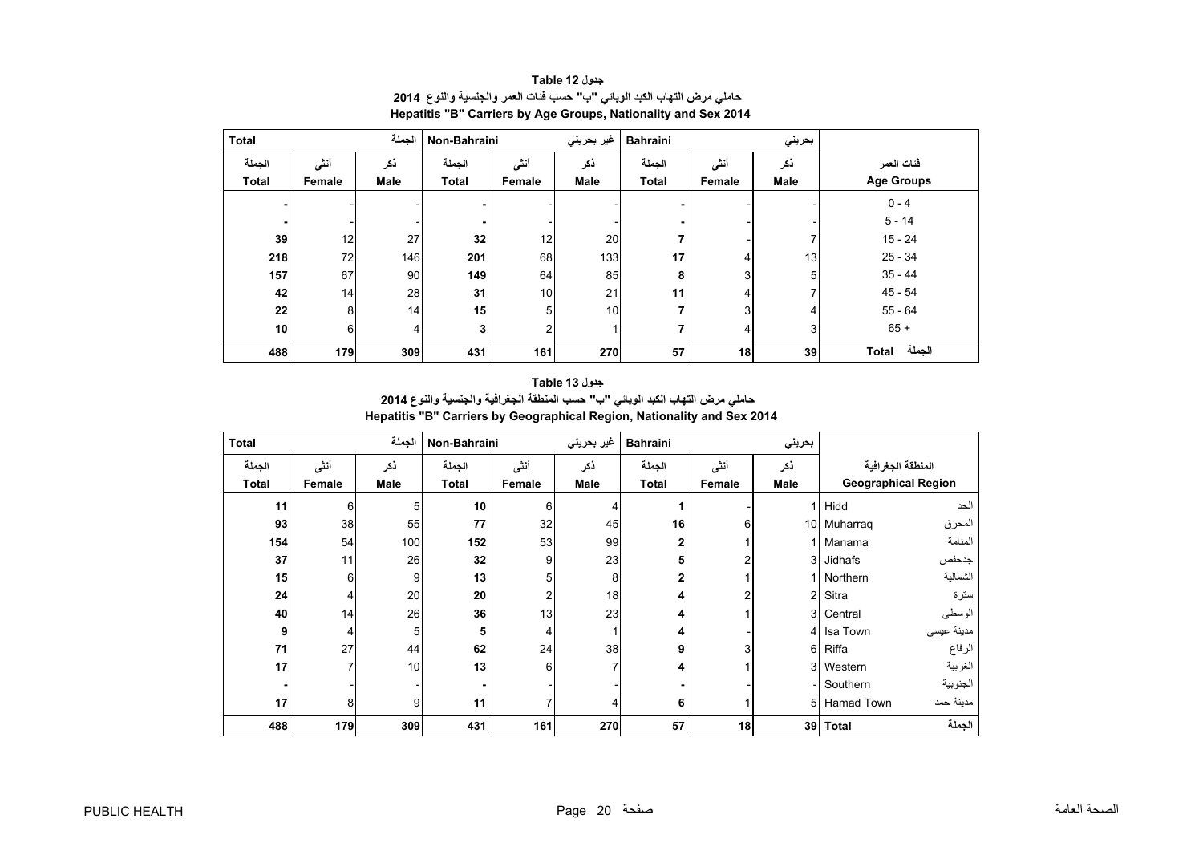**جدول 12 Table**

**حاملي مرض التهاب الكبد الوبائي "ب" حسب فئات العمر والجنسية والنوع 2014**

**Hepatitis "B" Carriers by Age Groups, Nationality and Sex 2014**

| Total الجملة | | | Non-Bahraini غير بحريني | | | Bahraini بحريني | | | |
|---|---|---|---|---|---|---|---|---|---|
| الجملة Total | أنثى Female | ذكر Male | الجملة Total | أنثى Female | ذكر Male | الجملة Total | أنثى Female | ذكر Male | فئات العمر Age Groups |
| **-** | - | - | **-** | - | - | **-** | - | - | 0 - 4 |
| **-** | - | - | **-** | - | - | **-** | - | - | 5 - 14 |
| **39** | 12 | 27 | **32** | 12 | 20 | **7** | - | 7 | 15 - 24 |
| **218** | 72 | 146 | **201** | 68 | 133 | **17** | 4 | 13 | 25 - 34 |
| **157** | 67 | 90 | **149** | 64 | 85 | **8** | 3 | 5 | 35 - 44 |
| **42** | 14 | 28 | **31** | 10 | 21 | **11** | 4 | 7 | 45 - 54 |
| **22** | 8 | 14 | **15** | 5 | 10 | **7** | 3 | 4 | 55 - 64 |
| **10** | 6 | 4 | **3** | 2 | 1 | **7** | 4 | 3 | 65 + |
| **488** | **179** | **309** | **431** | **161** | **270** | **57** | **18** | **39** | **Total الجملة** |

**جدول 13 Table**

**حاملي مرض التهاب الكبد الوبائي "ب" حسب المنطقة الجغرافية والجنسية والنوع 2014**

**Hepatitis "B" Carriers by Geographical Region, Nationality and Sex 2014**

| Total الجملة | | | Non-Bahraini غير بحريني | | | Bahraini بحريني | | | | |
|---|---|---|---|---|---|---|---|---|---|---|
| الجملة Total | أنثى Female | ذكر Male | الجملة Total | أنثى Female | ذكر Male | الجملة Total | أنثى Female | ذكر Male | Geographical Region | المنطقة الجغرافية |
| **11** | 6 | 5 | **10** | 6 | 4 | **1** | - | 1 | Hidd | الحد |
| **93** | 38 | 55 | **77** | 32 | 45 | **16** | 6 | 10 | Muharraq | المحرق |
| **154** | 54 | 100 | **152** | 53 | 99 | **2** | 1 | 1 | Manama | المنامة |
| **37** | 11 | 26 | **32** | 9 | 23 | **5** | 2 | 3 | Jidhafs | جدحفص |
| **15** | 6 | 9 | **13** | 5 | 8 | **2** | 1 | 1 | Northern | الشمالية |
| **24** | 4 | 20 | **20** | 2 | 18 | **4** | 2 | 2 | Sitra | سترة |
| **40** | 14 | 26 | **36** | 13 | 23 | **4** | 1 | 3 | Central | الوسطى |
| **9** | 4 | 5 | **5** | 4 | 1 | **4** | - | 4 | Isa Town | مدينة عيسى |
| **71** | 27 | 44 | **62** | 24 | 38 | **9** | 3 | 6 | Riffa | الرفاع |
| **17** | 7 | 10 | **13** | 6 | 7 | **4** | 1 | 3 | Western | الغربية |
| **-** | - | - | **-** | - | - | **-** | - | - | Southern | الجنوبية |
| **17** | 8 | 9 | **11** | 7 | 4 | **6** | 1 | 5 | Hamad Town | مدينة حمد |
| **488** | **179** | **309** | **431** | **161** | **270** | **57** | **18** | **39** | **Total** | **الجملة** |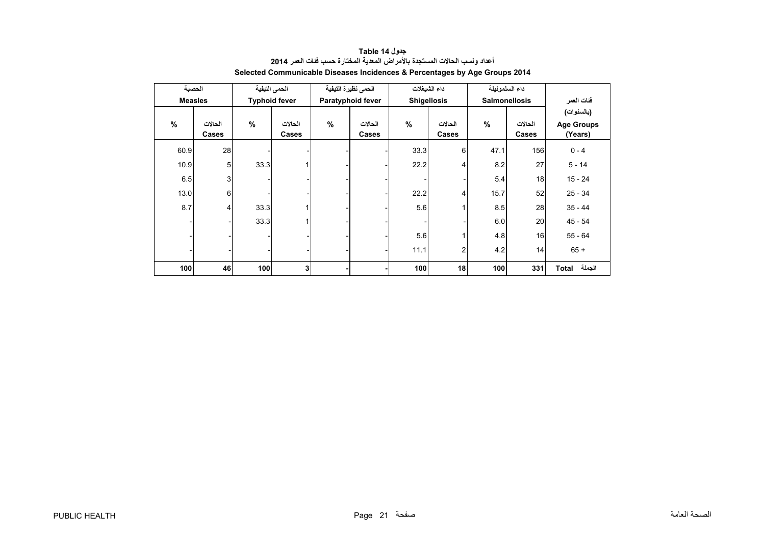**جدول 14 Table**

**أعداد ونسب الحالات المستجدة بالأمراض المعدية المختارة حسب فئات العمر 2014**

**Selected Communicable Diseases Incidences & Percentages by Age Groups 2014**

| الحصبة Measles | | الحمى التيفية Typhoid fever | | الحمى نظيرة التيفية Paratyphoid fever | | داء الشيغلات Shigellosis | | داء السلمونيلة Salmonellosis | | فئات العمر (بالسنوات) Age Groups (Years) |
|---|---|---|---|---|---|---|---|---|---|---|
| % | الحالات Cases | % | الحالات Cases | % | الحالات Cases | % | الحالات Cases | % | الحالات Cases | |
| 60.9 | 28 | - | - | - | - | 33.3 | 6 | 47.1 | 156 | 0 - 4 |
| 10.9 | 5 | 33.3 | 1 | - | - | 22.2 | 4 | 8.2 | 27 | 5 - 14 |
| 6.5 | 3 | - | - | - | - | - | - | 5.4 | 18 | 15 - 24 |
| 13.0 | 6 | - | - | - | - | 22.2 | 4 | 15.7 | 52 | 25 - 34 |
| 8.7 | 4 | 33.3 | 1 | - | - | 5.6 | 1 | 8.5 | 28 | 35 - 44 |
| - | - | 33.3 | 1 | - | - | - | - | 6.0 | 20 | 45 - 54 |
| - | - | - | - | - | - | 5.6 | 1 | 4.8 | 16 | 55 - 64 |
| - | - | - | - | - | - | 11.1 | 2 | 4.2 | 14 | 65 + |
| **100** | **46** | **100** | **3** | **-** | **-** | **100** | **18** | **100** | **331** | **Total الجملة** |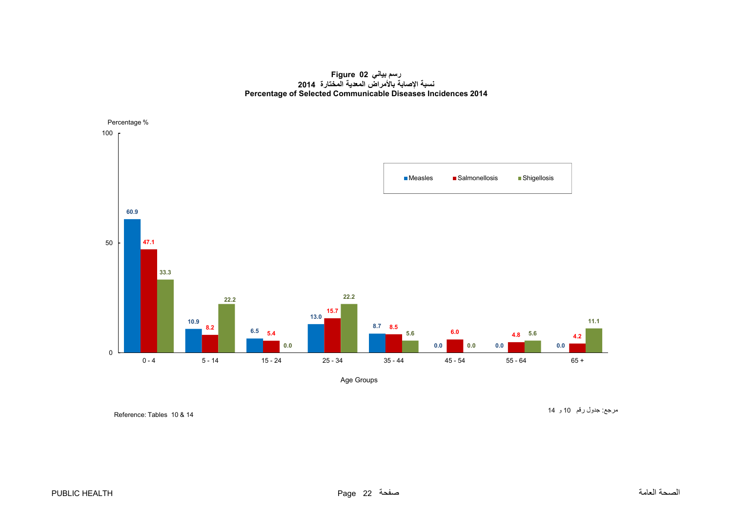**Figure 02 رسم بياني**

**نسبة الإصابة بالأمراض المعدية المختارة 2014**

**Percentage of Selected Communicable Diseases Incidences 2014**

| Age Groups | Measles | Salmonellosis | Shigellosis |
|---|---|---|---|
| 0 - 4 | 60.9 | 47.1 | 33.3 |
| 5 - 14 | 10.9 | 8.2 | 22.2 |
| 15 - 24 | 6.5 | 5.4 | 0.0 |
| 25 - 34 | 13.0 | 15.7 | 22.2 |
| 35 - 44 | 8.7 | 8.5 | 5.6 |
| 45 - 54 | 0.0 | 6.0 | 0.0 |
| 55 - 64 | 0.0 | 4.8 | 5.6 |
| 65 + | 0.0 | 4.2 | 11.1 |

Reference: Tables 10 & 14

مرجع: جدول رقم 10 و 14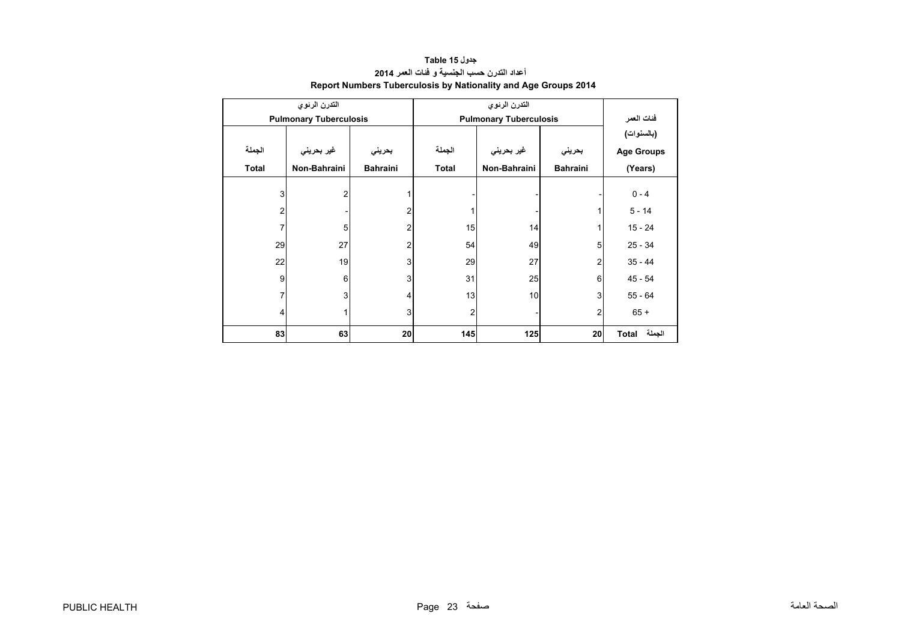**جدول Table 15**

**أعداد التدرن حسب الجنسية و فئات العمر 2014**

**Report Numbers Tuberculosis by Nationality and Age Groups 2014**

| التدرن الرئوي Pulmonary Tuberculosis | | | التدرن الرئوي Pulmonary Tuberculosis | | | فئات العمر (بالسنوات) Age Groups (Years) |
|---|---|---|---|---|---|---|
| الجملة Total | غير بحريني Non-Bahraini | بحريني Bahraini | الجملة Total | غير بحريني Non-Bahraini | بحريني Bahraini | |
| 3 | 2 | 1 | - | - | - | 0 - 4 |
| 2 | - | 2 | 1 | - | 1 | 5 - 14 |
| 7 | 5 | 2 | 15 | 14 | 1 | 15 - 24 |
| 29 | 27 | 2 | 54 | 49 | 5 | 25 - 34 |
| 22 | 19 | 3 | 29 | 27 | 2 | 35 - 44 |
| 9 | 6 | 3 | 31 | 25 | 6 | 45 - 54 |
| 7 | 3 | 4 | 13 | 10 | 3 | 55 - 64 |
| 4 | 1 | 3 | 2 | - | 2 | 65 + |
| **83** | **63** | **20** | **145** | **125** | **20** | **Total الجملة** |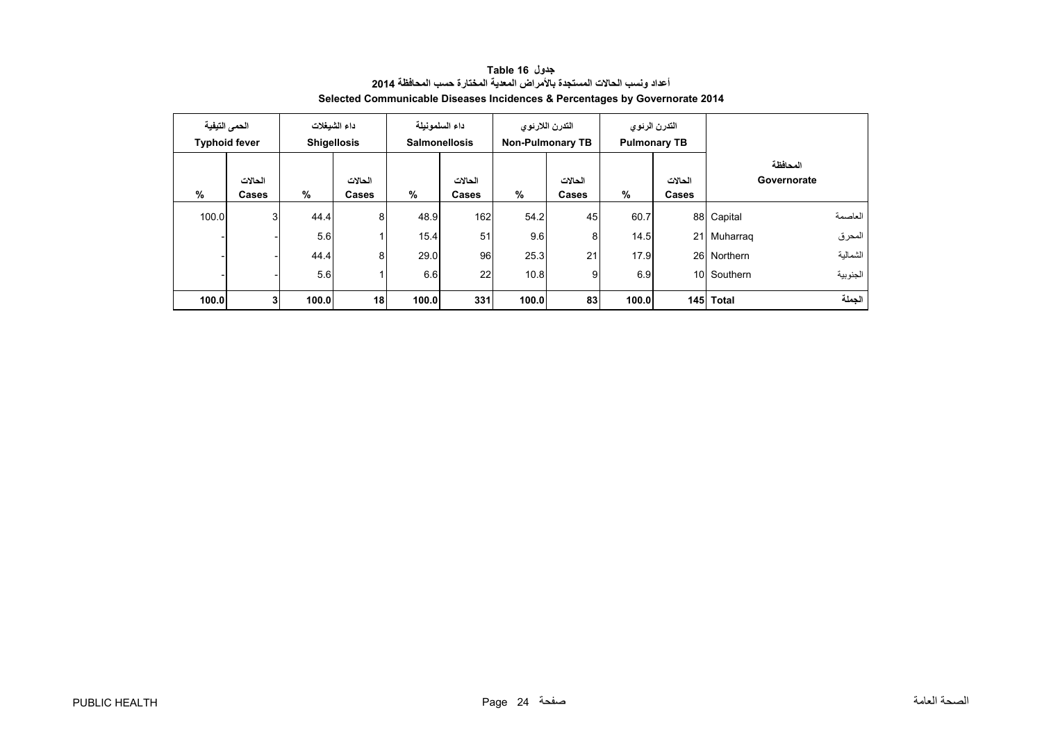**جدول Table 16**

**أعداد ونسب الحالات المستجدة بالأمراض المعدية المختارة حسب المحافظة 2014**

**Selected Communicable Diseases Incidences & Percentages by Governorate 2014**

| الحمى التيفية Typhoid fever | | داء الشيغلات Shigellosis | | داء السلمونيلة Salmonellosis | | التدرن اللارئوي Non-Pulmonary TB | | التدرن الرئوي Pulmonary TB | | المحافظة Governorate | |
|---|---|---|---|---|---|---|---|---|---|---|---|
| % | الحالات Cases | % | الحالات Cases | % | الحالات Cases | % | الحالات Cases | % | الحالات Cases | | |
| 100.0 | 3 | 44.4 | 8 | 48.9 | 162 | 54.2 | 45 | 60.7 | 88 | Capital | العاصمة |
| - | - | 5.6 | 1 | 15.4 | 51 | 9.6 | 8 | 14.5 | 21 | Muharraq | المحرق |
| - | - | 44.4 | 8 | 29.0 | 96 | 25.3 | 21 | 17.9 | 26 | Northern | الشمالية |
| - | - | 5.6 | 1 | 6.6 | 22 | 10.8 | 9 | 6.9 | 10 | Southern | الجنوبية |
| **100.0** | **3** | **100.0** | **18** | **100.0** | **331** | **100.0** | **83** | **100.0** | **145** | **Total** | **الجملة** |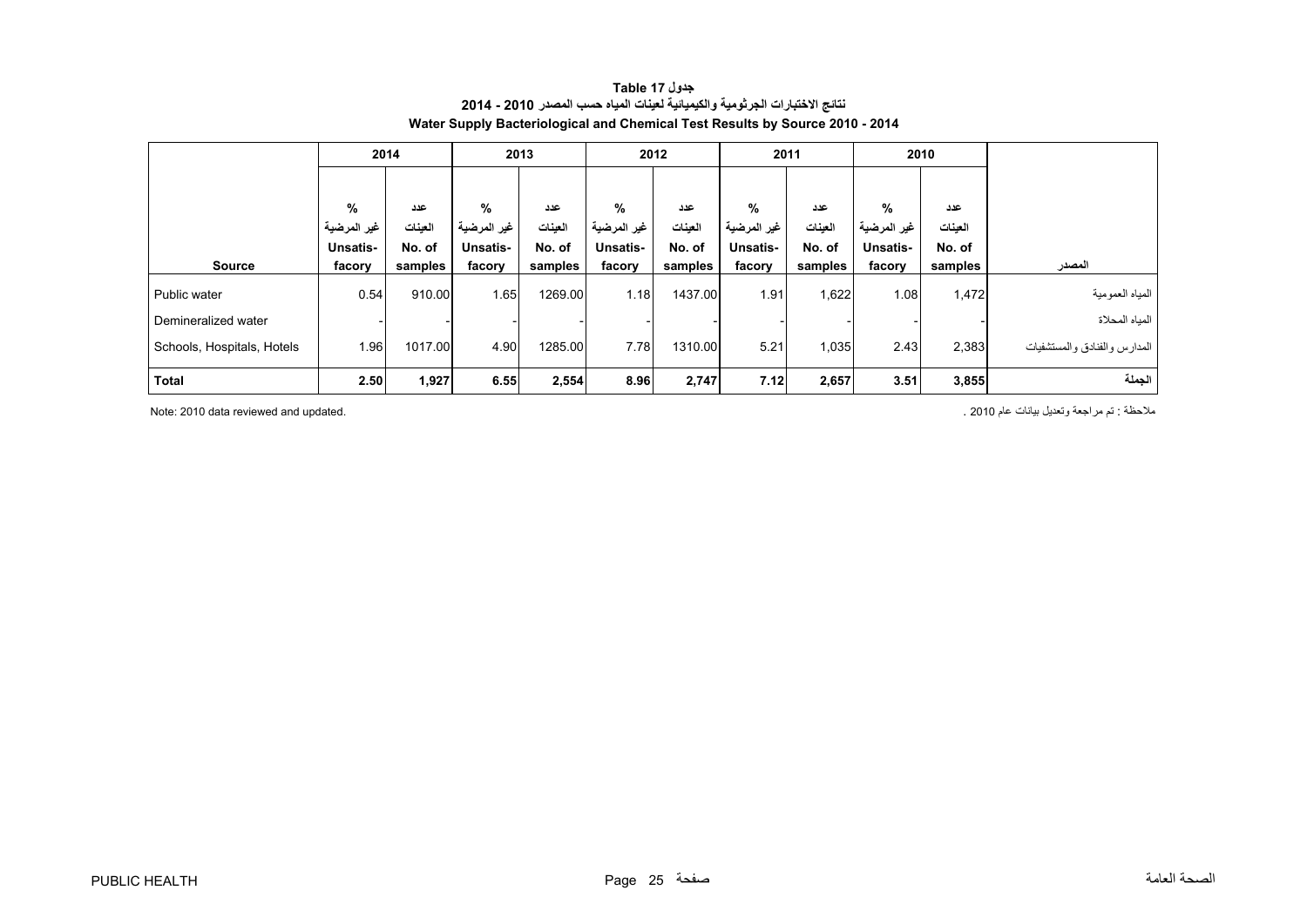**جدول 17 Table**

**نتائج الاختبارات الجرثومية والكيميائية لعينات المياه حسب المصدر 2010 - 2014**

**Water Supply Bacteriological and Chemical Test Results by Source 2010 - 2014**

| Source | 2014 | | 2013 | | 2012 | | 2011 | | 2010 | | المصدر |
|---|---|---|---|---|---|---|---|---|---|---|---|
| | % غير المرضية Unsatis-facory | عدد العينات No. of samples | % غير المرضية Unsatis-facory | عدد العينات No. of samples | % غير المرضية Unsatis-facory | عدد العينات No. of samples | % غير المرضية Unsatis-facory | عدد العينات No. of samples | % غير المرضية Unsatis-facory | عدد العينات No. of samples | |
| Public water | 0.54 | 910.00 | 1.65 | 1269.00 | 1.18 | 1437.00 | 1.91 | 1,622 | 1.08 | 1,472 | المياه العمومية |
| Demineralized water | - | - | - | - | - | - | - | - | - | - | المياه المحلاة |
| Schools, Hospitals, Hotels | 1.96 | 1017.00 | 4.90 | 1285.00 | 7.78 | 1310.00 | 5.21 | 1,035 | 2.43 | 2,383 | المدارس والفنادق والمستشفيات |
| **Total** | **2.50** | **1,927** | **6.55** | **2,554** | **8.96** | **2,747** | **7.12** | **2,657** | **3.51** | **3,855** | **الجملة** |

Note: 2010 data reviewed and updated.

ملاحظة : تم مراجعة وتعديل بيانات عام 2010 .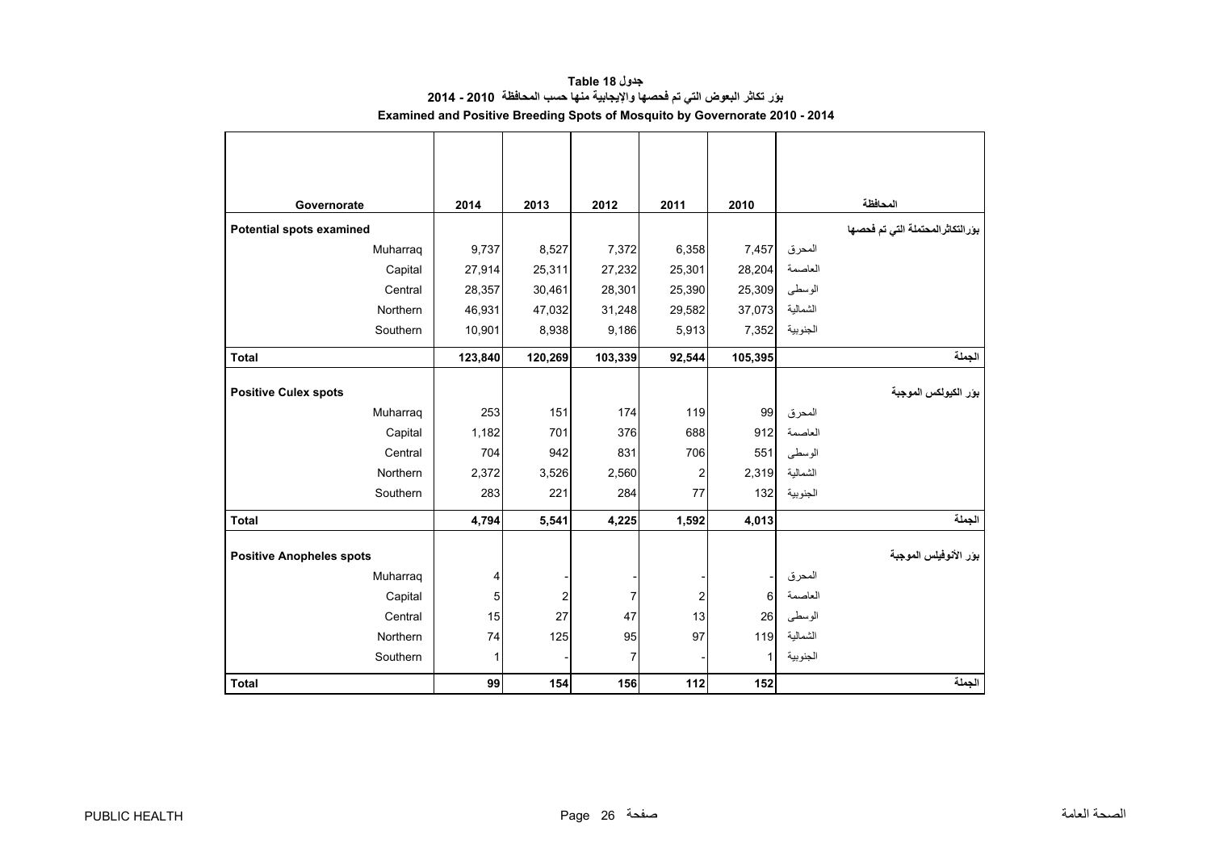**جدول 18 Table**

**بؤر تكاثر البعوض التي تم فحصها والإيجابية منها حسب المحافظة 2010 - 2014**

**Examined and Positive Breeding Spots of Mosquito by Governorate 2010 - 2014**

| Governorate | 2014 | 2013 | 2012 | 2011 | 2010 | المحافظة |
|---|---|---|---|---|---|---|
| **Potential spots examined** | | | | | | **بؤرالتكاثرالمحتملة التي تم فحصها** |
| Muharraq | 9,737 | 8,527 | 7,372 | 6,358 | 7,457 | المحرق |
| Capital | 27,914 | 25,311 | 27,232 | 25,301 | 28,204 | العاصمة |
| Central | 28,357 | 30,461 | 28,301 | 25,390 | 25,309 | الوسطى |
| Northern | 46,931 | 47,032 | 31,248 | 29,582 | 37,073 | الشمالية |
| Southern | 10,901 | 8,938 | 9,186 | 5,913 | 7,352 | الجنوبية |
| **Total** | **123,840** | **120,269** | **103,339** | **92,544** | **105,395** | **الجملة** |
| **Positive Culex spots** | | | | | | **بؤر الكيولكس الموجبة** |
| Muharraq | 253 | 151 | 174 | 119 | 99 | المحرق |
| Capital | 1,182 | 701 | 376 | 688 | 912 | العاصمة |
| Central | 704 | 942 | 831 | 706 | 551 | الوسطى |
| Northern | 2,372 | 3,526 | 2,560 | 2 | 2,319 | الشمالية |
| Southern | 283 | 221 | 284 | 77 | 132 | الجنوبية |
| **Total** | **4,794** | **5,541** | **4,225** | **1,592** | **4,013** | **الجملة** |
| **Positive Anopheles spots** | | | | | | **بؤر الأنوفيلس الموجبة** |
| Muharraq | 4 | - | - | - | - | المحرق |
| Capital | 5 | 2 | 7 | 2 | 6 | العاصمة |
| Central | 15 | 27 | 47 | 13 | 26 | الوسطى |
| Northern | 74 | 125 | 95 | 97 | 119 | الشمالية |
| Southern | 1 | - | 7 | - | 1 | الجنوبية |
| **Total** | **99** | **154** | **156** | **112** | **152** | **الجملة** |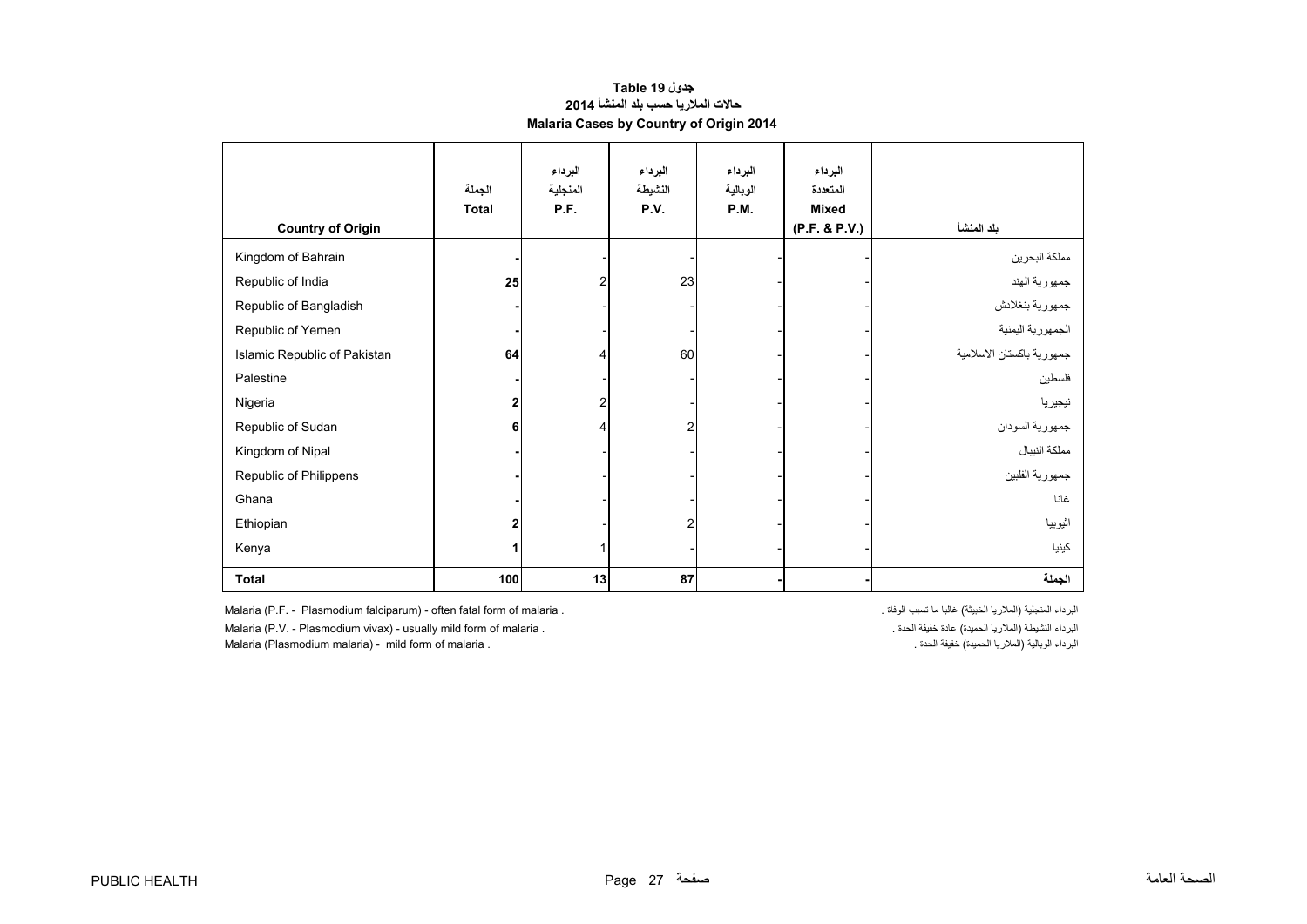# جدول Table 19
## حالات الملاريا حسب بلد المنشأ 2014
## Malaria Cases by Country of Origin 2014

| Country of Origin | الجملة Total | البرداء المنجلية P.F. | البرداء النشيطة P.V. | البرداء الوبالية P.M. | البرداء المتعددة Mixed (P.F. & P.V.) | بلد المنشأ |
|---|---|---|---|---|---|---|
| Kingdom of Bahrain | - | - | - | - | - | مملكة البحرين |
| Republic of India | **25** | 2 | 23 | - | - | جمهورية الهند |
| Republic of Bangladish | - | - | - | - | - | جمهورية بنغلادش |
| Republic of Yemen | - | - | - | - | - | الجمهورية اليمنية |
| Islamic Republic of Pakistan | **64** | 4 | 60 | - | - | جمهورية باكستان الاسلامية |
| Palestine | - | - | - | - | - | فلسطين |
| Nigeria | **2** | 2 | - | - | - | نيجيريا |
| Republic of Sudan | **6** | 4 | 2 | - | - | جمهورية السودان |
| Kingdom of Nipal | - | - | - | - | - | مملكة النيبال |
| Republic of Philippens | - | - | - | - | - | جمهورية الفلبين |
| Ghana | - | - | - | - | - | غانا |
| Ethiopian | **2** | - | 2 | - | - | اثيوبيا |
| Kenya | **1** | 1 | - | - | - | كينيا |
| **Total** | **100** | **13** | **87** | **-** | **-** | **الجملة** |

Malaria (P.F. - Plasmodium falciparum) - often fatal form of malaria .

Malaria (P.V. - Plasmodium vivax) - usually mild form of malaria .

Malaria (Plasmodium malaria) - mild form of malaria .

البرداء المنجلية (الملاريا الخبيثة) غالبا ما تسبب الوفاة .

البرداء النشيطة (الملاريا الحميدة) عادة خفيفة الحدة .

البرداء الوبالية (الملاريا الحميدة) خفيفة الحدة .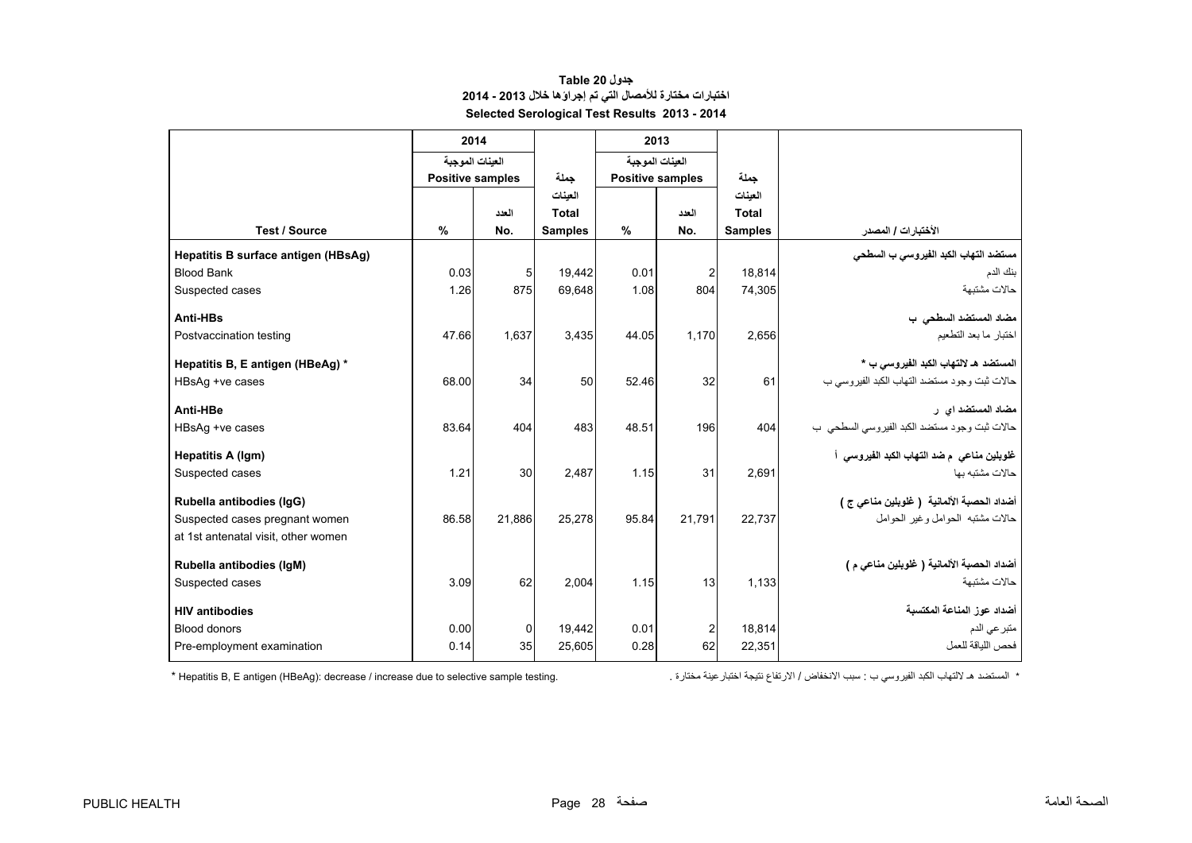# جدول 20 Table

## اختبارات مختارة للأمصال التي تم إجراؤها خلال 2013 - 2014

## Selected Serological Test Results 2013 - 2014

| Test / Source | 2014 | | | 2013 | | | الأختبارات / المصدر |
|---|---|---|---|---|---|---|---|
| | العينات الموجبة Positive samples | | جملة العينات Total Samples | العينات الموجبة Positive samples | | جملة العينات Total Samples | |
| | % | العدد No. | | % | العدد No. | | |
| **Hepatitis B surface antigen (HBsAg)** | | | | | | | **مستضد التهاب الكبد الفيروسي ب السطحي** |
| Blood Bank | 0.03 | 5 | 19,442 | 0.01 | 2 | 18,814 | بنك الدم |
| Suspected cases | 1.26 | 875 | 69,648 | 1.08 | 804 | 74,305 | حالات مشتبهة |
| **Anti-HBs** | | | | | | | **مضاد المستضد السطحي ب** |
| Postvaccination testing | 47.66 | 1,637 | 3,435 | 44.05 | 1,170 | 2,656 | اختبار ما بعد التطعيم |
| **Hepatitis B, E antigen (HBeAg) *** | | | | | | | **المستضد هـ لالتهاب الكبد الفيروسي ب *** |
| HBsAg +ve cases | 68.00 | 34 | 50 | 52.46 | 32 | 61 | حالات ثبت وجود مستضد التهاب الكبد الفيروسي ب |
| **Anti-HBe** | | | | | | | **مضاد المستضد اي ر** |
| HBsAg +ve cases | 83.64 | 404 | 483 | 48.51 | 196 | 404 | حالات ثبت وجود مستضد الكبد الفيروسي السطحي ب |
| **Hepatitis A (Igm)** | | | | | | | **غلوبلين مناعي م ضد التهاب الكبد الفيروسي أ** |
| Suspected cases | 1.21 | 30 | 2,487 | 1.15 | 31 | 2,691 | حالات مشتبه بها |
| **Rubella antibodies (IgG)** | | | | | | | **أضداد الحصبة الألمانية ( غلوبلين مناعي ج )** |
| Suspected cases pregnant women at 1st antenatal visit, other women | 86.58 | 21,886 | 25,278 | 95.84 | 21,791 | 22,737 | حالات مشتبه الحوامل وغير الحوامل |
| **Rubella antibodies (IgM)** | | | | | | | **أضداد الحصبة الألمانية ( غلوبلين مناعي م )** |
| Suspected cases | 3.09 | 62 | 2,004 | 1.15 | 13 | 1,133 | حالات مشتبهة |
| **HIV antibodies** | | | | | | | **أضداد عوز المناعة المكتسبة** |
| Blood donors | 0.00 | 0 | 19,442 | 0.01 | 2 | 18,814 | متبرعي الدم |
| Pre-employment examination | 0.14 | 35 | 25,605 | 0.28 | 62 | 22,351 | فحص اللياقة للعمل |

* Hepatitis B, E antigen (HBeAg): decrease / increase due to selective sample testing.

* المستضد هـ لالتهاب الكبد الفيروسي ب : سبب الانخفاض / الارتفاع نتيجة اختبارعينة مختارة .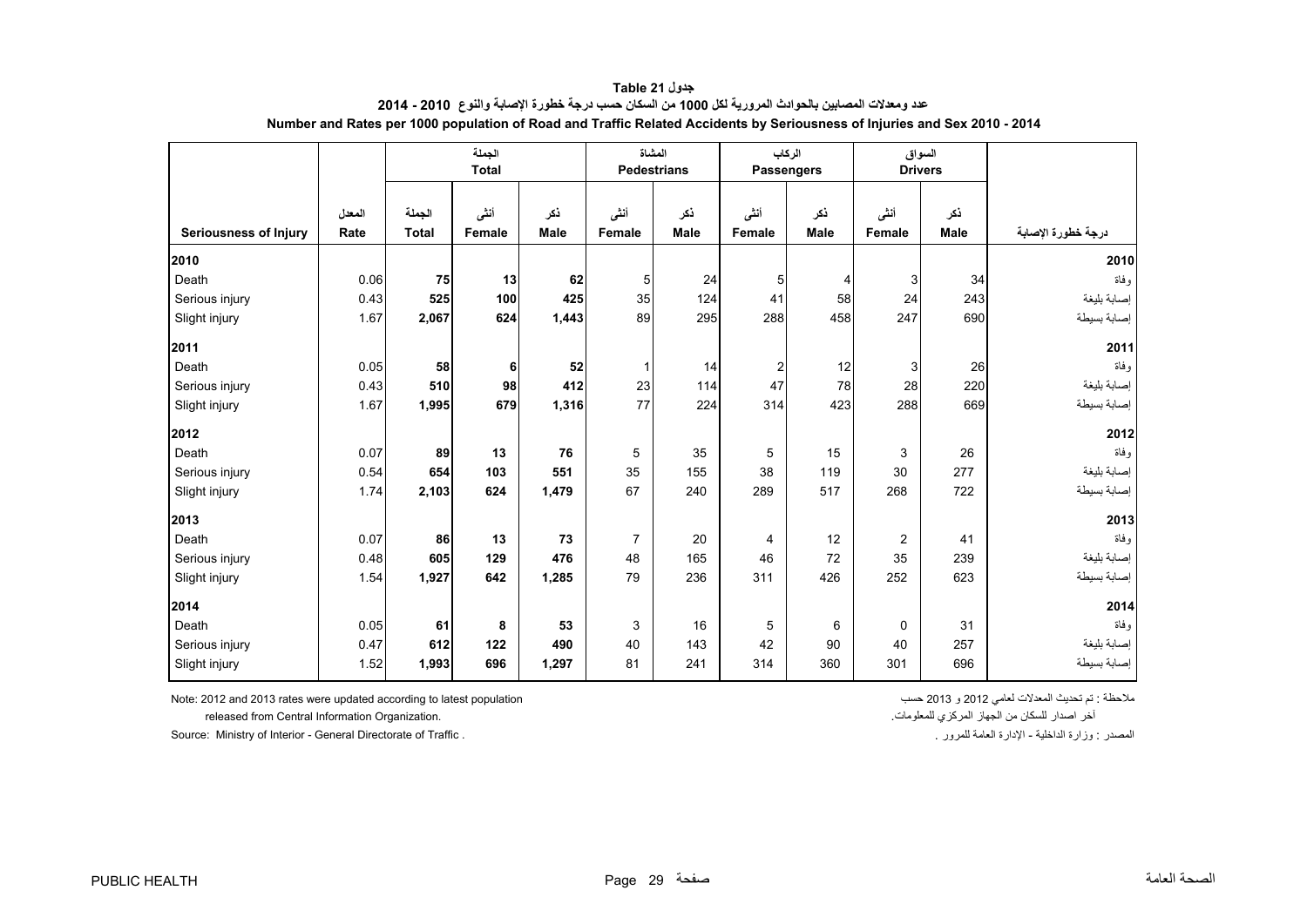**جدول 21 Table**

**عدد ومعدلات المصابين بالحوادث المرورية لكل 1000 من السكان حسب درجة خطورة الإصابة والنوع 2010 - 2014**

**Number and Rates per 1000 population of Road and Traffic Related Accidents by Seriousness of Injuries and Sex 2010 - 2014**

| | | الجملة Total | | | المشاة Pedestrians | | الركاب Passengers | | السواق Drivers | | |
|---|---|---|---|---|---|---|---|---|---|---|---|
| Seriousness of Injury | المعدل Rate | الجملة Total | أنثى Female | ذكر Male | أنثى Female | ذكر Male | أنثى Female | ذكر Male | أنثى Female | ذكر Male | درجة خطورة الإصابة |
| **2010** | | | | | | | | | | | **2010** |
| Death | 0.06 | **75** | **13** | **62** | 5 | 24 | 5 | 4 | 3 | 34 | وفاة |
| Serious injury | 0.43 | **525** | **100** | **425** | 35 | 124 | 41 | 58 | 24 | 243 | إصابة بليغة |
| Slight injury | 1.67 | **2,067** | **624** | **1,443** | 89 | 295 | 288 | 458 | 247 | 690 | إصابة بسيطة |
| **2011** | | | | | | | | | | | **2011** |
| Death | 0.05 | **58** | **6** | **52** | 1 | 14 | 2 | 12 | 3 | 26 | وفاة |
| Serious injury | 0.43 | **510** | **98** | **412** | 23 | 114 | 47 | 78 | 28 | 220 | إصابة بليغة |
| Slight injury | 1.67 | **1,995** | **679** | **1,316** | 77 | 224 | 314 | 423 | 288 | 669 | إصابة بسيطة |
| **2012** | | | | | | | | | | | **2012** |
| Death | 0.07 | **89** | **13** | **76** | 5 | 35 | 5 | 15 | 3 | 26 | وفاة |
| Serious injury | 0.54 | **654** | **103** | **551** | 35 | 155 | 38 | 119 | 30 | 277 | إصابة بليغة |
| Slight injury | 1.74 | **2,103** | **624** | **1,479** | 67 | 240 | 289 | 517 | 268 | 722 | إصابة بسيطة |
| **2013** | | | | | | | | | | | **2013** |
| Death | 0.07 | **86** | **13** | **73** | 7 | 20 | 4 | 12 | 2 | 41 | وفاة |
| Serious injury | 0.48 | **605** | **129** | **476** | 48 | 165 | 46 | 72 | 35 | 239 | إصابة بليغة |
| Slight injury | 1.54 | **1,927** | **642** | **1,285** | 79 | 236 | 311 | 426 | 252 | 623 | إصابة بسيطة |
| **2014** | | | | | | | | | | | **2014** |
| Death | 0.05 | **61** | **8** | **53** | 3 | 16 | 5 | 6 | 0 | 31 | وفاة |
| Serious injury | 0.47 | **612** | **122** | **490** | 40 | 143 | 42 | 90 | 40 | 257 | إصابة بليغة |
| Slight injury | 1.52 | **1,993** | **696** | **1,297** | 81 | 241 | 314 | 360 | 301 | 696 | إصابة بسيطة |

Note: 2012 and 2013 rates were updated according to latest population released from Central Information Organization.

ملاحظة : تم تحديث المعدلات لعامي 2012 و 2013 حسب آخر اصدار للسكان من الجهاز المركزي للمعلومات.

Source: Ministry of Interior - General Directorate of Traffic .

المصدر : وزارة الداخلية - الإدارة العامة للمرور .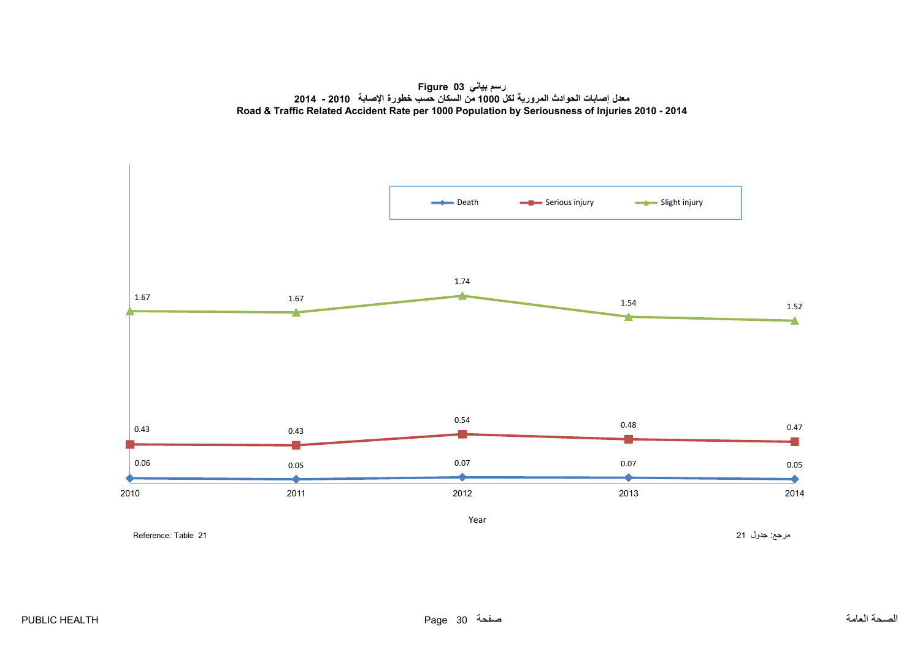**Figure 03 رسم بياني**

**معدل إصابات الحوادث المرورية لكل 1000 من السكان حسب خطورة الإصابة 2010 - 2014**

**Road & Traffic Related Accident Rate per 1000 Population by Seriousness of Injuries 2010 - 2014**

| Year | Death | Serious injury | Slight injury |
|---|---|---|---|
| 2010 | 0.06 | 0.43 | 1.67 |
| 2011 | 0.05 | 0.43 | 1.67 |
| 2012 | 0.07 | 0.54 | 1.74 |
| 2013 | 0.07 | 0.48 | 1.54 |
| 2014 | 0.05 | 0.47 | 1.52 |

Reference: Table 21

مرجع: جدول 21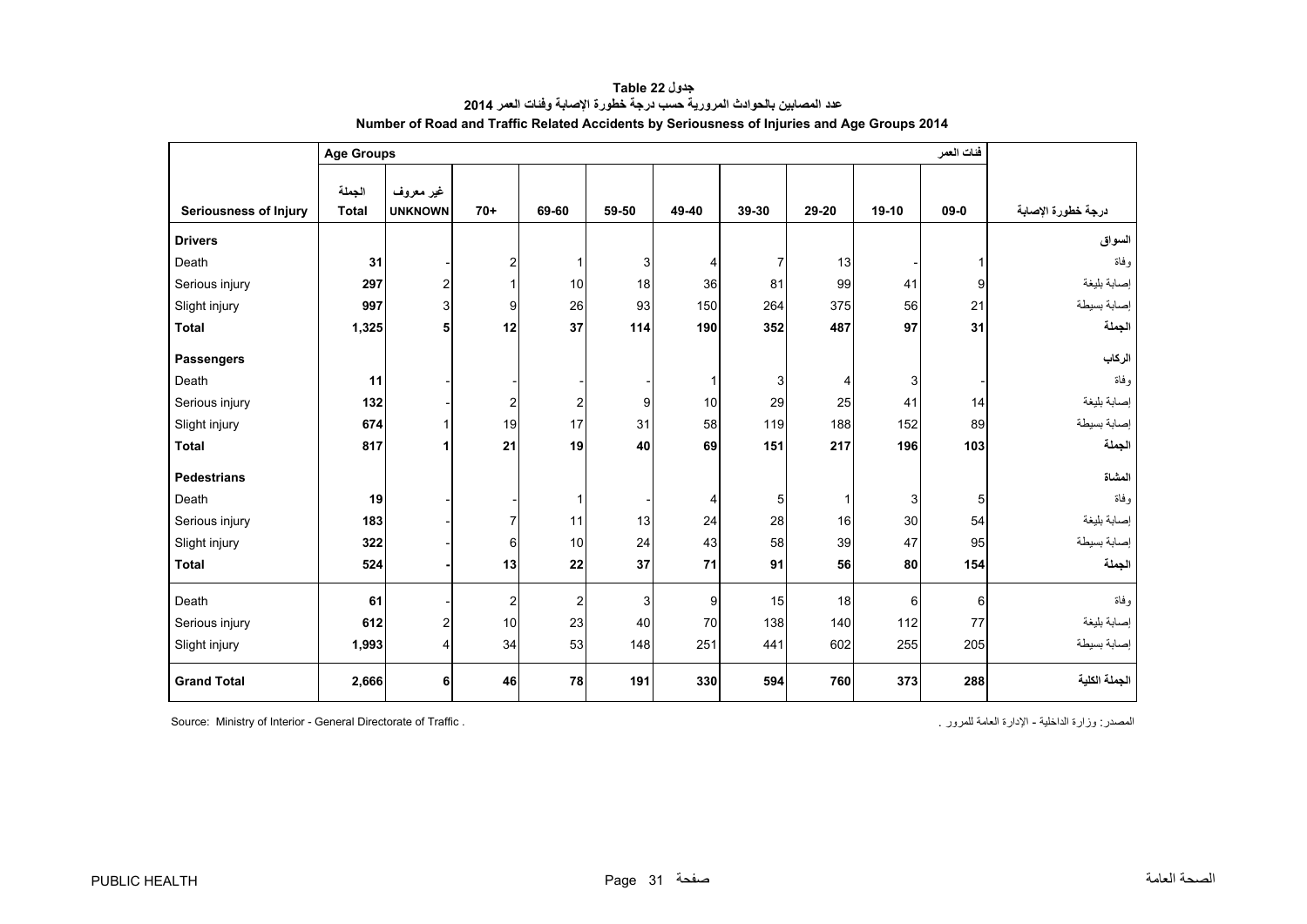**جدول 22 Table**

**عدد المصابين بالحوادث المرورية حسب درجة خطورة الإصابة وفئات العمر 2014**

**Number of Road and Traffic Related Accidents by Seriousness of Injuries and Age Groups 2014**

| | Age Groups | | | | | | | | | فئات العمر | |
|---|---|---|---|---|---|---|---|---|---|---|---|
| **Seriousness of Injury** | **الجملة Total** | **غير معروف UNKNOWN** | **70+** | **69-60** | **59-50** | **49-40** | **39-30** | **29-20** | **19-10** | **09-0** | **درجة خطورة الإصابة** |
| **Drivers** | | | | | | | | | | | **السواق** |
| Death | **31** | - | 2 | 1 | 3 | 4 | 7 | 13 | - | 1 | وفاة |
| Serious injury | **297** | 2 | 1 | 10 | 18 | 36 | 81 | 99 | 41 | 9 | إصابة بليغة |
| Slight injury | **997** | 3 | 9 | 26 | 93 | 150 | 264 | 375 | 56 | 21 | إصابة بسيطة |
| **Total** | **1,325** | **5** | **12** | **37** | **114** | **190** | **352** | **487** | **97** | **31** | **الجملة** |
| **Passengers** | | | | | | | | | | | **الركاب** |
| Death | **11** | - | - | - | - | 1 | 3 | 4 | 3 | - | وفاة |
| Serious injury | **132** | - | 2 | 2 | 9 | 10 | 29 | 25 | 41 | 14 | إصابة بليغة |
| Slight injury | **674** | 1 | 19 | 17 | 31 | 58 | 119 | 188 | 152 | 89 | إصابة بسيطة |
| **Total** | **817** | **1** | **21** | **19** | **40** | **69** | **151** | **217** | **196** | **103** | **الجملة** |
| **Pedestrians** | | | | | | | | | | | **المشاة** |
| Death | **19** | - | - | 1 | - | 4 | 5 | 1 | 3 | 5 | وفاة |
| Serious injury | **183** | - | 7 | 11 | 13 | 24 | 28 | 16 | 30 | 54 | إصابة بليغة |
| Slight injury | **322** | - | 6 | 10 | 24 | 43 | 58 | 39 | 47 | 95 | إصابة بسيطة |
| **Total** | **524** | **-** | **13** | **22** | **37** | **71** | **91** | **56** | **80** | **154** | **الجملة** |
| Death | **61** | - | 2 | 2 | 3 | 9 | 15 | 18 | 6 | 6 | وفاة |
| Serious injury | **612** | 2 | 10 | 23 | 40 | 70 | 138 | 140 | 112 | 77 | إصابة بليغة |
| Slight injury | **1,993** | 4 | 34 | 53 | 148 | 251 | 441 | 602 | 255 | 205 | إصابة بسيطة |
| **Grand Total** | **2,666** | **6** | **46** | **78** | **191** | **330** | **594** | **760** | **373** | **288** | **الجملة الكلية** |

Source: Ministry of Interior - General Directorate of Traffic .

المصدر: وزارة الداخلية - الإدارة العامة للمرور .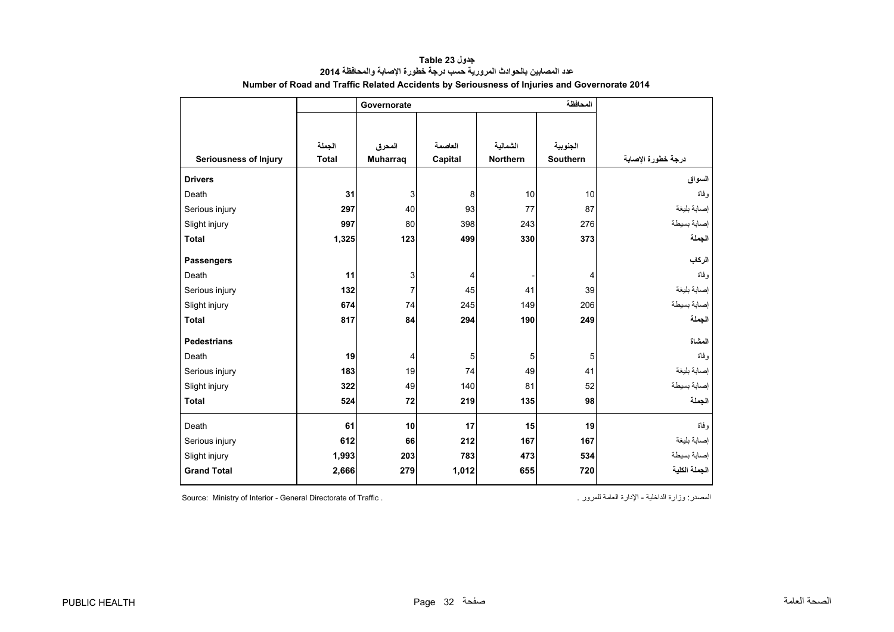**جدول 23 Table**

**عدد المصابين بالحوادث المرورية حسب درجة خطورة الإصابة والمحافظة 2014**

**Number of Road and Traffic Related Accidents by Seriousness of Injuries and Governorate 2014**

| | | Governorate | | | المحافظة | |
|---|---|---|---|---|---|---|
| **Seriousness of Injury** | الجملة **Total** | المحرق **Muharraq** | العاصمة **Capital** | الشمالية **Northern** | الجنوبية **Southern** | **درجة خطورة الإصابة** |
| **Drivers** | | | | | | **السواق** |
| Death | **31** | 3 | 8 | 10 | 10 | وفاة |
| Serious injury | **297** | 40 | 93 | 77 | 87 | إصابة بليغة |
| Slight injury | **997** | 80 | 398 | 243 | 276 | إصابة بسيطة |
| **Total** | **1,325** | **123** | **499** | **330** | **373** | **الجملة** |
| **Passengers** | | | | | | **الركاب** |
| Death | **11** | 3 | 4 | - | 4 | وفاة |
| Serious injury | **132** | 7 | 45 | 41 | 39 | إصابة بليغة |
| Slight injury | **674** | 74 | 245 | 149 | 206 | إصابة بسيطة |
| **Total** | **817** | **84** | **294** | **190** | **249** | **الجملة** |
| **Pedestrians** | | | | | | **المشاة** |
| Death | **19** | 4 | 5 | 5 | 5 | وفاة |
| Serious injury | **183** | 19 | 74 | 49 | 41 | إصابة بليغة |
| Slight injury | **322** | 49 | 140 | 81 | 52 | إصابة بسيطة |
| **Total** | **524** | **72** | **219** | **135** | **98** | **الجملة** |
| Death | **61** | **10** | **17** | **15** | **19** | وفاة |
| Serious injury | **612** | **66** | **212** | **167** | **167** | إصابة بليغة |
| Slight injury | **1,993** | **203** | **783** | **473** | **534** | إصابة بسيطة |
| **Grand Total** | **2,666** | **279** | **1,012** | **655** | **720** | **الجملة الكلية** |

Source: Ministry of Interior - General Directorate of Traffic .

المصدر: وزارة الداخلية - الإدارة العامة للمرور .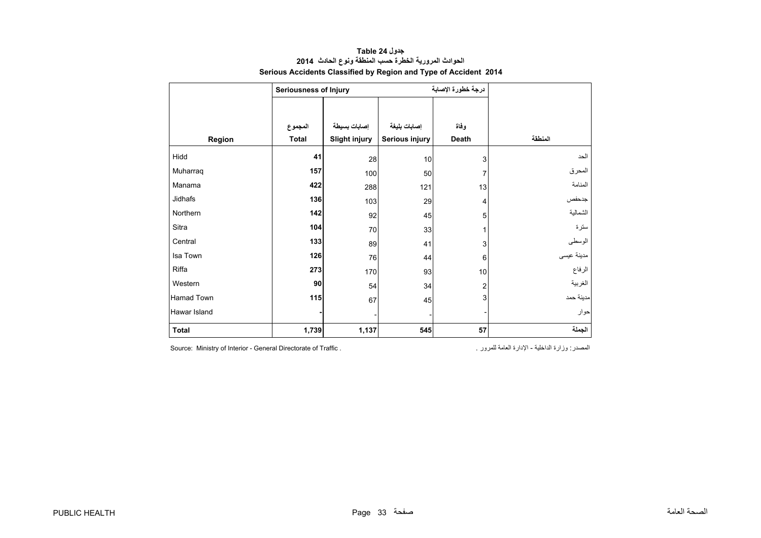# جدول 24 Table

## الحوادث المرورية الخطرة حسب المنطقة ونوع الحادث 2014

## Serious Accidents Classified by Region and Type of Accident 2014

| | Seriousness of Injury | | | درجة خطورة الإصابة | |
|---|---|---|---|---|---|
| Region | المجموع Total | إصابات بسيطة Slight injury | إصابات بليغة Serious injury | وفاة Death | المنطقة |
| Hidd | **41** | 28 | 10 | 3 | الحد |
| Muharraq | **157** | 100 | 50 | 7 | المحرق |
| Manama | **422** | 288 | 121 | 13 | المنامة |
| Jidhafs | **136** | 103 | 29 | 4 | جدحفص |
| Northern | **142** | 92 | 45 | 5 | الشمالية |
| Sitra | **104** | 70 | 33 | 1 | سترة |
| Central | **133** | 89 | 41 | 3 | الوسطى |
| Isa Town | **126** | 76 | 44 | 6 | مدينة عيسى |
| Riffa | **273** | 170 | 93 | 10 | الرفاع |
| Western | **90** | 54 | 34 | 2 | الغربية |
| Hamad Town | **115** | 67 | 45 | 3 | مدينة حمد |
| Hawar Island | **-** | - | - | - | حوار |
| **Total** | **1,739** | **1,137** | **545** | **57** | **الجملة** |

Source: Ministry of Interior - General Directorate of Traffic .

المصدر: وزارة الداخلية - الإدارة العامة للمرور .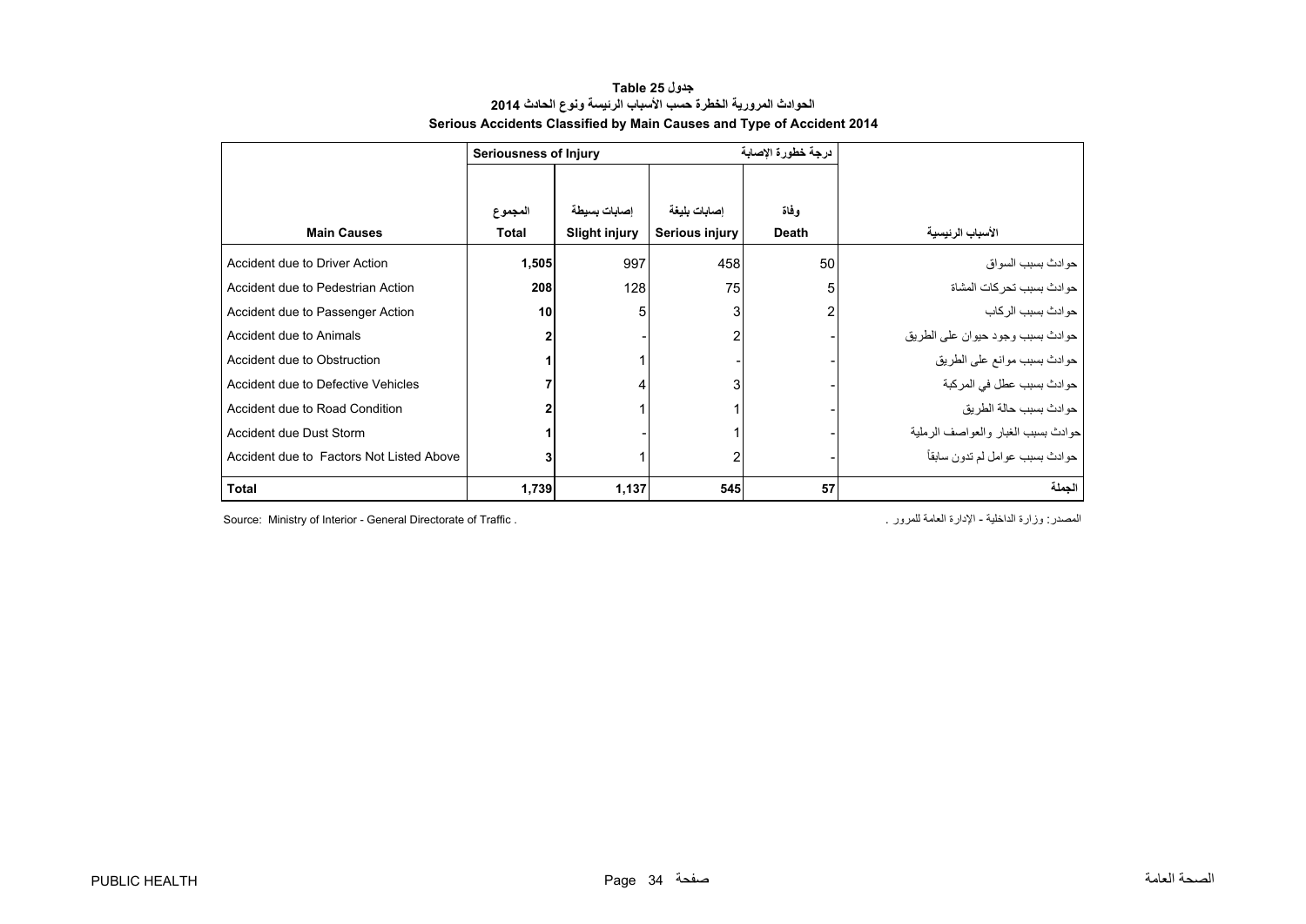# جدول 25 Table

## الحوادث المرورية الخطرة حسب الأسباب الرئيسة ونوع الحادث 2014

## Serious Accidents Classified by Main Causes and Type of Accident 2014

| | Seriousness of Injury | | درجة خطورة الإصابة | | |
|---|---|---|---|---|---|
| **Main Causes** | المجموع **Total** | إصابات بسيطة **Slight injury** | إصابات بليغة **Serious injury** | وفاة **Death** | **الأسباب الرئيسية** |
| Accident due to Driver Action | **1,505** | 997 | 458 | 50 | حوادث بسبب السواق |
| Accident due to Pedestrian Action | **208** | 128 | 75 | 5 | حوادث بسبب تحركات المشاة |
| Accident due to Passenger Action | **10** | 5 | 3 | 2 | حوادث بسبب الركاب |
| Accident due to Animals | **2** | - | 2 | - | حوادث بسبب وجود حيوان على الطريق |
| Accident due to Obstruction | **1** | 1 | - | - | حوادث بسبب موانع على الطريق |
| Accident due to Defective Vehicles | **7** | 4 | 3 | - | حوادث بسبب عطل في المركبة |
| Accident due to Road Condition | **2** | 1 | 1 | - | حوادث بسبب حالة الطريق |
| Accident due Dust Storm | **1** | - | 1 | - | حوادث بسبب الغبار والعواصف الرملية |
| Accident due to Factors Not Listed Above | **3** | 1 | 2 | - | حوادث بسبب عوامل لم تدون سابقاً |
| **Total** | **1,739** | **1,137** | **545** | **57** | **الجملة** |

Source: Ministry of Interior - General Directorate of Traffic .

المصدر: وزارة الداخلية - الإدارة العامة للمرور .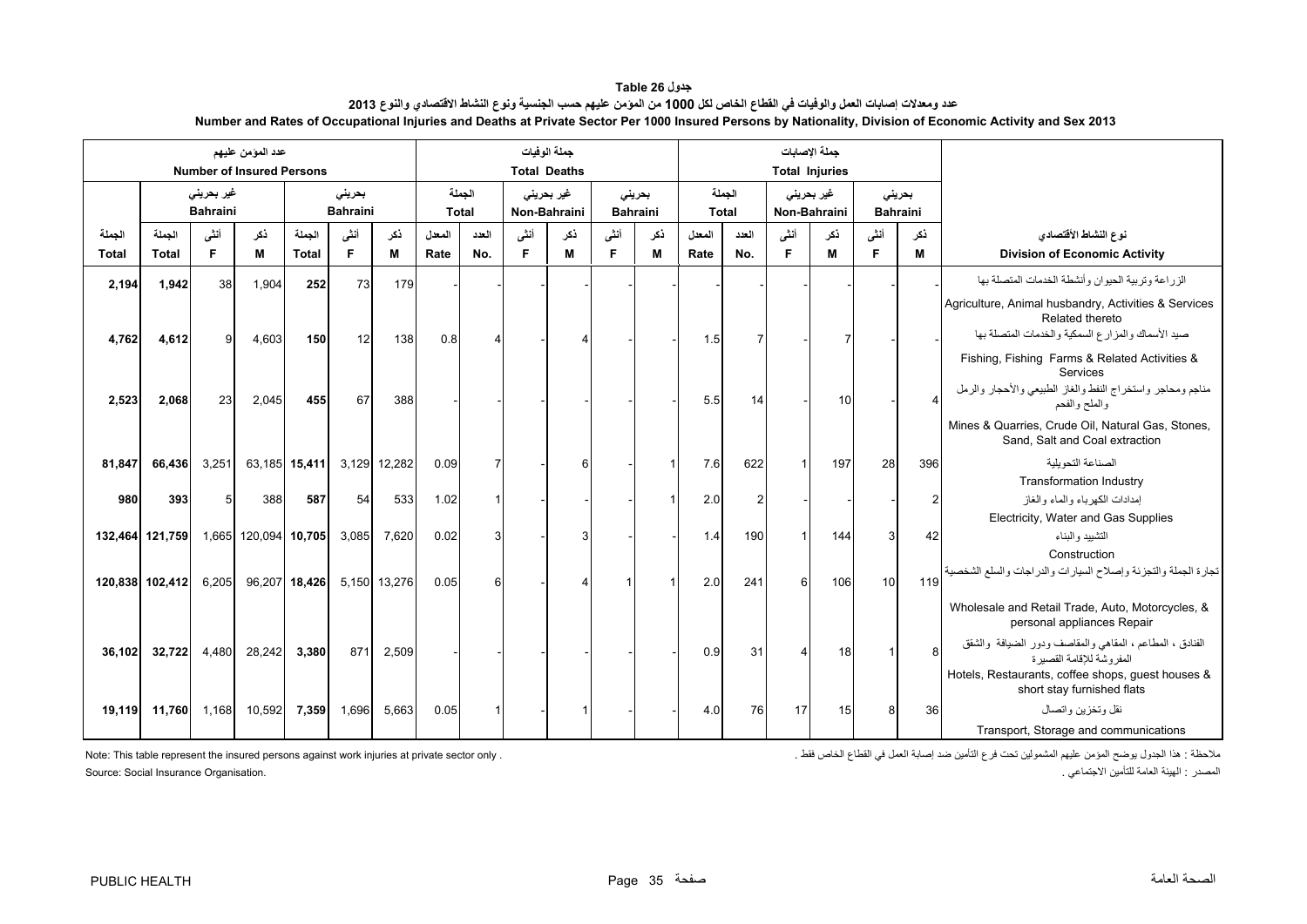**جدول Table 26**

**عدد ومعدلات إصابات العمل والوفيات في القطاع الخاص لكل 1000 من المؤمن عليهم حسب الجنسية ونوع النشاط الاقتصادي والنوع 2013**

**Number and Rates of Occupational Injuries and Deaths at Private Sector Per 1000 Insured Persons by Nationality, Division of Economic Activity and Sex 2013**

| عدد المؤمن عليهم Number of Insured Persons | | | | | | | جملة الوفيات Total Deaths | | | | | | جملة الإصابات Total Injuries | | | | | | |
|---|---|---|---|---|---|---|---|---|---|---|---|---|---|---|---|---|---|---|---|
| | غير بحريني Bahraini | | | بحريني Bahraini | | | الجملة Total | | غير بحريني Non-Bahraini | | بحريني Bahraini | | الجملة Total | | غير بحريني Non-Bahraini | | بحريني Bahraini | | |
| الجملة Total | الجملة Total | أنثى F | ذكر M | الجملة Total | أنثى F | ذكر M | المعدل Rate | العدد No. | أنثى F | ذكر M | أنثى F | ذكر M | المعدل Rate | العدد No. | أنثى F | ذكر M | أنثى F | ذكر M | نوع النشاط الأقتصادي Division of Economic Activity |
| 2,194 | 1,942 | 38 | 1,904 | 252 | 73 | 179 | - | - | - | - | - | - | - | - | - | - | - | - | الزراعة وتربية الحيوان وأنشطة الخدمات المتصلة بها Agriculture, Animal husbandry, Activities & Services Related thereto |
| 4,762 | 4,612 | 9 | 4,603 | 150 | 12 | 138 | 0.8 | 4 | - | 4 | - | - | 1.5 | 7 | - | 7 | - | - | صيد الأسماك والمزارع السمكية والخدمات المتصلة بها Fishing, Fishing Farms & Related Activities & Services |
| 2,523 | 2,068 | 23 | 2,045 | 455 | 67 | 388 | - | - | - | - | - | - | 5.5 | 14 | - | 10 | - | 4 | مناجم ومحاجر واستخراج النفط والغاز الطبيعي والأحجار والرمل والملح والفحم Mines & Quarries, Crude Oil, Natural Gas, Stones, Sand, Salt and Coal extraction |
| 81,847 | 66,436 | 3,251 | 63,185 | 15,411 | 3,129 | 12,282 | 0.09 | 7 | - | 6 | - | 1 | 7.6 | 622 | 1 | 197 | 28 | 396 | الصناعة التحويلية Transformation Industry |
| 980 | 393 | 5 | 388 | 587 | 54 | 533 | 1.02 | 1 | - | - | - | 1 | 2.0 | 2 | - | - | - | 2 | إمدادات الكهرباء والماء والغاز Electricity, Water and Gas Supplies |
| 132,464 | 121,759 | 1,665 | 120,094 | 10,705 | 3,085 | 7,620 | 0.02 | 3 | - | 3 | - | - | 1.4 | 190 | 1 | 144 | 3 | 42 | التشييد والبناء Construction |
| 120,838 | 102,412 | 6,205 | 96,207 | 18,426 | 5,150 | 13,276 | 0.05 | 6 | - | 4 | 1 | 1 | 2.0 | 241 | 6 | 106 | 10 | 119 | تجارة الجملة والتجزئة وإصلاح السيارات والدراجات والسلع الشخصية Wholesale and Retail Trade, Auto, Motorcycles, & personal appliances Repair |
| 36,102 | 32,722 | 4,480 | 28,242 | 3,380 | 871 | 2,509 | - | - | - | - | - | - | 0.9 | 31 | 4 | 18 | 1 | 8 | الفنادق ، المطاعم ، المقاهي والمقاصف ودور الضيافة والشقق المفروشة للإقامة القصيرة Hotels, Restaurants, coffee shops, guest houses & short stay furnished flats |
| 19,119 | 11,760 | 1,168 | 10,592 | 7,359 | 1,696 | 5,663 | 0.05 | 1 | - | 1 | - | - | 4.0 | 76 | 17 | 15 | 8 | 36 | نقل وتخزين واتصال Transport, Storage and communications |

Note: This table represent the insured persons against work injuries at private sector only .

ملاحظة : هذا الجدول يوضح المؤمن عليهم المشمولين تحت فرع التأمين ضد إصابة العمل في القطاع الخاص فقط .

Source: Social Insurance Organisation.

المصدر : الهيئة العامة للتأمين الاجتماعي .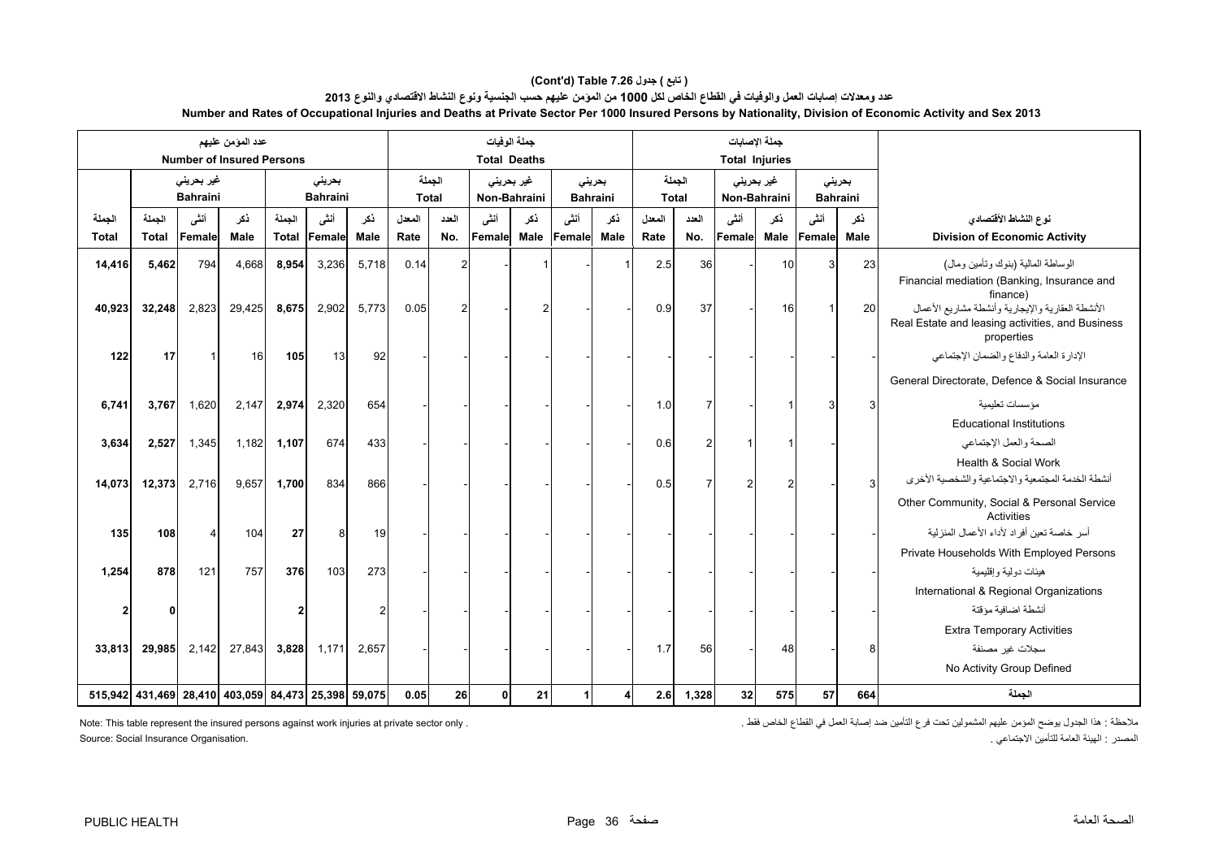**(Cont'd) Table 7.26 ( تابع ) جدول**

**عدد ومعدلات إصابات العمل والوفيات في القطاع الخاص لكل 1000 من المؤمن عليهم حسب الجنسية ونوع النشاط الاقتصادي والنوع 2013**

**Number and Rates of Occupational Injuries and Deaths at Private Sector Per 1000 Insured Persons by Nationality, Division of Economic Activity and Sex 2013**

| عدد المؤمن عليهم Number of Insured Persons | | | | | | | جملة الوفيات Total Deaths | | | | | | جملة الإصابات Total Injuries | | | | | | | |
|---|---|---|---|---|---|---|---|---|---|---|---|---|---|---|---|---|---|---|---|---|
| | غير بحريني Bahraini | | | بحريني Bahraini | | | الجملة Total | | غير بحريني Non-Bahraini | | بحريني Bahraini | | الجملة Total | | غير بحريني Non-Bahraini | | بحريني Bahraini | | |
| الجملة Total | الجملة Total | أنثى Female | ذكر Male | الجملة Total | أنثى Female | ذكر Male | المعدل Rate | العدد No. | أنثى Female | ذكر Male | أنثى Female | ذكر Male | المعدل Rate | العدد No. | أنثى Female | ذكر Male | أنثى Female | ذكر Male | نوع النشاط الأقتصادي Division of Economic Activity |
| 14,416 | 5,462 | 794 | 4,668 | 8,954 | 3,236 | 5,718 | 0.14 | 2 | - | 1 | - | 1 | 2.5 | 36 | - | 10 | 3 | 23 | الوساطة المالية (بنوك وتأمين ومال) Financial mediation (Banking, Insurance and finance) |
| 40,923 | 32,248 | 2,823 | 29,425 | 8,675 | 2,902 | 5,773 | 0.05 | 2 | - | 2 | - | - | 0.9 | 37 | - | 16 | 1 | 20 | الأنشطة العقارية والإيجارية وأنشطة مشاريع الأعمال Real Estate and leasing activities, and Business properties |
| 122 | 17 | 1 | 16 | 105 | 13 | 92 | - | - | - | - | - | - | - | - | - | - | - | - | الإدارة العامة والدفاع والضمان الإجتماعي General Directorate, Defence & Social Insurance |
| 6,741 | 3,767 | 1,620 | 2,147 | 2,974 | 2,320 | 654 | - | - | - | - | - | - | 1.0 | 7 | - | 1 | 3 | 3 | مؤسسات تعليمية Educational Institutions |
| 3,634 | 2,527 | 1,345 | 1,182 | 1,107 | 674 | 433 | - | - | - | - | - | - | 0.6 | 2 | 1 | 1 | - | - | الصحة والعمل الإجتماعي Health & Social Work |
| 14,073 | 12,373 | 2,716 | 9,657 | 1,700 | 834 | 866 | - | - | - | - | - | - | 0.5 | 7 | 2 | 2 | - | 3 | أنشطة الخدمة المجتمعية والاجتماعية والشخصية الأخرى Other Community, Social & Personal Service Activities |
| 135 | 108 | 4 | 104 | 27 | 8 | 19 | - | - | - | - | - | - | - | - | - | - | - | - | أسر خاصة تعين أفراد لأداء الأعمال المنزلية Private Households With Employed Persons |
| 1,254 | 878 | 121 | 757 | 376 | 103 | 273 | - | - | - | - | - | - | - | - | - | - | - | - | هيئات دولية وإقليمية International & Regional Organizations |
| 2 | 0 | | | 2 | | 2 | - | - | - | - | - | - | - | - | - | - | - | - | أنشطة اضافية مؤقتة Extra Temporary Activities |
| 33,813 | 29,985 | 2,142 | 27,843 | 3,828 | 1,171 | 2,657 | - | - | - | - | - | - | 1.7 | 56 | - | 48 | - | 8 | سجلات غير مصنفة No Activity Group Defined |
| 515,942 | 431,469 | 28,410 | 403,059 | 84,473 | 25,398 | 59,075 | 0.05 | 26 | 0 | 21 | 1 | 4 | 2.6 | 1,328 | 32 | 575 | 57 | 664 | الجملة |

Note: This table represent the insured persons against work injuries at private sector only .

ملاحظة : هذا الجدول يوضح المؤمن عليهم المشمولين تحت فرع التأمين ضد إصابة العمل في القطاع الخاص فقط .

Source: Social Insurance Organisation.

المصدر : الهيئة العامة للتأمين الاجتماعي .